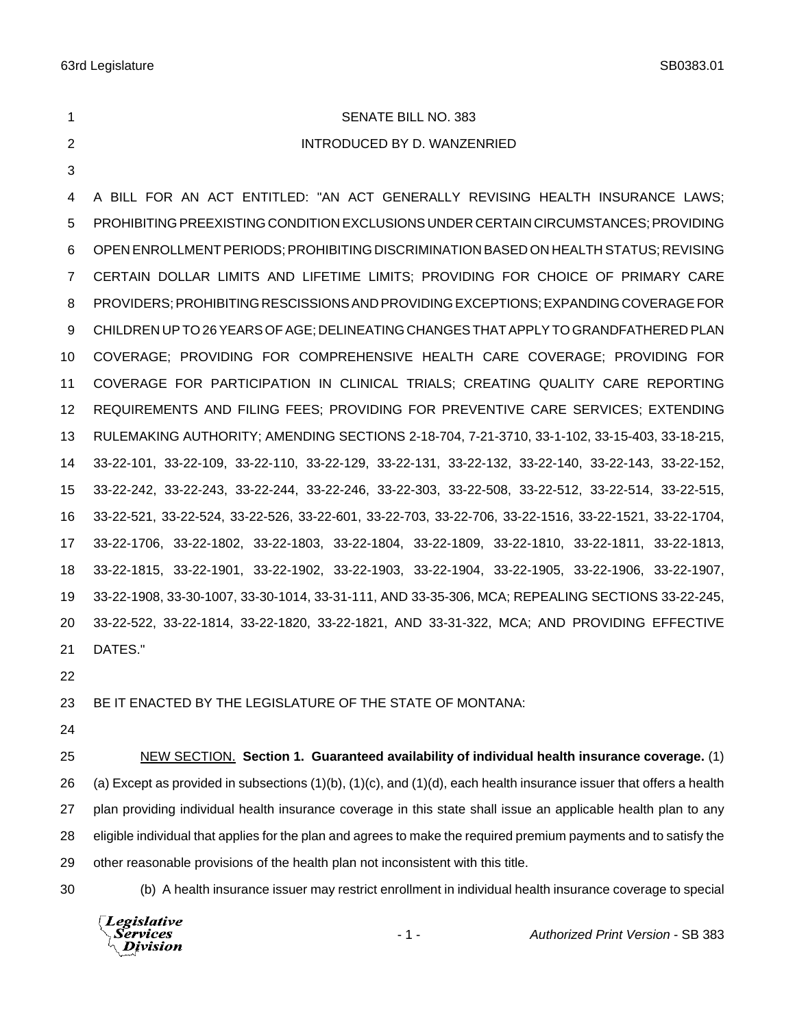SENATE BILL NO. 383

INTRODUCED BY D. WANZENRIED

A BILL FOR AN ACT ENTITLED: "AN ACT GENERALLY REVISING HEALTH INSURANCE LAWS; PROHIBITING PREEXISTING CONDITION EXCLUSIONS UNDER CERTAIN CIRCUMSTANCES; PROVIDING OPEN ENROLLMENT PERIODS; PROHIBITING DISCRIMINATION BASED ON HEALTH STATUS; REVISING CERTAIN DOLLAR LIMITS AND LIFETIME LIMITS; PROVIDING FOR CHOICE OF PRIMARY CARE PROVIDERS; PROHIBITING RESCISSIONS AND PROVIDING EXCEPTIONS; EXPANDING COVERAGE FOR CHILDREN UP TO 26 YEARS OF AGE; DELINEATING CHANGES THAT APPLY TO GRANDFATHERED PLAN COVERAGE; PROVIDING FOR COMPREHENSIVE HEALTH CARE COVERAGE; PROVIDING FOR COVERAGE FOR PARTICIPATION IN CLINICAL TRIALS; CREATING QUALITY CARE REPORTING REQUIREMENTS AND FILING FEES; PROVIDING FOR PREVENTIVE CARE SERVICES; EXTENDING RULEMAKING AUTHORITY; AMENDING SECTIONS 2-18-704, 7-21-3710, 33-1-102, 33-15-403, 33-18-215, 33-22-101, 33-22-109, 33-22-110, 33-22-129, 33-22-131, 33-22-132, 33-22-140, 33-22-143, 33-22-152, 33-22-242, 33-22-243, 33-22-244, 33-22-246, 33-22-303, 33-22-508, 33-22-512, 33-22-514, 33-22-515, 33-22-521, 33-22-524, 33-22-526, 33-22-601, 33-22-703, 33-22-706, 33-22-1516, 33-22-1521, 33-22-1704, 33-22-1706, 33-22-1802, 33-22-1803, 33-22-1804, 33-22-1809, 33-22-1810, 33-22-1811, 33-22-1813, 33-22-1815, 33-22-1901, 33-22-1902, 33-22-1903, 33-22-1904, 33-22-1905, 33-22-1906, 33-22-1907, 33-22-1908, 33-30-1007, 33-30-1014, 33-31-111, AND 33-35-306, MCA; REPEALING SECTIONS 33-22-245, 33-22-522, 33-22-1814, 33-22-1820, 33-22-1821, AND 33-31-322, MCA; AND PROVIDING EFFECTIVE DATES."

BE IT ENACTED BY THE LEGISLATURE OF THE STATE OF MONTANA:

NEW SECTION. **Section 1. Guaranteed availability of individual health insurance coverage.** (1) (a) Except as provided in subsections (1)(b), (1)(c), and (1)(d), each health insurance issuer that offers a health plan providing individual health insurance coverage in this state shall issue an applicable health plan to any eligible individual that applies for the plan and agrees to make the required premium payments and to satisfy the other reasonable provisions of the health plan not inconsistent with this title.

(b) A health insurance issuer may restrict enrollment in individual health insurance coverage to special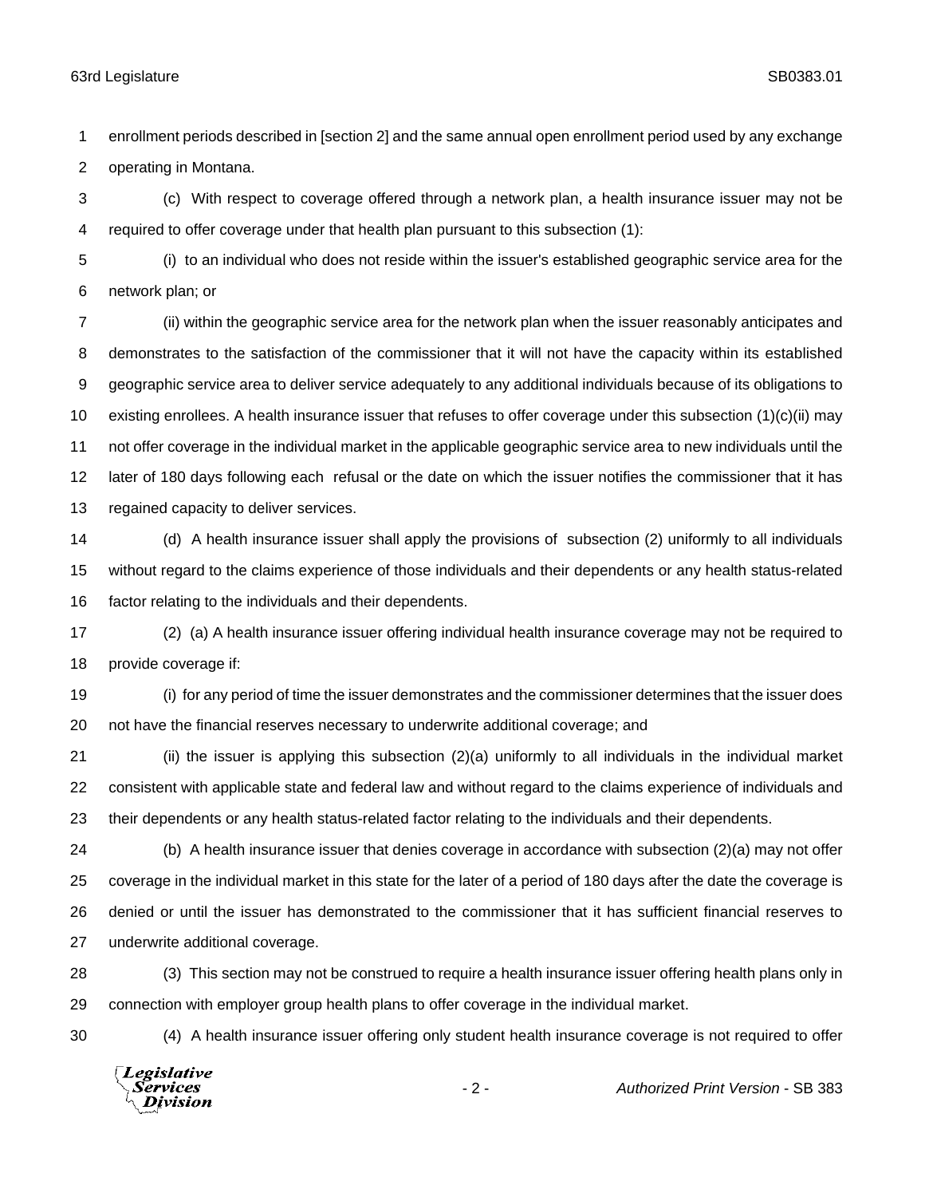enrollment periods described in [section 2] and the same annual open enrollment period used by any exchange operating in Montana.

(c) With respect to coverage offered through a network plan, a health insurance issuer may not be required to offer coverage under that health plan pursuant to this subsection (1):

(i) to an individual who does not reside within the issuer's established geographic service area for the network plan; or

(ii) within the geographic service area for the network plan when the issuer reasonably anticipates and demonstrates to the satisfaction of the commissioner that it will not have the capacity within its established geographic service area to deliver service adequately to any additional individuals because of its obligations to existing enrollees. A health insurance issuer that refuses to offer coverage under this subsection (1)(c)(ii) may not offer coverage in the individual market in the applicable geographic service area to new individuals until the later of 180 days following each refusal or the date on which the issuer notifies the commissioner that it has regained capacity to deliver services.

(d) A health insurance issuer shall apply the provisions of subsection (2) uniformly to all individuals without regard to the claims experience of those individuals and their dependents or any health status-related factor relating to the individuals and their dependents.

(2) (a) A health insurance issuer offering individual health insurance coverage may not be required to provide coverage if:

(i) for any period of time the issuer demonstrates and the commissioner determines that the issuer does not have the financial reserves necessary to underwrite additional coverage; and

(ii) the issuer is applying this subsection (2)(a) uniformly to all individuals in the individual market consistent with applicable state and federal law and without regard to the claims experience of individuals and their dependents or any health status-related factor relating to the individuals and their dependents.

(b) A health insurance issuer that denies coverage in accordance with subsection (2)(a) may not offer coverage in the individual market in this state for the later of a period of 180 days after the date the coverage is denied or until the issuer has demonstrated to the commissioner that it has sufficient financial reserves to underwrite additional coverage.

(3) This section may not be construed to require a health insurance issuer offering health plans only in connection with employer group health plans to offer coverage in the individual market.

(4) A health insurance issuer offering only student health insurance coverage is not required to offer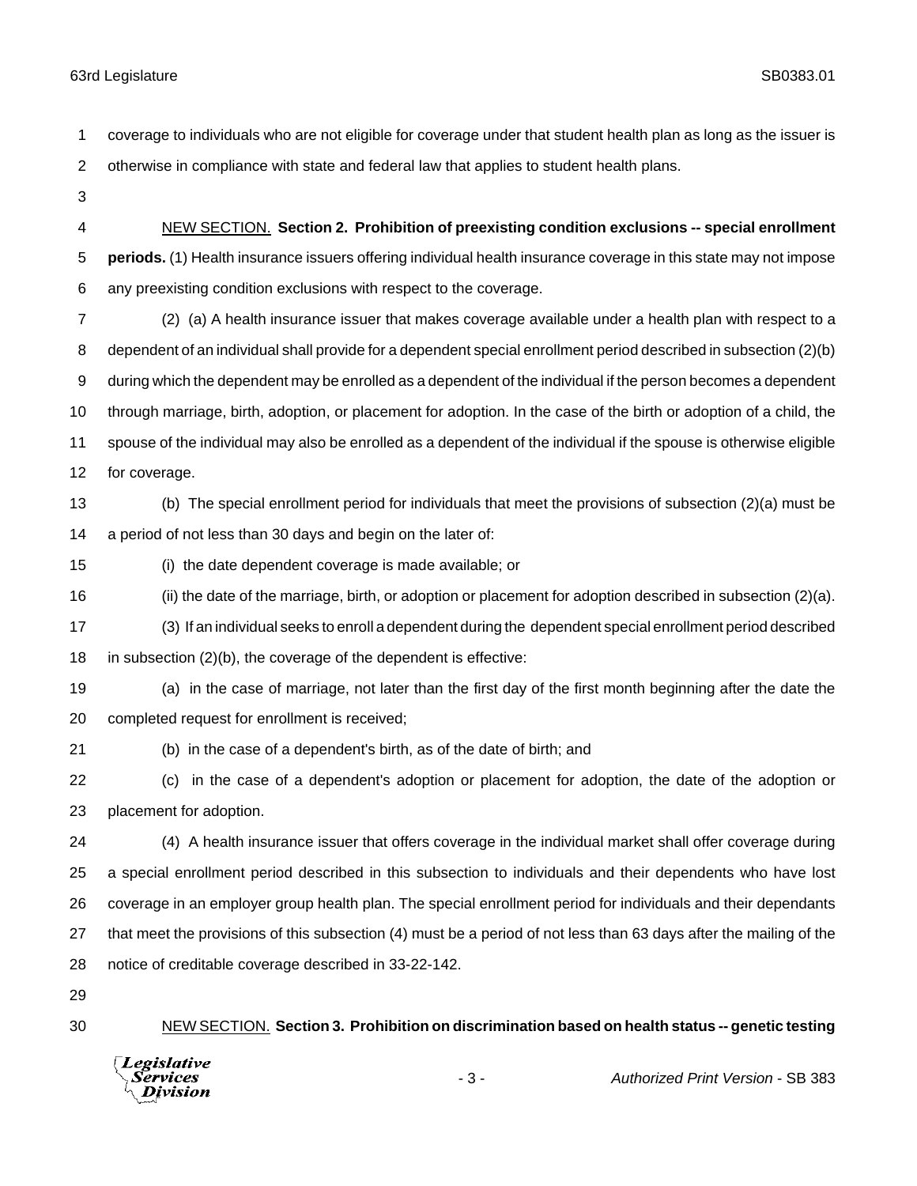coverage to individuals who are not eligible for coverage under that student health plan as long as the issuer is otherwise in compliance with state and federal law that applies to student health plans.

<u>NEW SECTION.</u> **Section 2. Prohibition of preexisting condition exclusions -- special enrollment periods.** (1) Health insurance issuers offering individual health insurance coverage in this state may not impose any preexisting condition exclusions with respect to the coverage.

(2) (a) A health insurance issuer that makes coverage available under a health plan with respect to a dependent of an individual shall provide for a dependent special enrollment period described in subsection (2)(b) during which the dependent may be enrolled as a dependent of the individual if the person becomes a dependent through marriage, birth, adoption, or placement for adoption. In the case of the birth or adoption of a child, the spouse of the individual may also be enrolled as a dependent of the individual if the spouse is otherwise eligible for coverage.

(b) The special enrollment period for individuals that meet the provisions of subsection (2)(a) must be a period of not less than 30 days and begin on the later of:

(i) the date dependent coverage is made available; or

(ii) the date of the marriage, birth, or adoption or placement for adoption described in subsection (2)(a).

(3) If an individual seeks to enroll a dependent during the dependent special enrollment period described in subsection (2)(b), the coverage of the dependent is effective:

(a) in the case of marriage, not later than the first day of the first month beginning after the date the completed request for enrollment is received;

(b) in the case of a dependent's birth, as of the date of birth; and

(c) in the case of a dependent's adoption or placement for adoption, the date of the adoption or placement for adoption.

(4) A health insurance issuer that offers coverage in the individual market shall offer coverage during a special enrollment period described in this subsection to individuals and their dependents who have lost coverage in an employer group health plan. The special enrollment period for individuals and their dependants that meet the provisions of this subsection (4) must be a period of not less than 63 days after the mailing of the notice of creditable coverage described in 33-22-142.

<u>NEW SECTION.</u> **Section 3. Prohibition on discrimination based on health status -- genetic testing**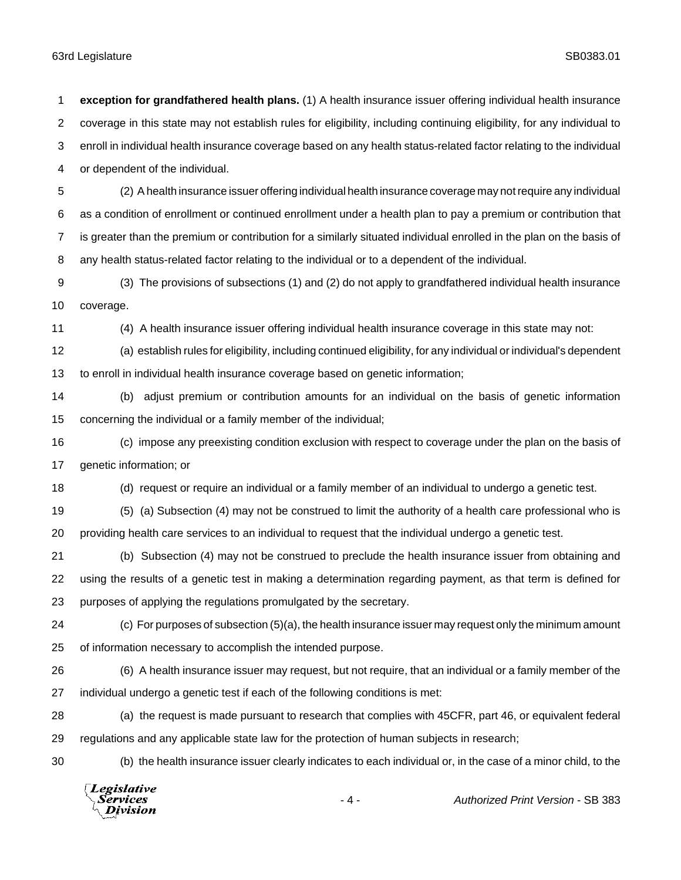**exception for grandfathered health plans.** (1) A health insurance issuer offering individual health insurance coverage in this state may not establish rules for eligibility, including continuing eligibility, for any individual to enroll in individual health insurance coverage based on any health status-related factor relating to the individual or dependent of the individual.

(2) A health insurance issuer offering individual health insurance coverage may not require any individual as a condition of enrollment or continued enrollment under a health plan to pay a premium or contribution that is greater than the premium or contribution for a similarly situated individual enrolled in the plan on the basis of any health status-related factor relating to the individual or to a dependent of the individual.

(3) The provisions of subsections (1) and (2) do not apply to grandfathered individual health insurance coverage.

(4) A health insurance issuer offering individual health insurance coverage in this state may not:

(a) establish rules for eligibility, including continued eligibility, for any individual or individual's dependent to enroll in individual health insurance coverage based on genetic information;

(b) adjust premium or contribution amounts for an individual on the basis of genetic information concerning the individual or a family member of the individual;

(c) impose any preexisting condition exclusion with respect to coverage under the plan on the basis of genetic information; or

(d) request or require an individual or a family member of an individual to undergo a genetic test.

(5) (a) Subsection (4) may not be construed to limit the authority of a health care professional who is providing health care services to an individual to request that the individual undergo a genetic test.

(b) Subsection (4) may not be construed to preclude the health insurance issuer from obtaining and using the results of a genetic test in making a determination regarding payment, as that term is defined for purposes of applying the regulations promulgated by the secretary.

(c) For purposes of subsection (5)(a), the health insurance issuer may request only the minimum amount of information necessary to accomplish the intended purpose.

(6) A health insurance issuer may request, but not require, that an individual or a family member of the individual undergo a genetic test if each of the following conditions is met:

(a) the request is made pursuant to research that complies with 45CFR, part 46, or equivalent federal regulations and any applicable state law for the protection of human subjects in research;

(b) the health insurance issuer clearly indicates to each individual or, in the case of a minor child, to the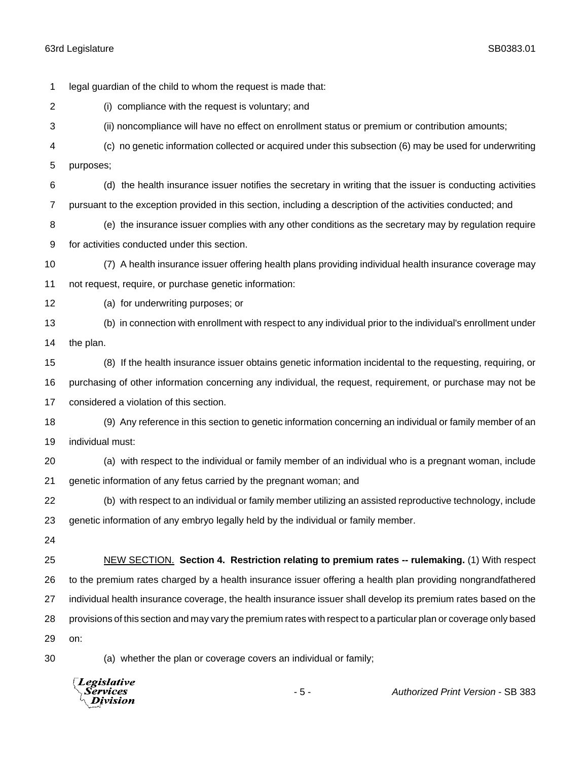legal guardian of the child to whom the request is made that:

(i) compliance with the request is voluntary; and

(ii) noncompliance will have no effect on enrollment status or premium or contribution amounts;

(c) no genetic information collected or acquired under this subsection (6) may be used for underwriting purposes;

(d) the health insurance issuer notifies the secretary in writing that the issuer is conducting activities pursuant to the exception provided in this section, including a description of the activities conducted; and

(e) the insurance issuer complies with any other conditions as the secretary may by regulation require for activities conducted under this section.

(7) A health insurance issuer offering health plans providing individual health insurance coverage may not request, require, or purchase genetic information:

(a) for underwriting purposes; or

(b) in connection with enrollment with respect to any individual prior to the individual's enrollment under the plan.

(8) If the health insurance issuer obtains genetic information incidental to the requesting, requiring, or purchasing of other information concerning any individual, the request, requirement, or purchase may not be considered a violation of this section.

(9) Any reference in this section to genetic information concerning an individual or family member of an individual must:

(a) with respect to the individual or family member of an individual who is a pregnant woman, include genetic information of any fetus carried by the pregnant woman; and

(b) with respect to an individual or family member utilizing an assisted reproductive technology, include genetic information of any embryo legally held by the individual or family member.

NEW SECTION. **Section 4. Restriction relating to premium rates -- rulemaking.** (1) With respect to the premium rates charged by a health insurance issuer offering a health plan providing nongrandfathered individual health insurance coverage, the health insurance issuer shall develop its premium rates based on the provisions of this section and may vary the premium rates with respect to a particular plan or coverage only based on:

(a) whether the plan or coverage covers an individual or family;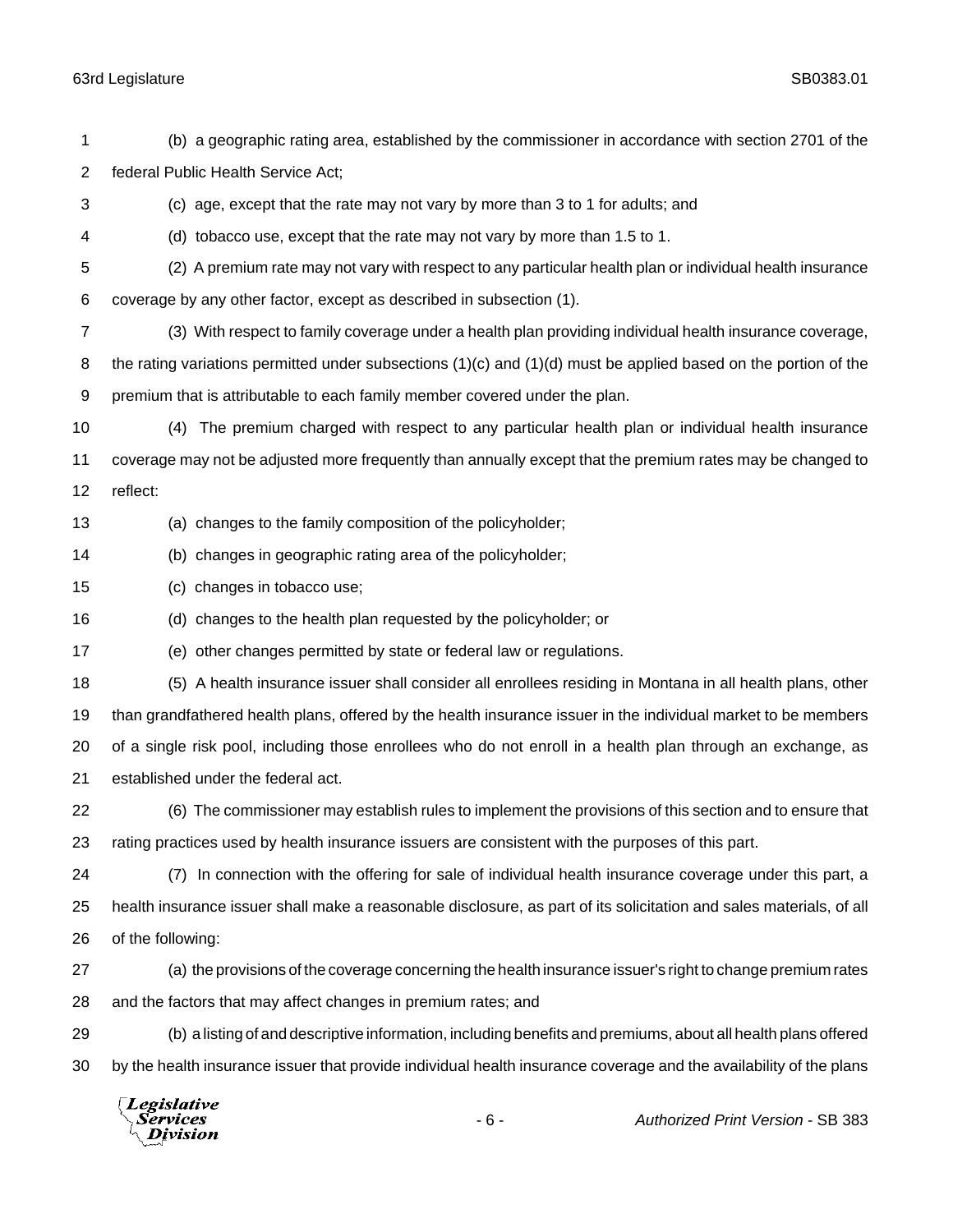(b) a geographic rating area, established by the commissioner in accordance with section 2701 of the federal Public Health Service Act;

(c) age, except that the rate may not vary by more than 3 to 1 for adults; and

(d) tobacco use, except that the rate may not vary by more than 1.5 to 1.

(2) A premium rate may not vary with respect to any particular health plan or individual health insurance coverage by any other factor, except as described in subsection (1).

(3) With respect to family coverage under a health plan providing individual health insurance coverage, the rating variations permitted under subsections (1)(c) and (1)(d) must be applied based on the portion of the premium that is attributable to each family member covered under the plan.

(4) The premium charged with respect to any particular health plan or individual health insurance coverage may not be adjusted more frequently than annually except that the premium rates may be changed to reflect:

(a) changes to the family composition of the policyholder;

(b) changes in geographic rating area of the policyholder;

(c) changes in tobacco use;

(d) changes to the health plan requested by the policyholder; or

(e) other changes permitted by state or federal law or regulations.

(5) A health insurance issuer shall consider all enrollees residing in Montana in all health plans, other than grandfathered health plans, offered by the health insurance issuer in the individual market to be members of a single risk pool, including those enrollees who do not enroll in a health plan through an exchange, as established under the federal act.

(6) The commissioner may establish rules to implement the provisions of this section and to ensure that rating practices used by health insurance issuers are consistent with the purposes of this part.

(7) In connection with the offering for sale of individual health insurance coverage under this part, a health insurance issuer shall make a reasonable disclosure, as part of its solicitation and sales materials, of all of the following:

(a) the provisions of the coverage concerning the health insurance issuer's right to change premium rates and the factors that may affect changes in premium rates; and

(b) a listing of and descriptive information, including benefits and premiums, about all health plans offered by the health insurance issuer that provide individual health insurance coverage and the availability of the plans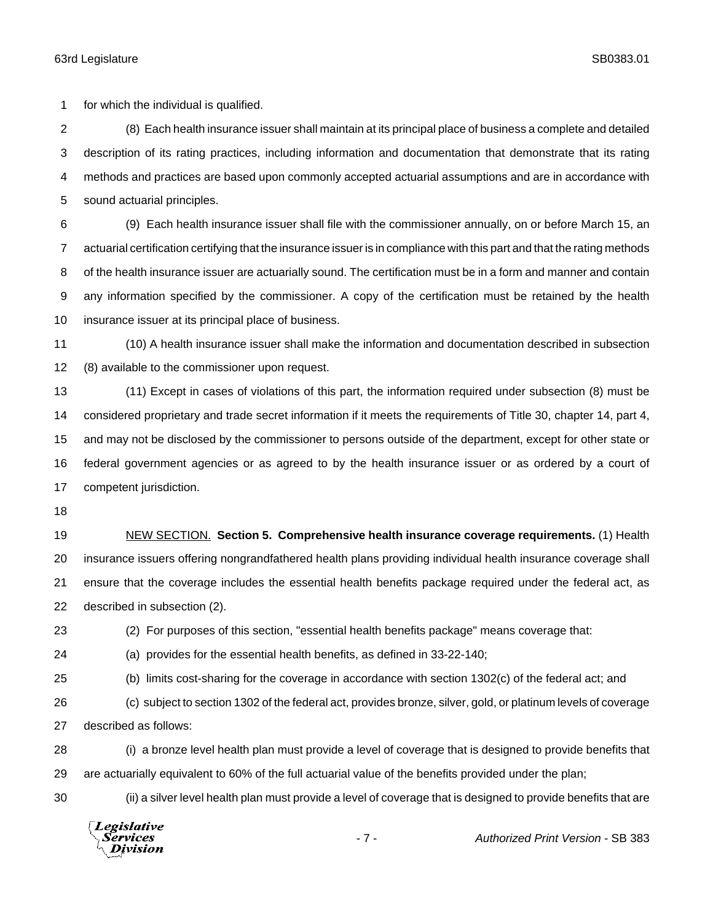for which the individual is qualified.

(8) Each health insurance issuer shall maintain at its principal place of business a complete and detailed description of its rating practices, including information and documentation that demonstrate that its rating methods and practices are based upon commonly accepted actuarial assumptions and are in accordance with sound actuarial principles.

(9) Each health insurance issuer shall file with the commissioner annually, on or before March 15, an actuarial certification certifying that the insurance issuer is in compliance with this part and that the rating methods of the health insurance issuer are actuarially sound. The certification must be in a form and manner and contain any information specified by the commissioner. A copy of the certification must be retained by the health insurance issuer at its principal place of business.

(10) A health insurance issuer shall make the information and documentation described in subsection (8) available to the commissioner upon request.

(11) Except in cases of violations of this part, the information required under subsection (8) must be considered proprietary and trade secret information if it meets the requirements of Title 30, chapter 14, part 4, and may not be disclosed by the commissioner to persons outside of the department, except for other state or federal government agencies or as agreed to by the health insurance issuer or as ordered by a court of competent jurisdiction.

NEW SECTION. **Section 5. Comprehensive health insurance coverage requirements.** (1) Health insurance issuers offering nongrandfathered health plans providing individual health insurance coverage shall ensure that the coverage includes the essential health benefits package required under the federal act, as described in subsection (2).

(2) For purposes of this section, "essential health benefits package" means coverage that:

(a) provides for the essential health benefits, as defined in 33-22-140;

(b) limits cost-sharing for the coverage in accordance with section 1302(c) of the federal act; and

(c) subject to section 1302 of the federal act, provides bronze, silver, gold, or platinum levels of coverage described as follows:

(i) a bronze level health plan must provide a level of coverage that is designed to provide benefits that are actuarially equivalent to 60% of the full actuarial value of the benefits provided under the plan;

(ii) a silver level health plan must provide a level of coverage that is designed to provide benefits that are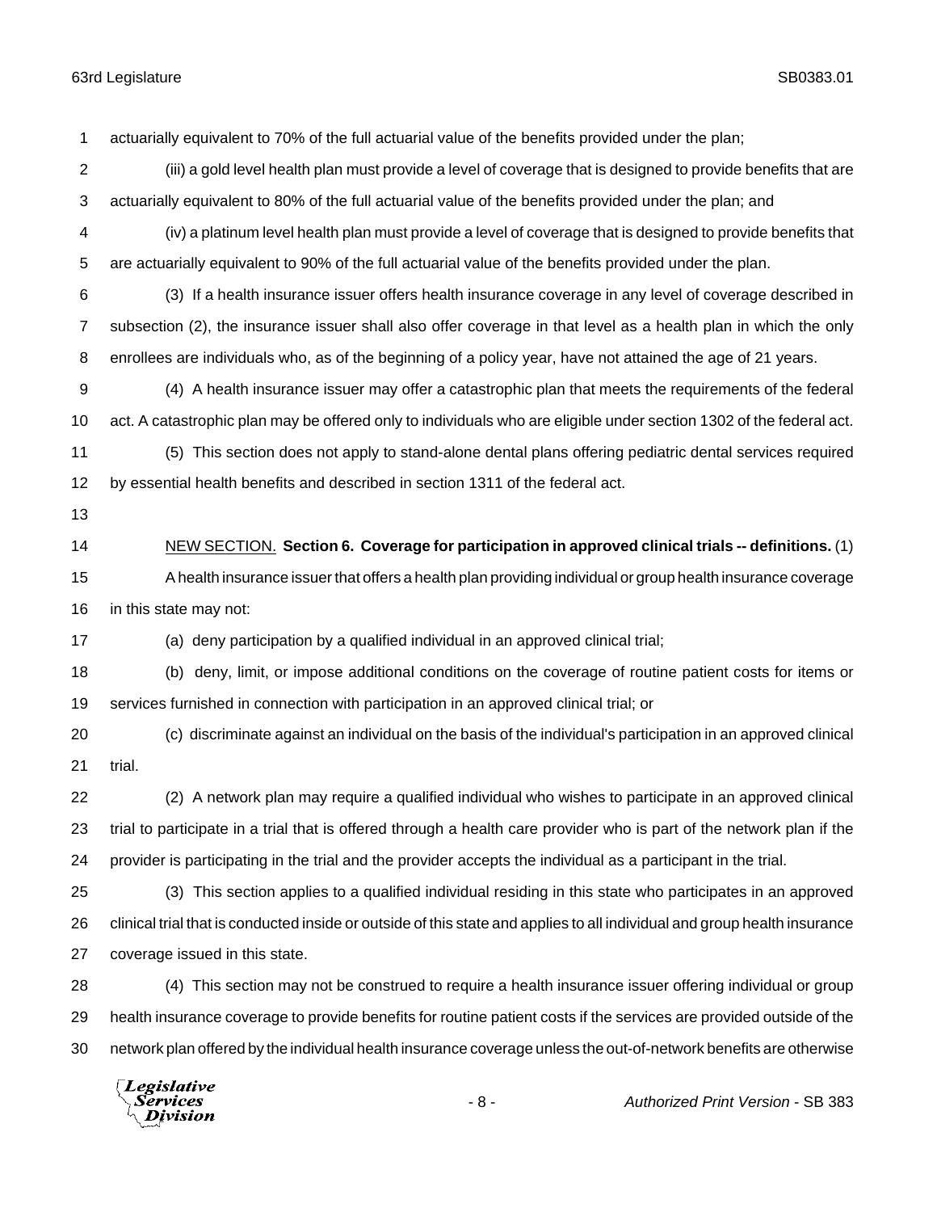actuarially equivalent to 70% of the full actuarial value of the benefits provided under the plan;

(iii) a gold level health plan must provide a level of coverage that is designed to provide benefits that are actuarially equivalent to 80% of the full actuarial value of the benefits provided under the plan; and

(iv) a platinum level health plan must provide a level of coverage that is designed to provide benefits that are actuarially equivalent to 90% of the full actuarial value of the benefits provided under the plan.

(3) If a health insurance issuer offers health insurance coverage in any level of coverage described in subsection (2), the insurance issuer shall also offer coverage in that level as a health plan in which the only enrollees are individuals who, as of the beginning of a policy year, have not attained the age of 21 years.

(4) A health insurance issuer may offer a catastrophic plan that meets the requirements of the federal act. A catastrophic plan may be offered only to individuals who are eligible under section 1302 of the federal act.

(5) This section does not apply to stand-alone dental plans offering pediatric dental services required by essential health benefits and described in section 1311 of the federal act.

NEW SECTION. **Section 6. Coverage for participation in approved clinical trials -- definitions.** (1) A health insurance issuer that offers a health plan providing individual or group health insurance coverage in this state may not:

(a) deny participation by a qualified individual in an approved clinical trial;

(b) deny, limit, or impose additional conditions on the coverage of routine patient costs for items or services furnished in connection with participation in an approved clinical trial; or

(c) discriminate against an individual on the basis of the individual's participation in an approved clinical trial.

(2) A network plan may require a qualified individual who wishes to participate in an approved clinical trial to participate in a trial that is offered through a health care provider who is part of the network plan if the provider is participating in the trial and the provider accepts the individual as a participant in the trial.

(3) This section applies to a qualified individual residing in this state who participates in an approved clinical trial that is conducted inside or outside of this state and applies to all individual and group health insurance coverage issued in this state.

(4) This section may not be construed to require a health insurance issuer offering individual or group health insurance coverage to provide benefits for routine patient costs if the services are provided outside of the network plan offered by the individual health insurance coverage unless the out-of-network benefits are otherwise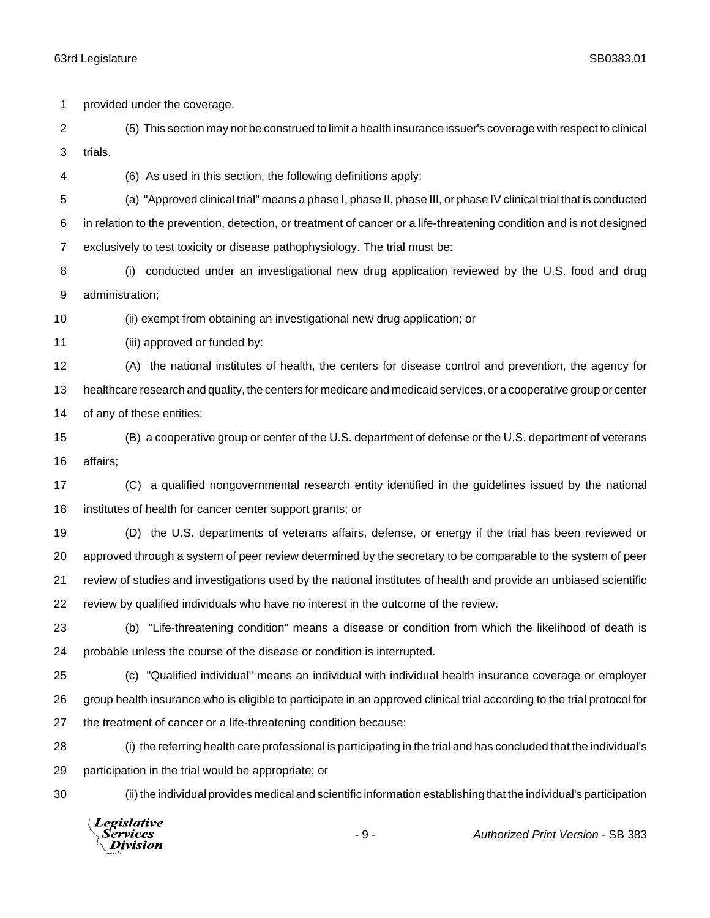provided under the coverage.

(5) This section may not be construed to limit a health insurance issuer's coverage with respect to clinical trials.

(6) As used in this section, the following definitions apply:

(a) "Approved clinical trial" means a phase I, phase II, phase III, or phase IV clinical trial that is conducted in relation to the prevention, detection, or treatment of cancer or a life-threatening condition and is not designed exclusively to test toxicity or disease pathophysiology. The trial must be:

(i) conducted under an investigational new drug application reviewed by the U.S. food and drug administration;

(ii) exempt from obtaining an investigational new drug application; or

(iii) approved or funded by:

(A) the national institutes of health, the centers for disease control and prevention, the agency for healthcare research and quality, the centers for medicare and medicaid services, or a cooperative group or center of any of these entities;

(B) a cooperative group or center of the U.S. department of defense or the U.S. department of veterans affairs;

(C) a qualified nongovernmental research entity identified in the guidelines issued by the national institutes of health for cancer center support grants; or

(D) the U.S. departments of veterans affairs, defense, or energy if the trial has been reviewed or approved through a system of peer review determined by the secretary to be comparable to the system of peer review of studies and investigations used by the national institutes of health and provide an unbiased scientific review by qualified individuals who have no interest in the outcome of the review.

(b) "Life-threatening condition" means a disease or condition from which the likelihood of death is probable unless the course of the disease or condition is interrupted.

(c) "Qualified individual" means an individual with individual health insurance coverage or employer group health insurance who is eligible to participate in an approved clinical trial according to the trial protocol for the treatment of cancer or a life-threatening condition because:

(i) the referring health care professional is participating in the trial and has concluded that the individual's participation in the trial would be appropriate; or

(ii) the individual provides medical and scientific information establishing that the individual's participation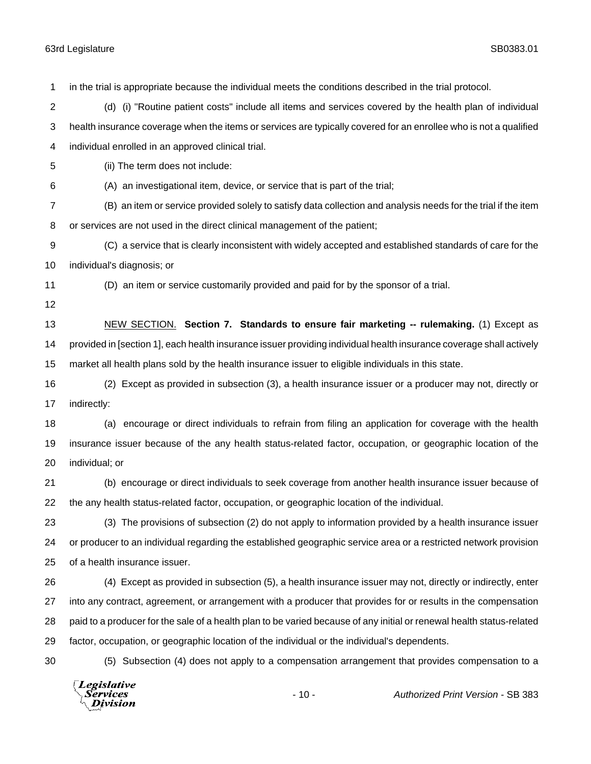in the trial is appropriate because the individual meets the conditions described in the trial protocol.

(d) (i) "Routine patient costs" include all items and services covered by the health plan of individual health insurance coverage when the items or services are typically covered for an enrollee who is not a qualified individual enrolled in an approved clinical trial.

(ii) The term does not include:

(A) an investigational item, device, or service that is part of the trial;

(B) an item or service provided solely to satisfy data collection and analysis needs for the trial if the item or services are not used in the direct clinical management of the patient;

(C) a service that is clearly inconsistent with widely accepted and established standards of care for the individual's diagnosis; or

(D) an item or service customarily provided and paid for by the sponsor of a trial.

NEW SECTION. **Section 7. Standards to ensure fair marketing -- rulemaking.** (1) Except as provided in [section 1], each health insurance issuer providing individual health insurance coverage shall actively market all health plans sold by the health insurance issuer to eligible individuals in this state.

(2) Except as provided in subsection (3), a health insurance issuer or a producer may not, directly or indirectly:

(a) encourage or direct individuals to refrain from filing an application for coverage with the health insurance issuer because of the any health status-related factor, occupation, or geographic location of the individual; or

(b) encourage or direct individuals to seek coverage from another health insurance issuer because of the any health status-related factor, occupation, or geographic location of the individual.

(3) The provisions of subsection (2) do not apply to information provided by a health insurance issuer or producer to an individual regarding the established geographic service area or a restricted network provision of a health insurance issuer.

(4) Except as provided in subsection (5), a health insurance issuer may not, directly or indirectly, enter into any contract, agreement, or arrangement with a producer that provides for or results in the compensation paid to a producer for the sale of a health plan to be varied because of any initial or renewal health status-related factor, occupation, or geographic location of the individual or the individual's dependents.

(5) Subsection (4) does not apply to a compensation arrangement that provides compensation to a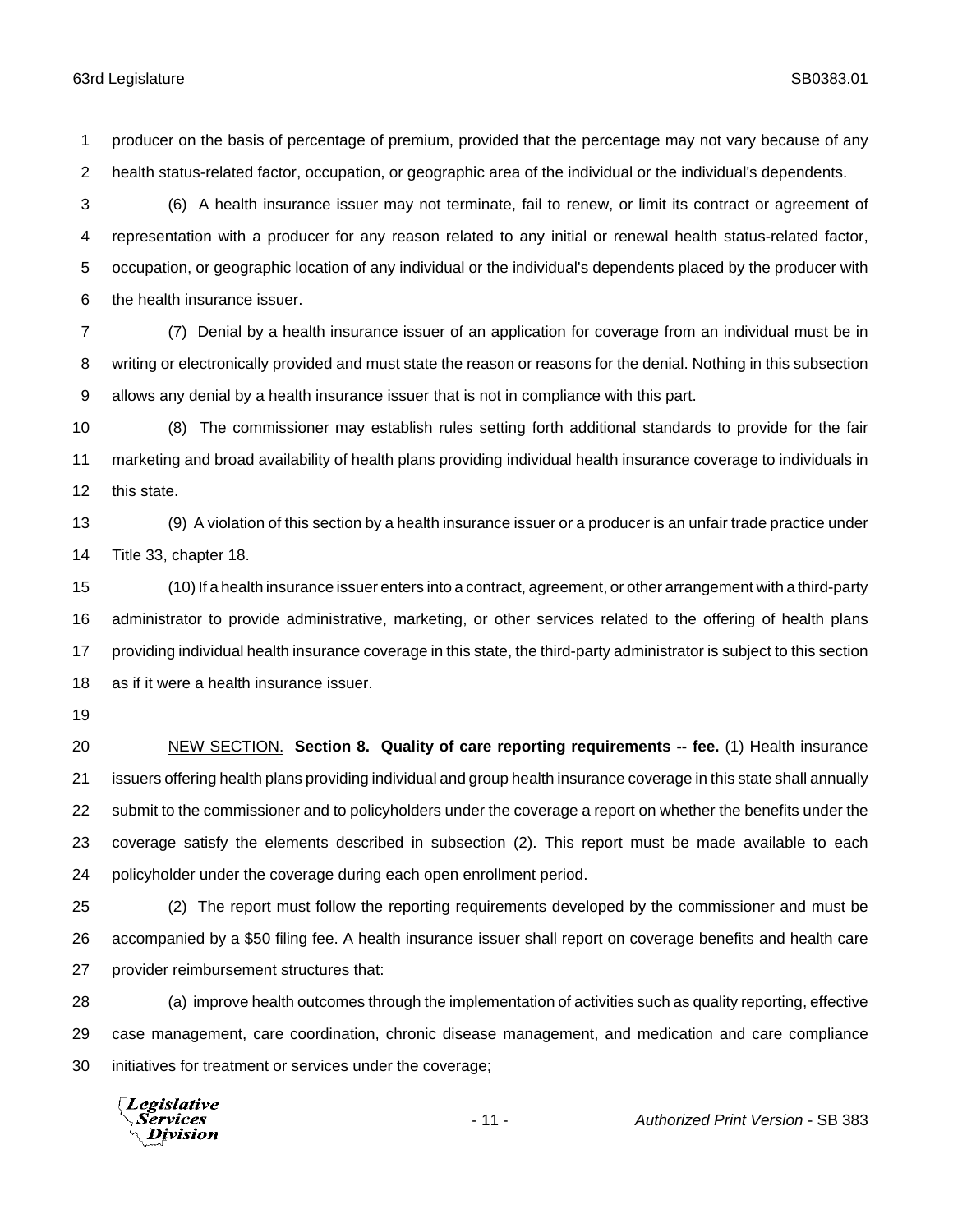producer on the basis of percentage of premium, provided that the percentage may not vary because of any health status-related factor, occupation, or geographic area of the individual or the individual's dependents.

(6) A health insurance issuer may not terminate, fail to renew, or limit its contract or agreement of representation with a producer for any reason related to any initial or renewal health status-related factor, occupation, or geographic location of any individual or the individual's dependents placed by the producer with the health insurance issuer.

(7) Denial by a health insurance issuer of an application for coverage from an individual must be in writing or electronically provided and must state the reason or reasons for the denial. Nothing in this subsection allows any denial by a health insurance issuer that is not in compliance with this part.

(8) The commissioner may establish rules setting forth additional standards to provide for the fair marketing and broad availability of health plans providing individual health insurance coverage to individuals in this state.

(9) A violation of this section by a health insurance issuer or a producer is an unfair trade practice under Title 33, chapter 18.

(10) If a health insurance issuer enters into a contract, agreement, or other arrangement with a third-party administrator to provide administrative, marketing, or other services related to the offering of health plans providing individual health insurance coverage in this state, the third-party administrator is subject to this section as if it were a health insurance issuer.

NEW SECTION. **Section 8. Quality of care reporting requirements -- fee.** (1) Health insurance issuers offering health plans providing individual and group health insurance coverage in this state shall annually submit to the commissioner and to policyholders under the coverage a report on whether the benefits under the coverage satisfy the elements described in subsection (2). This report must be made available to each policyholder under the coverage during each open enrollment period.

(2) The report must follow the reporting requirements developed by the commissioner and must be accompanied by a $50 filing fee. A health insurance issuer shall report on coverage benefits and health care provider reimbursement structures that:

(a) improve health outcomes through the implementation of activities such as quality reporting, effective case management, care coordination, chronic disease management, and medication and care compliance initiatives for treatment or services under the coverage;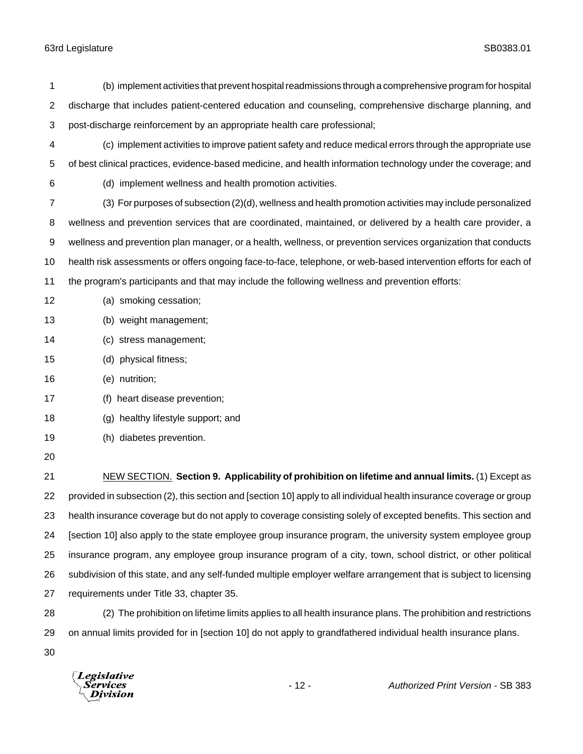(b) implement activities that prevent hospital readmissions through a comprehensive program for hospital discharge that includes patient-centered education and counseling, comprehensive discharge planning, and post-discharge reinforcement by an appropriate health care professional;

(c) implement activities to improve patient safety and reduce medical errors through the appropriate use of best clinical practices, evidence-based medicine, and health information technology under the coverage; and

(d) implement wellness and health promotion activities.

(3) For purposes of subsection (2)(d), wellness and health promotion activities may include personalized wellness and prevention services that are coordinated, maintained, or delivered by a health care provider, a wellness and prevention plan manager, or a health, wellness, or prevention services organization that conducts health risk assessments or offers ongoing face-to-face, telephone, or web-based intervention efforts for each of the program's participants and that may include the following wellness and prevention efforts:

(a) smoking cessation;

(b) weight management;

(c) stress management;

(d) physical fitness;

(e) nutrition;

(f) heart disease prevention;

(g) healthy lifestyle support; and

(h) diabetes prevention.

NEW SECTION. **Section 9. Applicability of prohibition on lifetime and annual limits.** (1) Except as provided in subsection (2), this section and [section 10] apply to all individual health insurance coverage or group health insurance coverage but do not apply to coverage consisting solely of excepted benefits. This section and [section 10] also apply to the state employee group insurance program, the university system employee group insurance program, any employee group insurance program of a city, town, school district, or other political subdivision of this state, and any self-funded multiple employer welfare arrangement that is subject to licensing requirements under Title 33, chapter 35.

(2) The prohibition on lifetime limits applies to all health insurance plans. The prohibition and restrictions on annual limits provided for in [section 10] do not apply to grandfathered individual health insurance plans.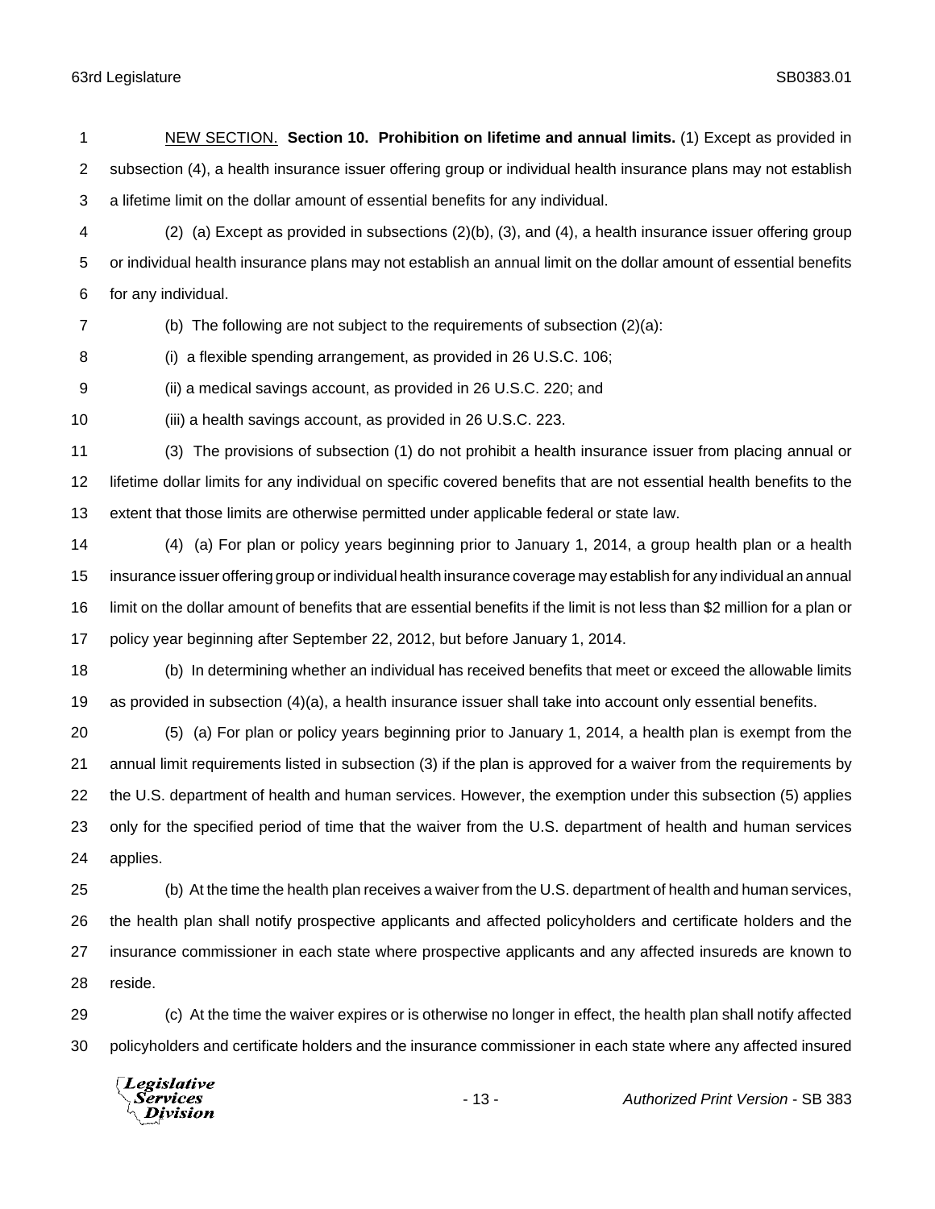NEW SECTION. **Section 10. Prohibition on lifetime and annual limits.** (1) Except as provided in subsection (4), a health insurance issuer offering group or individual health insurance plans may not establish a lifetime limit on the dollar amount of essential benefits for any individual.

(2) (a) Except as provided in subsections (2)(b), (3), and (4), a health insurance issuer offering group or individual health insurance plans may not establish an annual limit on the dollar amount of essential benefits for any individual.

(b) The following are not subject to the requirements of subsection (2)(a):

(i) a flexible spending arrangement, as provided in 26 U.S.C. 106;

(ii) a medical savings account, as provided in 26 U.S.C. 220; and

(iii) a health savings account, as provided in 26 U.S.C. 223.

(3) The provisions of subsection (1) do not prohibit a health insurance issuer from placing annual or lifetime dollar limits for any individual on specific covered benefits that are not essential health benefits to the extent that those limits are otherwise permitted under applicable federal or state law.

(4) (a) For plan or policy years beginning prior to January 1, 2014, a group health plan or a health insurance issuer offering group or individual health insurance coverage may establish for any individual an annual limit on the dollar amount of benefits that are essential benefits if the limit is not less than $2 million for a plan or policy year beginning after September 22, 2012, but before January 1, 2014.

(b) In determining whether an individual has received benefits that meet or exceed the allowable limits as provided in subsection (4)(a), a health insurance issuer shall take into account only essential benefits.

(5) (a) For plan or policy years beginning prior to January 1, 2014, a health plan is exempt from the annual limit requirements listed in subsection (3) if the plan is approved for a waiver from the requirements by the U.S. department of health and human services. However, the exemption under this subsection (5) applies only for the specified period of time that the waiver from the U.S. department of health and human services applies.

(b) At the time the health plan receives a waiver from the U.S. department of health and human services, the health plan shall notify prospective applicants and affected policyholders and certificate holders and the insurance commissioner in each state where prospective applicants and any affected insureds are known to reside.

(c) At the time the waiver expires or is otherwise no longer in effect, the health plan shall notify affected policyholders and certificate holders and the insurance commissioner in each state where any affected insured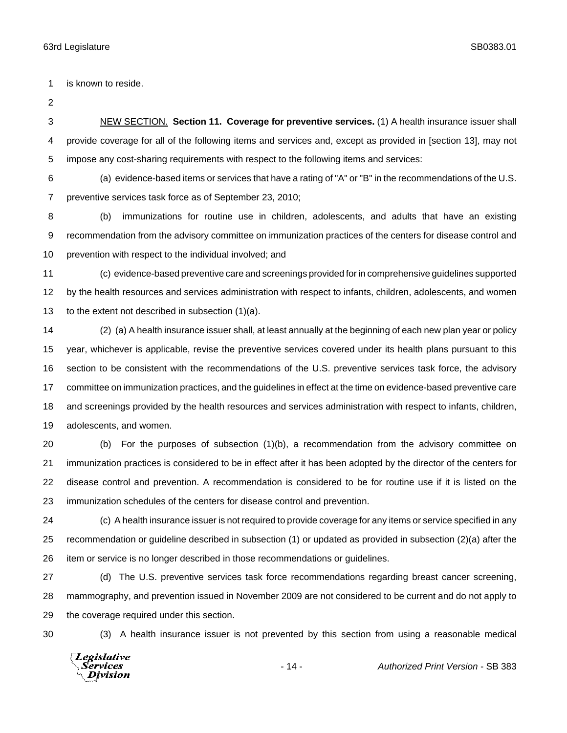is known to reside.

NEW SECTION. **Section 11. Coverage for preventive services.** (1) A health insurance issuer shall provide coverage for all of the following items and services and, except as provided in [section 13], may not impose any cost-sharing requirements with respect to the following items and services:

(a) evidence-based items or services that have a rating of "A" or "B" in the recommendations of the U.S. preventive services task force as of September 23, 2010;

(b) immunizations for routine use in children, adolescents, and adults that have an existing recommendation from the advisory committee on immunization practices of the centers for disease control and prevention with respect to the individual involved; and

(c) evidence-based preventive care and screenings provided for in comprehensive guidelines supported by the health resources and services administration with respect to infants, children, adolescents, and women to the extent not described in subsection (1)(a).

(2) (a) A health insurance issuer shall, at least annually at the beginning of each new plan year or policy year, whichever is applicable, revise the preventive services covered under its health plans pursuant to this section to be consistent with the recommendations of the U.S. preventive services task force, the advisory committee on immunization practices, and the guidelines in effect at the time on evidence-based preventive care and screenings provided by the health resources and services administration with respect to infants, children, adolescents, and women.

(b) For the purposes of subsection (1)(b), a recommendation from the advisory committee on immunization practices is considered to be in effect after it has been adopted by the director of the centers for disease control and prevention. A recommendation is considered to be for routine use if it is listed on the immunization schedules of the centers for disease control and prevention.

(c) A health insurance issuer is not required to provide coverage for any items or service specified in any recommendation or guideline described in subsection (1) or updated as provided in subsection (2)(a) after the item or service is no longer described in those recommendations or guidelines.

(d) The U.S. preventive services task force recommendations regarding breast cancer screening, mammography, and prevention issued in November 2009 are not considered to be current and do not apply to the coverage required under this section.

(3) A health insurance issuer is not prevented by this section from using a reasonable medical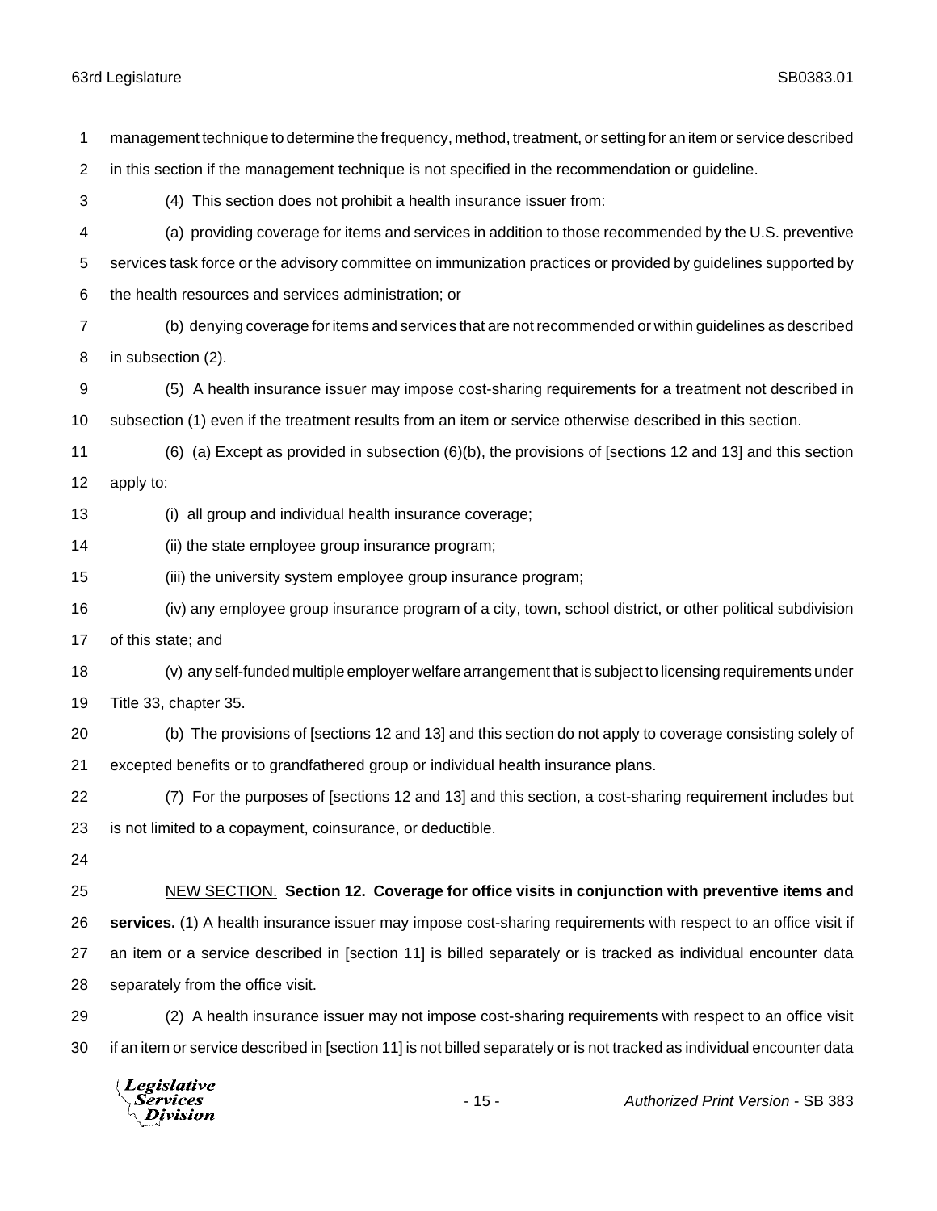management technique to determine the frequency, method, treatment, or setting for an item or service described in this section if the management technique is not specified in the recommendation or guideline.

(4) This section does not prohibit a health insurance issuer from:

(a) providing coverage for items and services in addition to those recommended by the U.S. preventive services task force or the advisory committee on immunization practices or provided by guidelines supported by the health resources and services administration; or

(b) denying coverage for items and services that are not recommended or within guidelines as described in subsection (2).

(5) A health insurance issuer may impose cost-sharing requirements for a treatment not described in subsection (1) even if the treatment results from an item or service otherwise described in this section.

(6) (a) Except as provided in subsection (6)(b), the provisions of [sections 12 and 13] and this section apply to:

(i) all group and individual health insurance coverage;

(ii) the state employee group insurance program;

(iii) the university system employee group insurance program;

(iv) any employee group insurance program of a city, town, school district, or other political subdivision of this state; and

(v) any self-funded multiple employer welfare arrangement that is subject to licensing requirements under Title 33, chapter 35.

(b) The provisions of [sections 12 and 13] and this section do not apply to coverage consisting solely of excepted benefits or to grandfathered group or individual health insurance plans.

(7) For the purposes of [sections 12 and 13] and this section, a cost-sharing requirement includes but is not limited to a copayment, coinsurance, or deductible.

NEW SECTION. **Section 12. Coverage for office visits in conjunction with preventive items and services.** (1) A health insurance issuer may impose cost-sharing requirements with respect to an office visit if an item or a service described in [section 11] is billed separately or is tracked as individual encounter data separately from the office visit.

(2) A health insurance issuer may not impose cost-sharing requirements with respect to an office visit if an item or service described in [section 11] is not billed separately or is not tracked as individual encounter data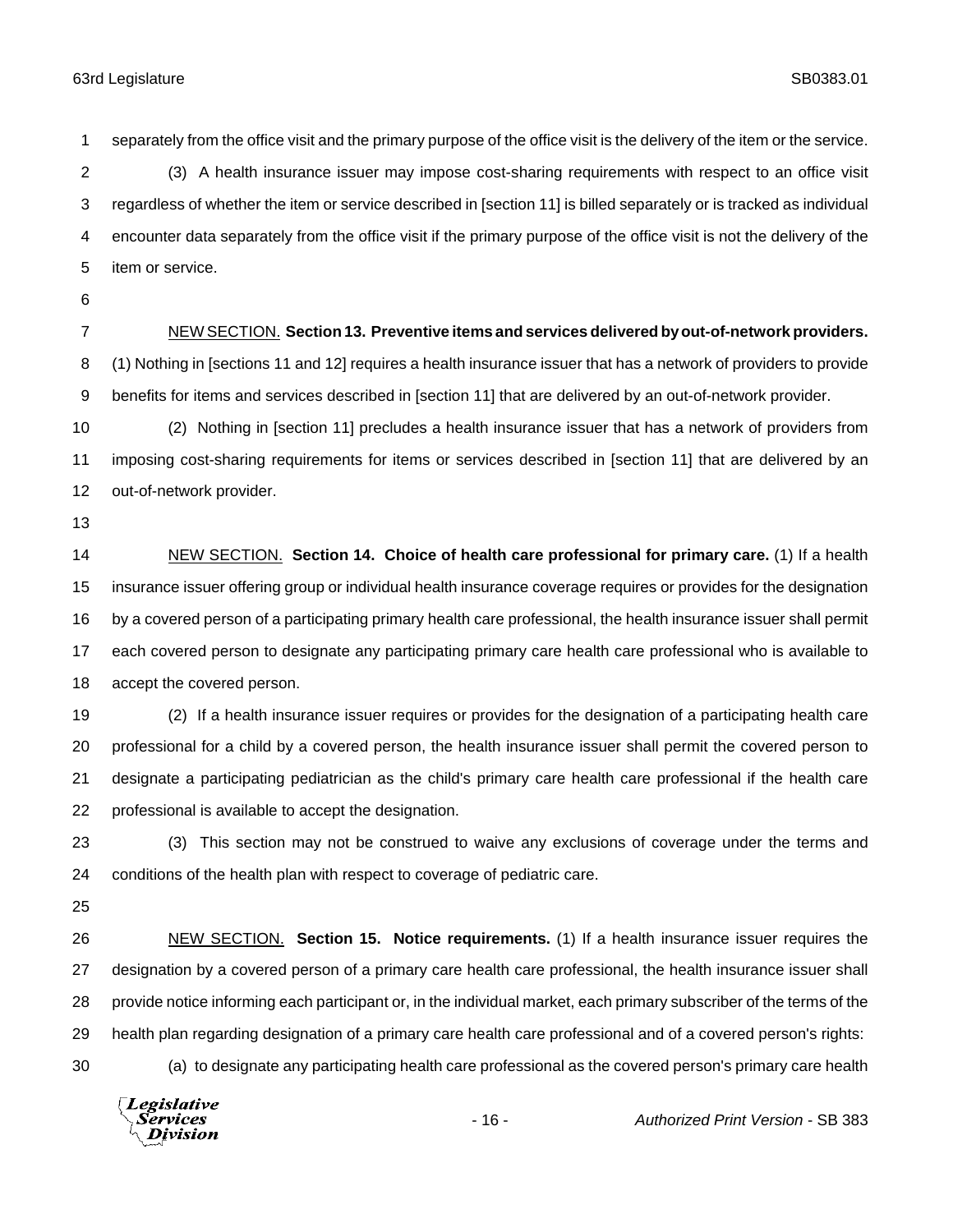separately from the office visit and the primary purpose of the office visit is the delivery of the item or the service.

(3) A health insurance issuer may impose cost-sharing requirements with respect to an office visit regardless of whether the item or service described in [section 11] is billed separately or is tracked as individual encounter data separately from the office visit if the primary purpose of the office visit is not the delivery of the item or service.

NEW SECTION. **Section 13. Preventive items and services delivered by out-of-network providers.** (1) Nothing in [sections 11 and 12] requires a health insurance issuer that has a network of providers to provide benefits for items and services described in [section 11] that are delivered by an out-of-network provider.

(2) Nothing in [section 11] precludes a health insurance issuer that has a network of providers from imposing cost-sharing requirements for items or services described in [section 11] that are delivered by an out-of-network provider.

NEW SECTION. **Section 14. Choice of health care professional for primary care.** (1) If a health insurance issuer offering group or individual health insurance coverage requires or provides for the designation by a covered person of a participating primary health care professional, the health insurance issuer shall permit each covered person to designate any participating primary care health care professional who is available to accept the covered person.

(2) If a health insurance issuer requires or provides for the designation of a participating health care professional for a child by a covered person, the health insurance issuer shall permit the covered person to designate a participating pediatrician as the child's primary care health care professional if the health care professional is available to accept the designation.

(3) This section may not be construed to waive any exclusions of coverage under the terms and conditions of the health plan with respect to coverage of pediatric care.

NEW SECTION. **Section 15. Notice requirements.** (1) If a health insurance issuer requires the designation by a covered person of a primary care health care professional, the health insurance issuer shall provide notice informing each participant or, in the individual market, each primary subscriber of the terms of the health plan regarding designation of a primary care health care professional and of a covered person's rights:

(a) to designate any participating health care professional as the covered person's primary care health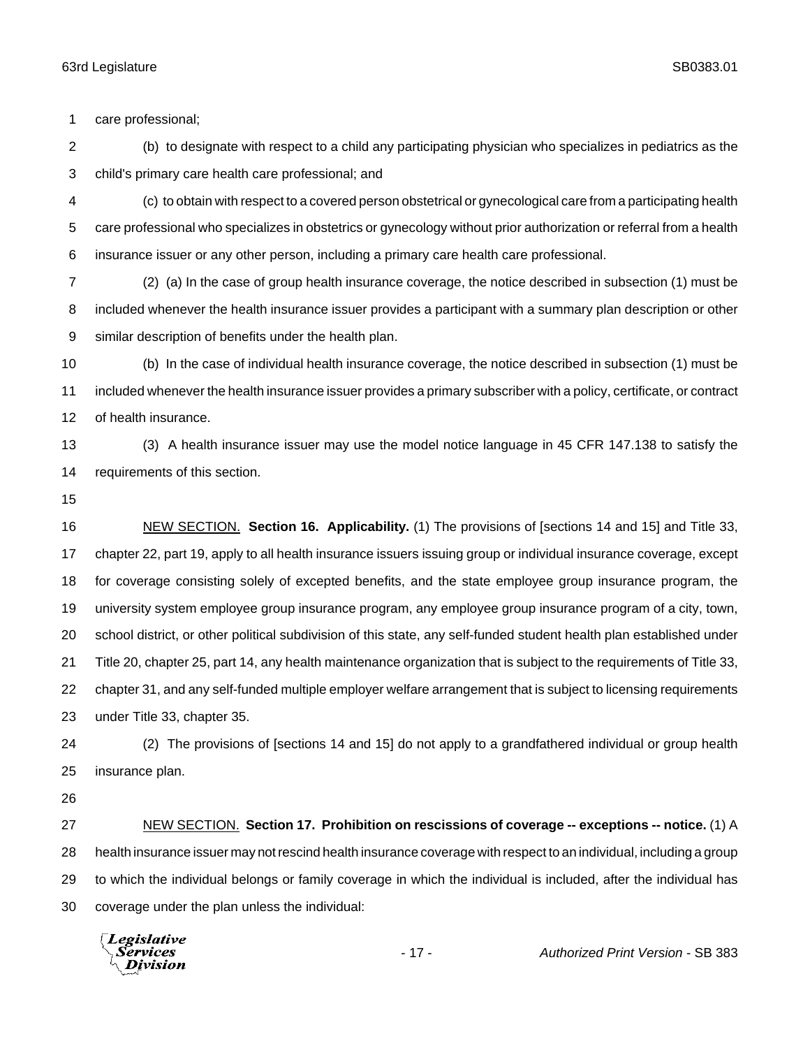care professional;

(b) to designate with respect to a child any participating physician who specializes in pediatrics as the child's primary care health care professional; and

(c) to obtain with respect to a covered person obstetrical or gynecological care from a participating health care professional who specializes in obstetrics or gynecology without prior authorization or referral from a health insurance issuer or any other person, including a primary care health care professional.

(2) (a) In the case of group health insurance coverage, the notice described in subsection (1) must be included whenever the health insurance issuer provides a participant with a summary plan description or other similar description of benefits under the health plan.

(b) In the case of individual health insurance coverage, the notice described in subsection (1) must be included whenever the health insurance issuer provides a primary subscriber with a policy, certificate, or contract of health insurance.

(3) A health insurance issuer may use the model notice language in 45 CFR 147.138 to satisfy the requirements of this section.

NEW SECTION. **Section 16. Applicability.** (1) The provisions of [sections 14 and 15] and Title 33, chapter 22, part 19, apply to all health insurance issuers issuing group or individual insurance coverage, except for coverage consisting solely of excepted benefits, and the state employee group insurance program, the university system employee group insurance program, any employee group insurance program of a city, town, school district, or other political subdivision of this state, any self-funded student health plan established under Title 20, chapter 25, part 14, any health maintenance organization that is subject to the requirements of Title 33, chapter 31, and any self-funded multiple employer welfare arrangement that is subject to licensing requirements under Title 33, chapter 35.

(2) The provisions of [sections 14 and 15] do not apply to a grandfathered individual or group health insurance plan.

NEW SECTION. **Section 17. Prohibition on rescissions of coverage -- exceptions -- notice.** (1) A health insurance issuer may not rescind health insurance coverage with respect to an individual, including a group to which the individual belongs or family coverage in which the individual is included, after the individual has coverage under the plan unless the individual: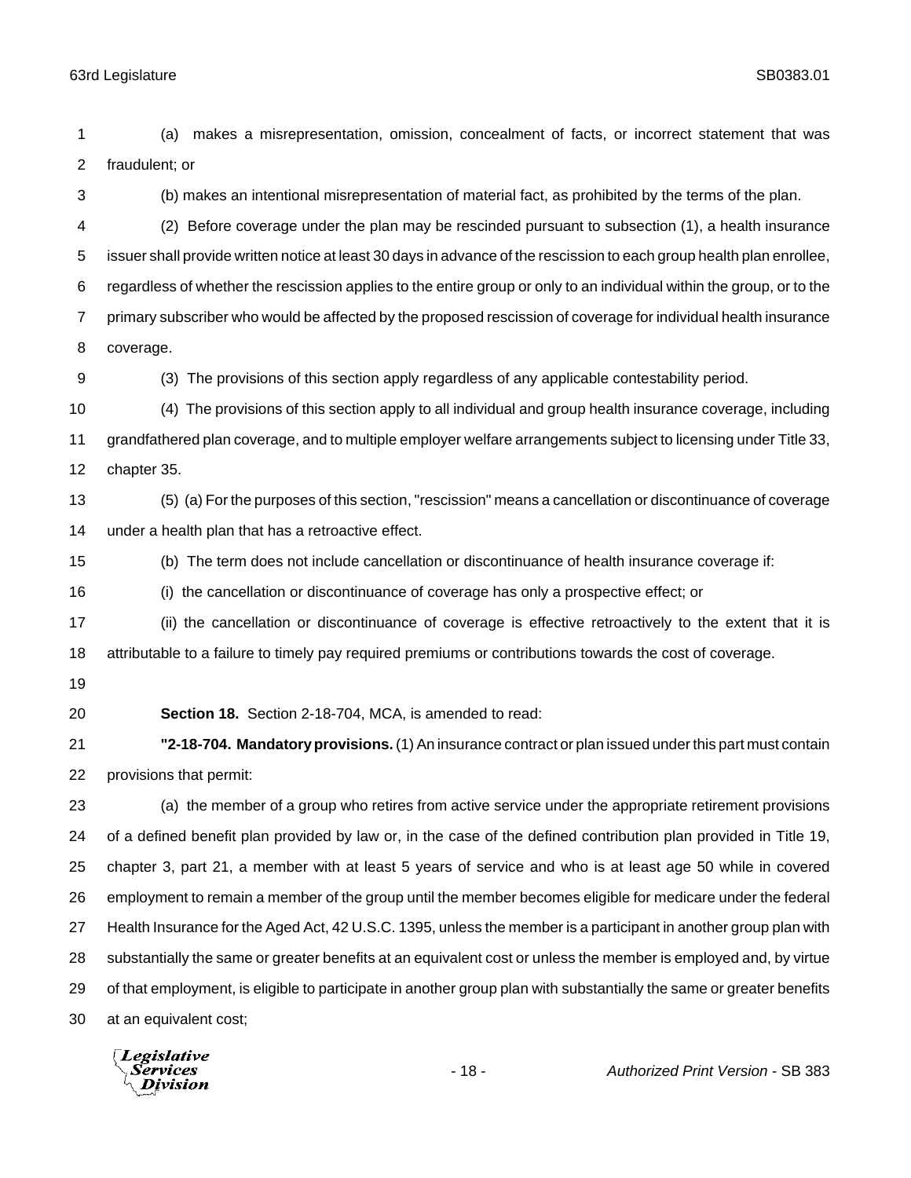(a) makes a misrepresentation, omission, concealment of facts, or incorrect statement that was fraudulent; or

(b) makes an intentional misrepresentation of material fact, as prohibited by the terms of the plan.

(2) Before coverage under the plan may be rescinded pursuant to subsection (1), a health insurance issuer shall provide written notice at least 30 days in advance of the rescission to each group health plan enrollee, regardless of whether the rescission applies to the entire group or only to an individual within the group, or to the primary subscriber who would be affected by the proposed rescission of coverage for individual health insurance coverage.

(3) The provisions of this section apply regardless of any applicable contestability period.

(4) The provisions of this section apply to all individual and group health insurance coverage, including grandfathered plan coverage, and to multiple employer welfare arrangements subject to licensing under Title 33, chapter 35.

(5) (a) For the purposes of this section, "rescission" means a cancellation or discontinuance of coverage under a health plan that has a retroactive effect.

(b) The term does not include cancellation or discontinuance of health insurance coverage if:

(i) the cancellation or discontinuance of coverage has only a prospective effect; or

(ii) the cancellation or discontinuance of coverage is effective retroactively to the extent that it is attributable to a failure to timely pay required premiums or contributions towards the cost of coverage.

**Section 18.** Section 2-18-704, MCA, is amended to read:

**"2-18-704. Mandatory provisions.** (1) An insurance contract or plan issued under this part must contain provisions that permit:

(a) the member of a group who retires from active service under the appropriate retirement provisions of a defined benefit plan provided by law or, in the case of the defined contribution plan provided in Title 19, chapter 3, part 21, a member with at least 5 years of service and who is at least age 50 while in covered employment to remain a member of the group until the member becomes eligible for medicare under the federal Health Insurance for the Aged Act, 42 U.S.C. 1395, unless the member is a participant in another group plan with substantially the same or greater benefits at an equivalent cost or unless the member is employed and, by virtue of that employment, is eligible to participate in another group plan with substantially the same or greater benefits at an equivalent cost;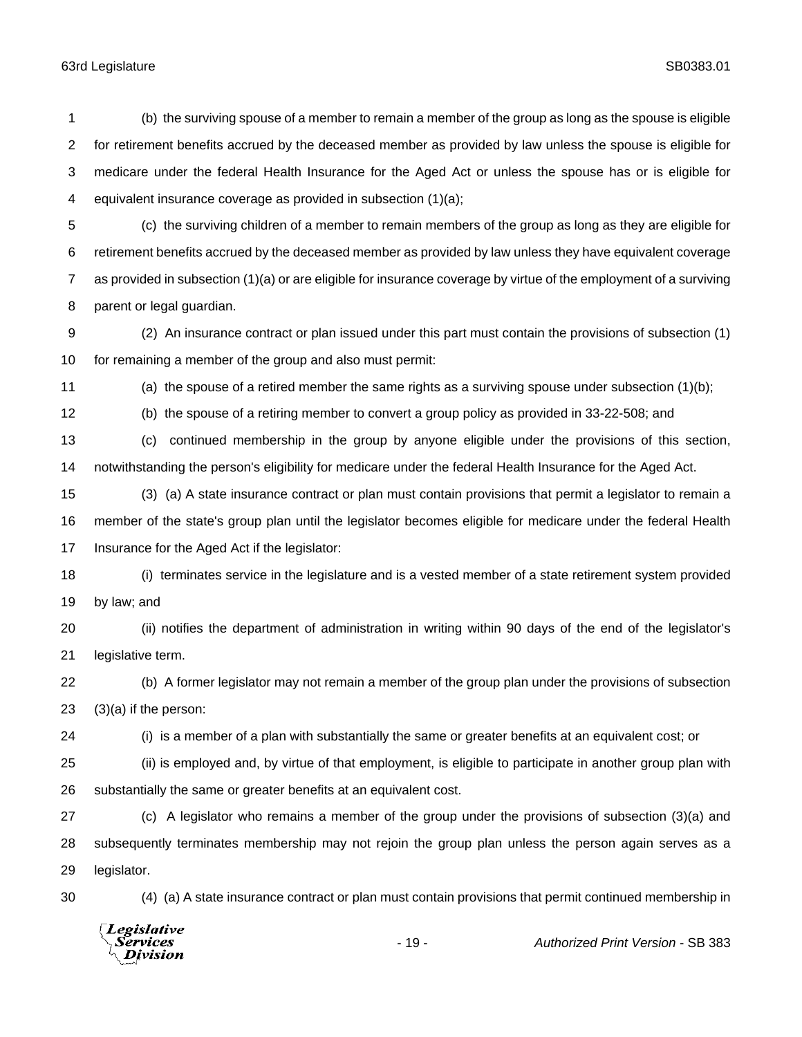(b) the surviving spouse of a member to remain a member of the group as long as the spouse is eligible for retirement benefits accrued by the deceased member as provided by law unless the spouse is eligible for medicare under the federal Health Insurance for the Aged Act or unless the spouse has or is eligible for equivalent insurance coverage as provided in subsection (1)(a);

(c) the surviving children of a member to remain members of the group as long as they are eligible for retirement benefits accrued by the deceased member as provided by law unless they have equivalent coverage as provided in subsection (1)(a) or are eligible for insurance coverage by virtue of the employment of a surviving parent or legal guardian.

(2) An insurance contract or plan issued under this part must contain the provisions of subsection (1) for remaining a member of the group and also must permit:

(a) the spouse of a retired member the same rights as a surviving spouse under subsection (1)(b);

(b) the spouse of a retiring member to convert a group policy as provided in 33-22-508; and

(c) continued membership in the group by anyone eligible under the provisions of this section, notwithstanding the person's eligibility for medicare under the federal Health Insurance for the Aged Act.

(3) (a) A state insurance contract or plan must contain provisions that permit a legislator to remain a member of the state's group plan until the legislator becomes eligible for medicare under the federal Health Insurance for the Aged Act if the legislator:

(i) terminates service in the legislature and is a vested member of a state retirement system provided by law; and

(ii) notifies the department of administration in writing within 90 days of the end of the legislator's legislative term.

(b) A former legislator may not remain a member of the group plan under the provisions of subsection (3)(a) if the person:

(i) is a member of a plan with substantially the same or greater benefits at an equivalent cost; or

(ii) is employed and, by virtue of that employment, is eligible to participate in another group plan with substantially the same or greater benefits at an equivalent cost.

(c) A legislator who remains a member of the group under the provisions of subsection (3)(a) and subsequently terminates membership may not rejoin the group plan unless the person again serves as a legislator.

(4) (a) A state insurance contract or plan must contain provisions that permit continued membership in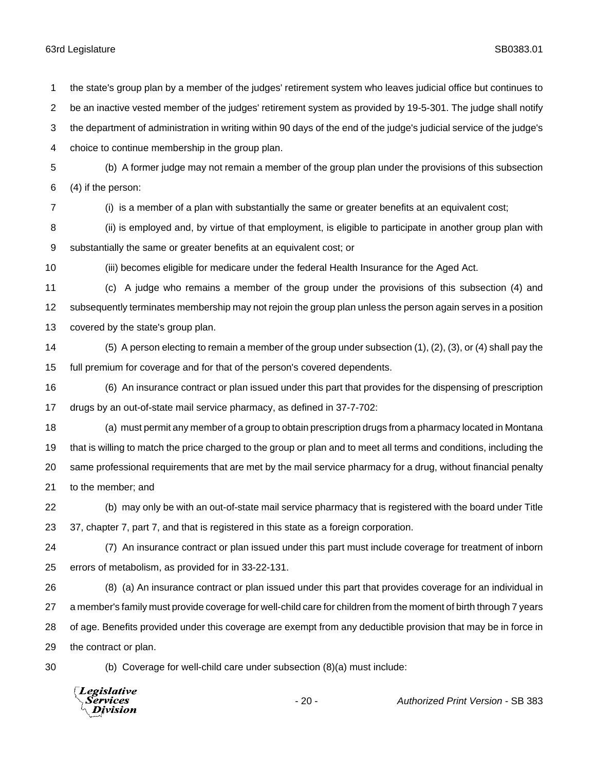the state's group plan by a member of the judges' retirement system who leaves judicial office but continues to be an inactive vested member of the judges' retirement system as provided by 19-5-301. The judge shall notify the department of administration in writing within 90 days of the end of the judge's judicial service of the judge's choice to continue membership in the group plan.

(b) A former judge may not remain a member of the group plan under the provisions of this subsection (4) if the person:

(i) is a member of a plan with substantially the same or greater benefits at an equivalent cost;

(ii) is employed and, by virtue of that employment, is eligible to participate in another group plan with substantially the same or greater benefits at an equivalent cost; or

(iii) becomes eligible for medicare under the federal Health Insurance for the Aged Act.

(c) A judge who remains a member of the group under the provisions of this subsection (4) and subsequently terminates membership may not rejoin the group plan unless the person again serves in a position covered by the state's group plan.

(5) A person electing to remain a member of the group under subsection (1), (2), (3), or (4) shall pay the full premium for coverage and for that of the person's covered dependents.

(6) An insurance contract or plan issued under this part that provides for the dispensing of prescription drugs by an out-of-state mail service pharmacy, as defined in 37-7-702:

(a) must permit any member of a group to obtain prescription drugs from a pharmacy located in Montana that is willing to match the price charged to the group or plan and to meet all terms and conditions, including the same professional requirements that are met by the mail service pharmacy for a drug, without financial penalty to the member; and

(b) may only be with an out-of-state mail service pharmacy that is registered with the board under Title 37, chapter 7, part 7, and that is registered in this state as a foreign corporation.

(7) An insurance contract or plan issued under this part must include coverage for treatment of inborn errors of metabolism, as provided for in 33-22-131.

(8) (a) An insurance contract or plan issued under this part that provides coverage for an individual in a member's family must provide coverage for well-child care for children from the moment of birth through 7 years of age. Benefits provided under this coverage are exempt from any deductible provision that may be in force in the contract or plan.

(b) Coverage for well-child care under subsection (8)(a) must include: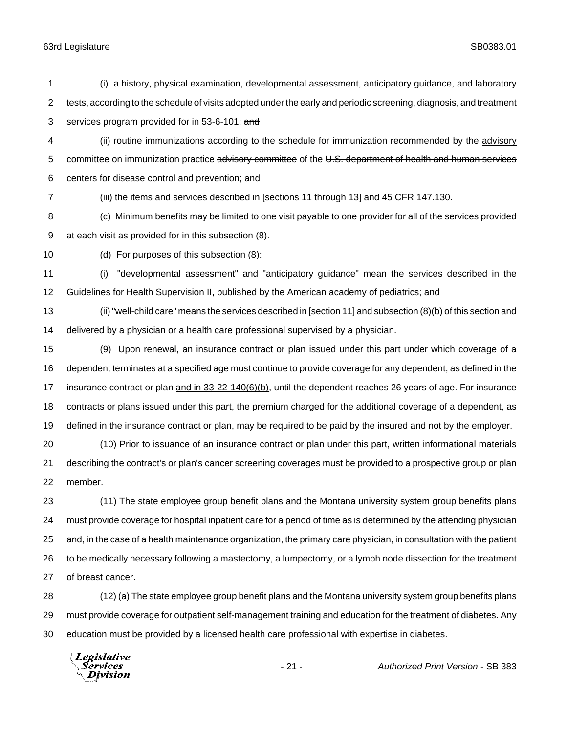(i) a history, physical examination, developmental assessment, anticipatory guidance, and laboratory tests, according to the schedule of visits adopted under the early and periodic screening, diagnosis, and treatment services program provided for in 53-6-101; ~~and~~

(ii) routine immunizations according to the schedule for immunization recommended by the <u>advisory committee on</u> immunization practice ~~advisory committee~~ of the ~~U.S. department of health and human services~~ <u>centers for disease control and prevention; and</u>

<u>(iii) the items and services described in [sections 11 through 13] and 45 CFR 147.130</u>.

(c) Minimum benefits may be limited to one visit payable to one provider for all of the services provided at each visit as provided for in this subsection (8).

(d) For purposes of this subsection (8):

(i) "developmental assessment" and "anticipatory guidance" mean the services described in the Guidelines for Health Supervision II, published by the American academy of pediatrics; and

(ii) "well-child care" means the services described in <u>[section 11] and</u> subsection (8)(b) <u>of this section</u> and delivered by a physician or a health care professional supervised by a physician.

(9) Upon renewal, an insurance contract or plan issued under this part under which coverage of a dependent terminates at a specified age must continue to provide coverage for any dependent, as defined in the insurance contract or plan <u>and in 33-22-140(6)(b)</u>, until the dependent reaches 26 years of age. For insurance contracts or plans issued under this part, the premium charged for the additional coverage of a dependent, as defined in the insurance contract or plan, may be required to be paid by the insured and not by the employer.

(10) Prior to issuance of an insurance contract or plan under this part, written informational materials describing the contract's or plan's cancer screening coverages must be provided to a prospective group or plan member.

(11) The state employee group benefit plans and the Montana university system group benefits plans must provide coverage for hospital inpatient care for a period of time as is determined by the attending physician and, in the case of a health maintenance organization, the primary care physician, in consultation with the patient to be medically necessary following a mastectomy, a lumpectomy, or a lymph node dissection for the treatment of breast cancer.

(12) (a) The state employee group benefit plans and the Montana university system group benefits plans must provide coverage for outpatient self-management training and education for the treatment of diabetes. Any education must be provided by a licensed health care professional with expertise in diabetes.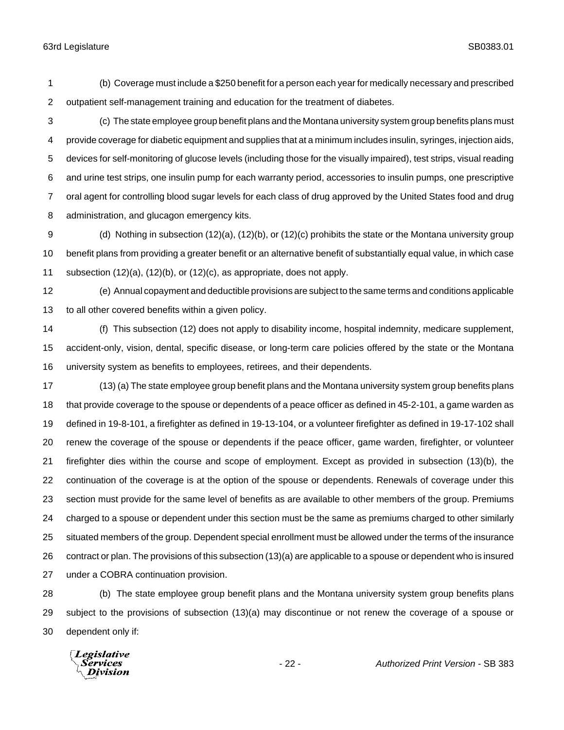(b) Coverage must include a $250 benefit for a person each year for medically necessary and prescribed outpatient self-management training and education for the treatment of diabetes.

(c) The state employee group benefit plans and the Montana university system group benefits plans must provide coverage for diabetic equipment and supplies that at a minimum includes insulin, syringes, injection aids, devices for self-monitoring of glucose levels (including those for the visually impaired), test strips, visual reading and urine test strips, one insulin pump for each warranty period, accessories to insulin pumps, one prescriptive oral agent for controlling blood sugar levels for each class of drug approved by the United States food and drug administration, and glucagon emergency kits.

(d) Nothing in subsection (12)(a), (12)(b), or (12)(c) prohibits the state or the Montana university group benefit plans from providing a greater benefit or an alternative benefit of substantially equal value, in which case subsection (12)(a), (12)(b), or (12)(c), as appropriate, does not apply.

(e) Annual copayment and deductible provisions are subject to the same terms and conditions applicable to all other covered benefits within a given policy.

(f) This subsection (12) does not apply to disability income, hospital indemnity, medicare supplement, accident-only, vision, dental, specific disease, or long-term care policies offered by the state or the Montana university system as benefits to employees, retirees, and their dependents.

(13) (a) The state employee group benefit plans and the Montana university system group benefits plans that provide coverage to the spouse or dependents of a peace officer as defined in 45-2-101, a game warden as defined in 19-8-101, a firefighter as defined in 19-13-104, or a volunteer firefighter as defined in 19-17-102 shall renew the coverage of the spouse or dependents if the peace officer, game warden, firefighter, or volunteer firefighter dies within the course and scope of employment. Except as provided in subsection (13)(b), the continuation of the coverage is at the option of the spouse or dependents. Renewals of coverage under this section must provide for the same level of benefits as are available to other members of the group. Premiums charged to a spouse or dependent under this section must be the same as premiums charged to other similarly situated members of the group. Dependent special enrollment must be allowed under the terms of the insurance contract or plan. The provisions of this subsection (13)(a) are applicable to a spouse or dependent who is insured under a COBRA continuation provision.

(b) The state employee group benefit plans and the Montana university system group benefits plans subject to the provisions of subsection (13)(a) may discontinue or not renew the coverage of a spouse or dependent only if: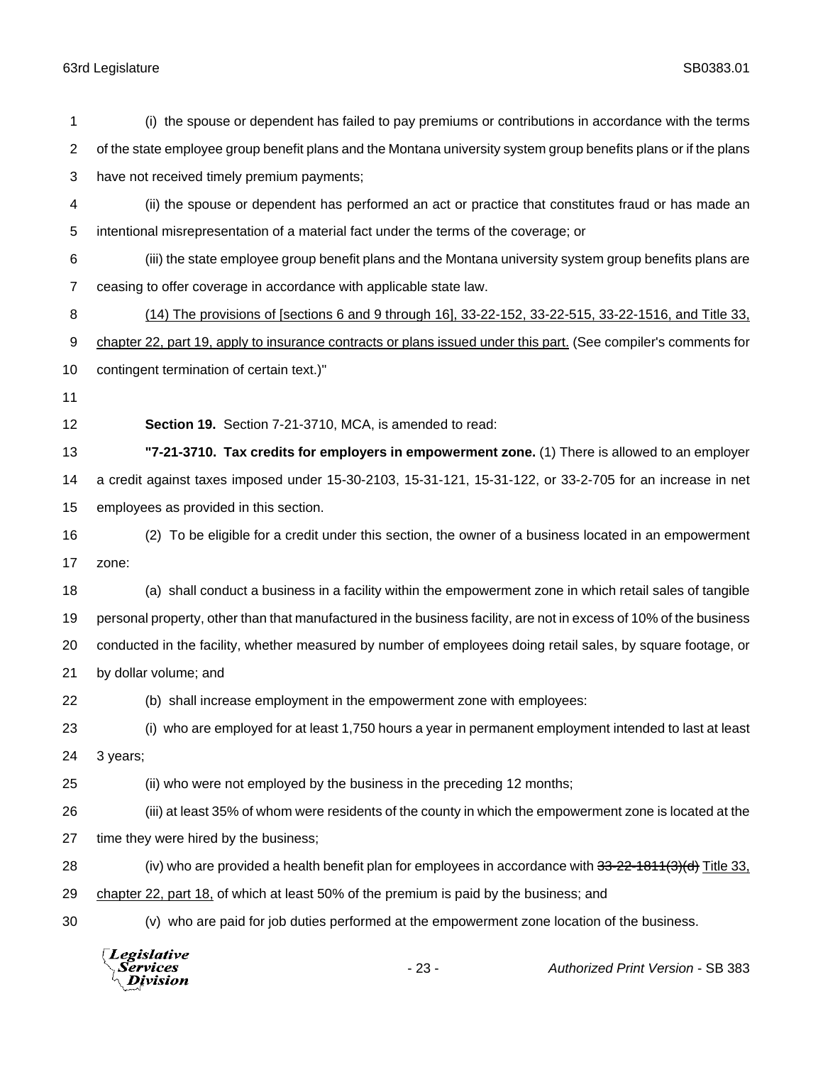(i) the spouse or dependent has failed to pay premiums or contributions in accordance with the terms of the state employee group benefit plans and the Montana university system group benefits plans or if the plans have not received timely premium payments;

(ii) the spouse or dependent has performed an act or practice that constitutes fraud or has made an intentional misrepresentation of a material fact under the terms of the coverage; or

(iii) the state employee group benefit plans and the Montana university system group benefits plans are ceasing to offer coverage in accordance with applicable state law.

<u>(14) The provisions of [sections 6 and 9 through 16], 33-22-152, 33-22-515, 33-22-1516, and Title 33, chapter 22, part 19, apply to insurance contracts or plans issued under this part.</u> (See compiler's comments for contingent termination of certain text.)"

**Section 19.** Section 7-21-3710, MCA, is amended to read:

**"7-21-3710. Tax credits for employers in empowerment zone.** (1) There is allowed to an employer a credit against taxes imposed under 15-30-2103, 15-31-121, 15-31-122, or 33-2-705 for an increase in net employees as provided in this section.

(2) To be eligible for a credit under this section, the owner of a business located in an empowerment zone:

(a) shall conduct a business in a facility within the empowerment zone in which retail sales of tangible personal property, other than that manufactured in the business facility, are not in excess of 10% of the business conducted in the facility, whether measured by number of employees doing retail sales, by square footage, or by dollar volume; and

(b) shall increase employment in the empowerment zone with employees:

(i) who are employed for at least 1,750 hours a year in permanent employment intended to last at least 3 years;

(ii) who were not employed by the business in the preceding 12 months;

(iii) at least 35% of whom were residents of the county in which the empowerment zone is located at the time they were hired by the business;

(iv) who are provided a health benefit plan for employees in accordance with ~~33-22-1811(3)(d)~~ <u>Title 33, chapter 22, part 18,</u> of which at least 50% of the premium is paid by the business; and

(v) who are paid for job duties performed at the empowerment zone location of the business.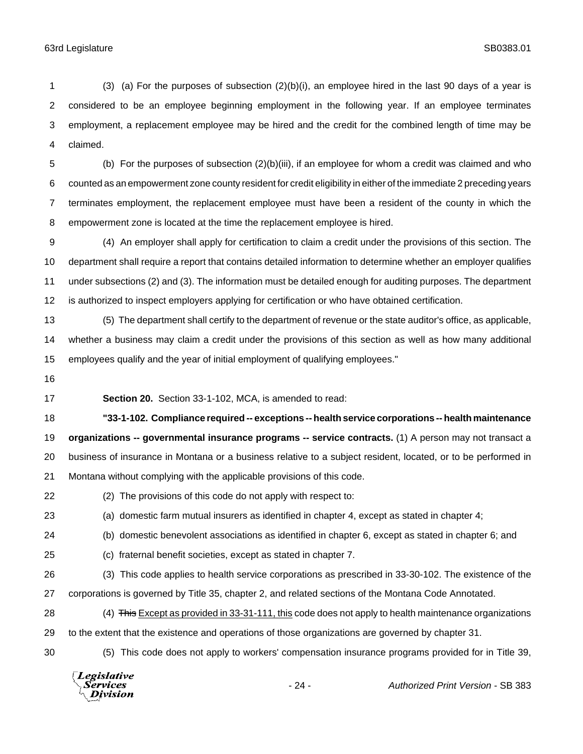(3) (a) For the purposes of subsection (2)(b)(i), an employee hired in the last 90 days of a year is considered to be an employee beginning employment in the following year. If an employee terminates employment, a replacement employee may be hired and the credit for the combined length of time may be claimed.

(b) For the purposes of subsection (2)(b)(iii), if an employee for whom a credit was claimed and who counted as an empowerment zone county resident for credit eligibility in either of the immediate 2 preceding years terminates employment, the replacement employee must have been a resident of the county in which the empowerment zone is located at the time the replacement employee is hired.

(4) An employer shall apply for certification to claim a credit under the provisions of this section. The department shall require a report that contains detailed information to determine whether an employer qualifies under subsections (2) and (3). The information must be detailed enough for auditing purposes. The department is authorized to inspect employers applying for certification or who have obtained certification.

(5) The department shall certify to the department of revenue or the state auditor's office, as applicable, whether a business may claim a credit under the provisions of this section as well as how many additional employees qualify and the year of initial employment of qualifying employees."

**Section 20.** Section 33-1-102, MCA, is amended to read:

**"33-1-102. Compliance required -- exceptions -- health service corporations -- health maintenance organizations -- governmental insurance programs -- service contracts.** (1) A person may not transact a business of insurance in Montana or a business relative to a subject resident, located, or to be performed in Montana without complying with the applicable provisions of this code.

(2) The provisions of this code do not apply with respect to:

(a) domestic farm mutual insurers as identified in chapter 4, except as stated in chapter 4;

(b) domestic benevolent associations as identified in chapter 6, except as stated in chapter 6; and

(c) fraternal benefit societies, except as stated in chapter 7.

(3) This code applies to health service corporations as prescribed in 33-30-102. The existence of the corporations is governed by Title 35, chapter 2, and related sections of the Montana Code Annotated.

(4) ~~This~~ <u>Except as provided in 33-31-111, this</u> code does not apply to health maintenance organizations to the extent that the existence and operations of those organizations are governed by chapter 31.

(5) This code does not apply to workers' compensation insurance programs provided for in Title 39,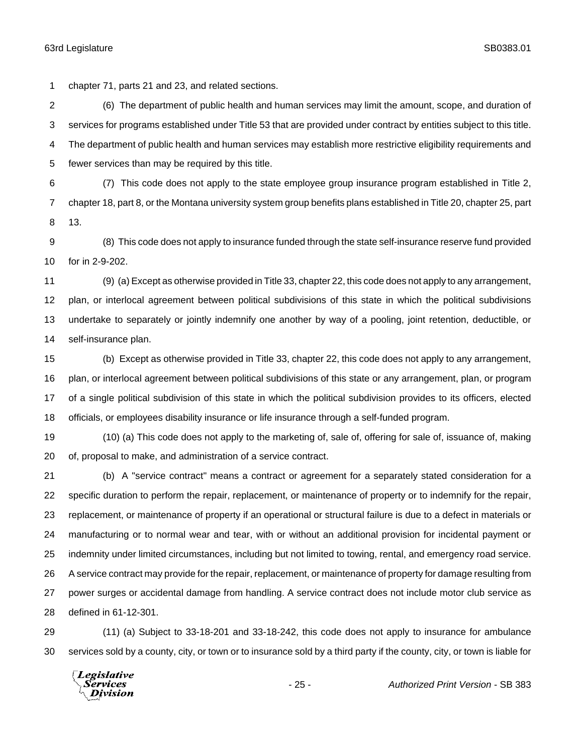chapter 71, parts 21 and 23, and related sections.

(6) The department of public health and human services may limit the amount, scope, and duration of services for programs established under Title 53 that are provided under contract by entities subject to this title. The department of public health and human services may establish more restrictive eligibility requirements and fewer services than may be required by this title.

(7) This code does not apply to the state employee group insurance program established in Title 2, chapter 18, part 8, or the Montana university system group benefits plans established in Title 20, chapter 25, part 13.

(8) This code does not apply to insurance funded through the state self-insurance reserve fund provided for in 2-9-202.

(9) (a) Except as otherwise provided in Title 33, chapter 22, this code does not apply to any arrangement, plan, or interlocal agreement between political subdivisions of this state in which the political subdivisions undertake to separately or jointly indemnify one another by way of a pooling, joint retention, deductible, or self-insurance plan.

(b) Except as otherwise provided in Title 33, chapter 22, this code does not apply to any arrangement, plan, or interlocal agreement between political subdivisions of this state or any arrangement, plan, or program of a single political subdivision of this state in which the political subdivision provides to its officers, elected officials, or employees disability insurance or life insurance through a self-funded program.

(10) (a) This code does not apply to the marketing of, sale of, offering for sale of, issuance of, making of, proposal to make, and administration of a service contract.

(b) A "service contract" means a contract or agreement for a separately stated consideration for a specific duration to perform the repair, replacement, or maintenance of property or to indemnify for the repair, replacement, or maintenance of property if an operational or structural failure is due to a defect in materials or manufacturing or to normal wear and tear, with or without an additional provision for incidental payment or indemnity under limited circumstances, including but not limited to towing, rental, and emergency road service. A service contract may provide for the repair, replacement, or maintenance of property for damage resulting from power surges or accidental damage from handling. A service contract does not include motor club service as defined in 61-12-301.

(11) (a) Subject to 33-18-201 and 33-18-242, this code does not apply to insurance for ambulance services sold by a county, city, or town or to insurance sold by a third party if the county, city, or town is liable for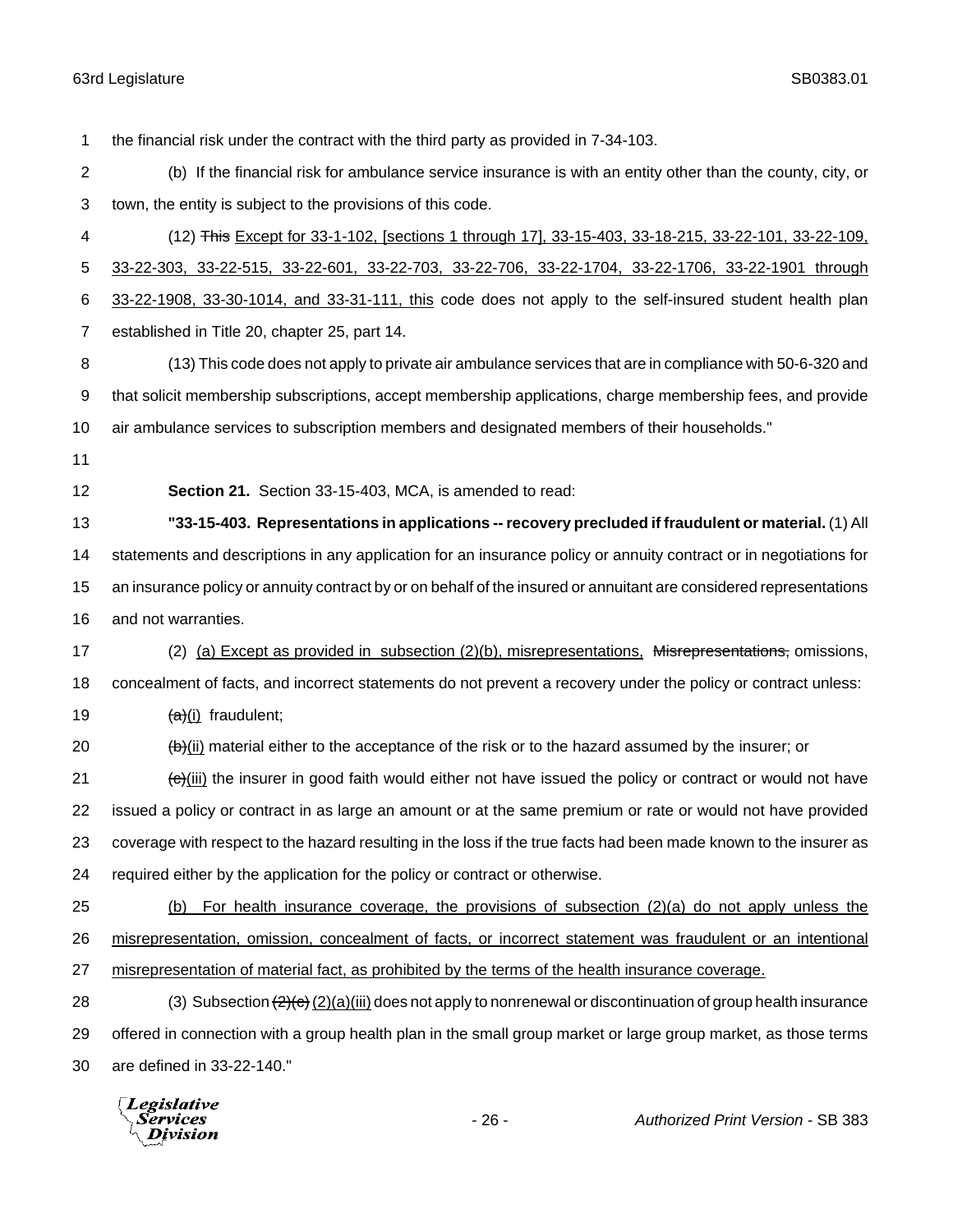the financial risk under the contract with the third party as provided in 7-34-103.

(b) If the financial risk for ambulance service insurance is with an entity other than the county, city, or town, the entity is subject to the provisions of this code.

(12) ~~This~~ Except for 33-1-102, [sections 1 through 17], 33-15-403, 33-18-215, 33-22-101, 33-22-109, 33-22-303, 33-22-515, 33-22-601, 33-22-703, 33-22-706, 33-22-1704, 33-22-1706, 33-22-1901 through 33-22-1908, 33-30-1014, and 33-31-111, this code does not apply to the self-insured student health plan established in Title 20, chapter 25, part 14.

(13) This code does not apply to private air ambulance services that are in compliance with 50-6-320 and that solicit membership subscriptions, accept membership applications, charge membership fees, and provide air ambulance services to subscription members and designated members of their households."

**Section 21.** Section 33-15-403, MCA, is amended to read:

**"33-15-403. Representations in applications -- recovery precluded if fraudulent or material.** (1) All statements and descriptions in any application for an insurance policy or annuity contract or in negotiations for an insurance policy or annuity contract by or on behalf of the insured or annuitant are considered representations and not warranties.

(2) (a) Except as provided in subsection (2)(b), misrepresentations, ~~Misrepresentations,~~ omissions, concealment of facts, and incorrect statements do not prevent a recovery under the policy or contract unless:

~~(a)~~(i) fraudulent;

~~(b)~~(ii) material either to the acceptance of the risk or to the hazard assumed by the insurer; or

~~(c)~~(iii) the insurer in good faith would either not have issued the policy or contract or would not have issued a policy or contract in as large an amount or at the same premium or rate or would not have provided coverage with respect to the hazard resulting in the loss if the true facts had been made known to the insurer as required either by the application for the policy or contract or otherwise.

(b) For health insurance coverage, the provisions of subsection (2)(a) do not apply unless the misrepresentation, omission, concealment of facts, or incorrect statement was fraudulent or an intentional misrepresentation of material fact, as prohibited by the terms of the health insurance coverage.

(3) Subsection ~~(2)(c)~~ (2)(a)(iii) does not apply to nonrenewal or discontinuation of group health insurance offered in connection with a group health plan in the small group market or large group market, as those terms are defined in 33-22-140."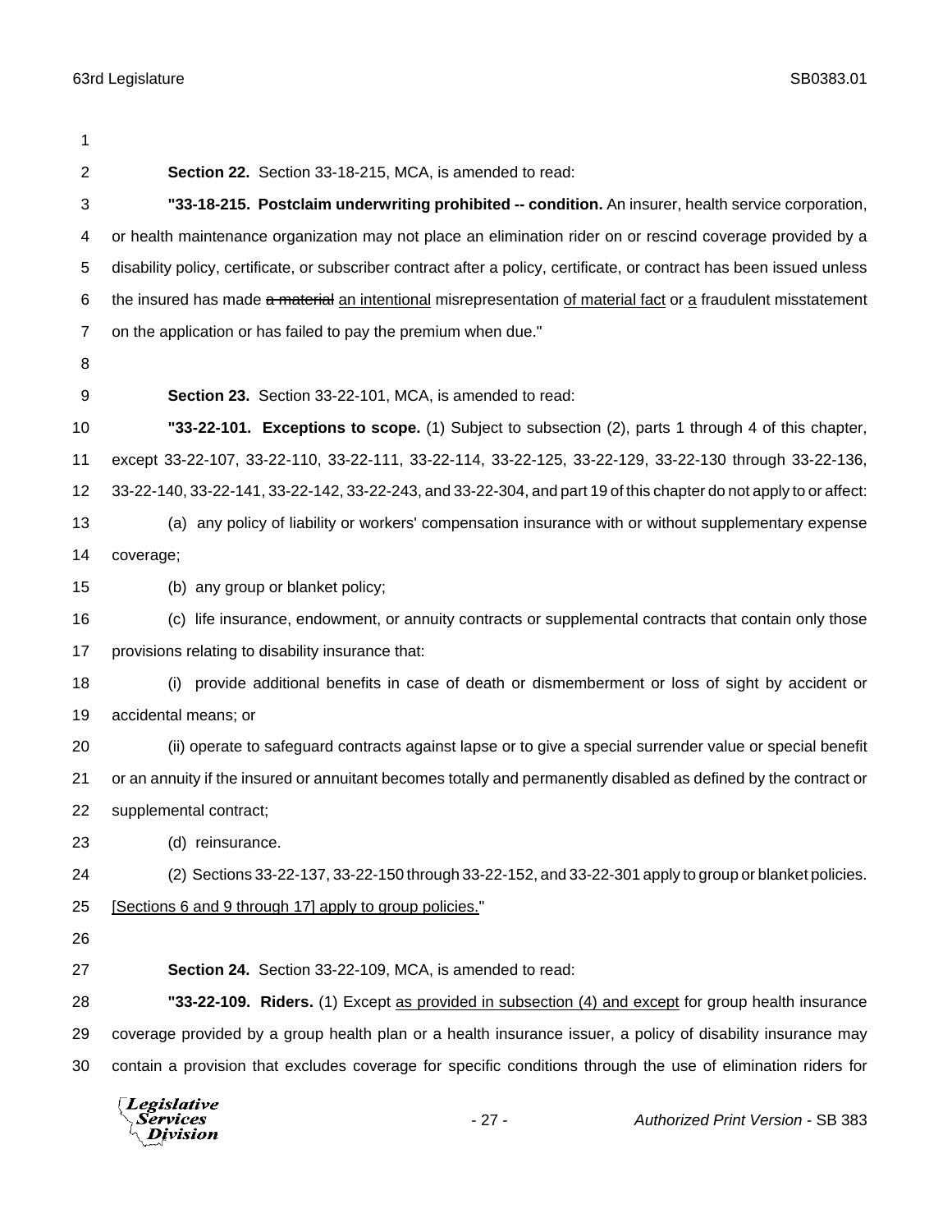**Section 22.** Section 33-18-215, MCA, is amended to read:

**"33-18-215. Postclaim underwriting prohibited -- condition.** An insurer, health service corporation, or health maintenance organization may not place an elimination rider on or rescind coverage provided by a disability policy, certificate, or subscriber contract after a policy, certificate, or contract has been issued unless the insured has made ~~a material~~ <u>an intentional</u> misrepresentation <u>of material fact</u> or <u>a</u> fraudulent misstatement on the application or has failed to pay the premium when due."

**Section 23.** Section 33-22-101, MCA, is amended to read:

**"33-22-101. Exceptions to scope.** (1) Subject to subsection (2), parts 1 through 4 of this chapter, except 33-22-107, 33-22-110, 33-22-111, 33-22-114, 33-22-125, 33-22-129, 33-22-130 through 33-22-136, 33-22-140, 33-22-141, 33-22-142, 33-22-243, and 33-22-304, and part 19 of this chapter do not apply to or affect:

(a) any policy of liability or workers' compensation insurance with or without supplementary expense coverage;

(b) any group or blanket policy;

(c) life insurance, endowment, or annuity contracts or supplemental contracts that contain only those provisions relating to disability insurance that:

(i) provide additional benefits in case of death or dismemberment or loss of sight by accident or accidental means; or

(ii) operate to safeguard contracts against lapse or to give a special surrender value or special benefit or an annuity if the insured or annuitant becomes totally and permanently disabled as defined by the contract or supplemental contract;

(d) reinsurance.

(2) Sections 33-22-137, 33-22-150 through 33-22-152, and 33-22-301 apply to group or blanket policies. <u>[Sections 6 and 9 through 17] apply to group policies.</u>"

**Section 24.** Section 33-22-109, MCA, is amended to read:

**"33-22-109. Riders.** (1) Except <u>as provided in subsection (4) and except</u> for group health insurance coverage provided by a group health plan or a health insurance issuer, a policy of disability insurance may contain a provision that excludes coverage for specific conditions through the use of elimination riders for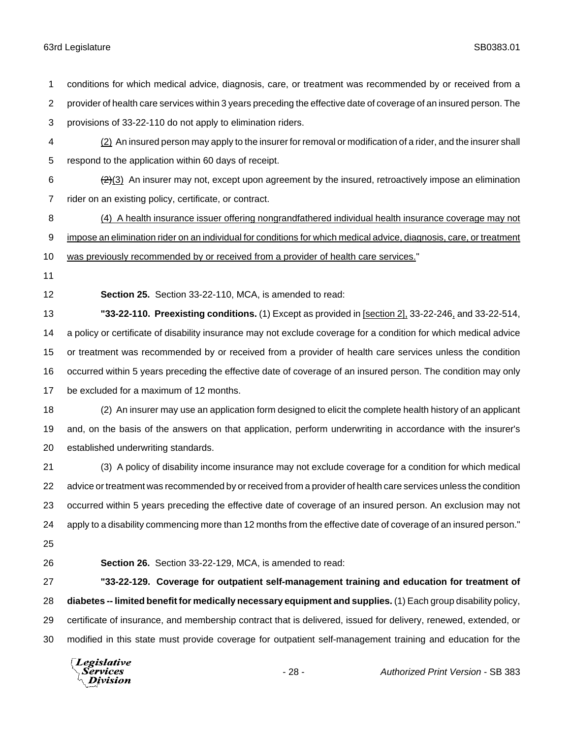conditions for which medical advice, diagnosis, care, or treatment was recommended by or received from a provider of health care services within 3 years preceding the effective date of coverage of an insured person. The provisions of 33-22-110 do not apply to elimination riders.

(2) An insured person may apply to the insurer for removal or modification of a rider, and the insurer shall respond to the application within 60 days of receipt.

~~(2)~~(3) An insurer may not, except upon agreement by the insured, retroactively impose an elimination rider on an existing policy, certificate, or contract.

(4) A health insurance issuer offering nongrandfathered individual health insurance coverage may not impose an elimination rider on an individual for conditions for which medical advice, diagnosis, care, or treatment was previously recommended by or received from a provider of health care services."

**Section 25.** Section 33-22-110, MCA, is amended to read:

**"33-22-110. Preexisting conditions.** (1) Except as provided in [section 2], 33-22-246, and 33-22-514, a policy or certificate of disability insurance may not exclude coverage for a condition for which medical advice or treatment was recommended by or received from a provider of health care services unless the condition occurred within 5 years preceding the effective date of coverage of an insured person. The condition may only be excluded for a maximum of 12 months.

(2) An insurer may use an application form designed to elicit the complete health history of an applicant and, on the basis of the answers on that application, perform underwriting in accordance with the insurer's established underwriting standards.

(3) A policy of disability income insurance may not exclude coverage for a condition for which medical advice or treatment was recommended by or received from a provider of health care services unless the condition occurred within 5 years preceding the effective date of coverage of an insured person. An exclusion may not apply to a disability commencing more than 12 months from the effective date of coverage of an insured person."

**Section 26.** Section 33-22-129, MCA, is amended to read:

**"33-22-129. Coverage for outpatient self-management training and education for treatment of diabetes -- limited benefit for medically necessary equipment and supplies.** (1) Each group disability policy, certificate of insurance, and membership contract that is delivered, issued for delivery, renewed, extended, or modified in this state must provide coverage for outpatient self-management training and education for the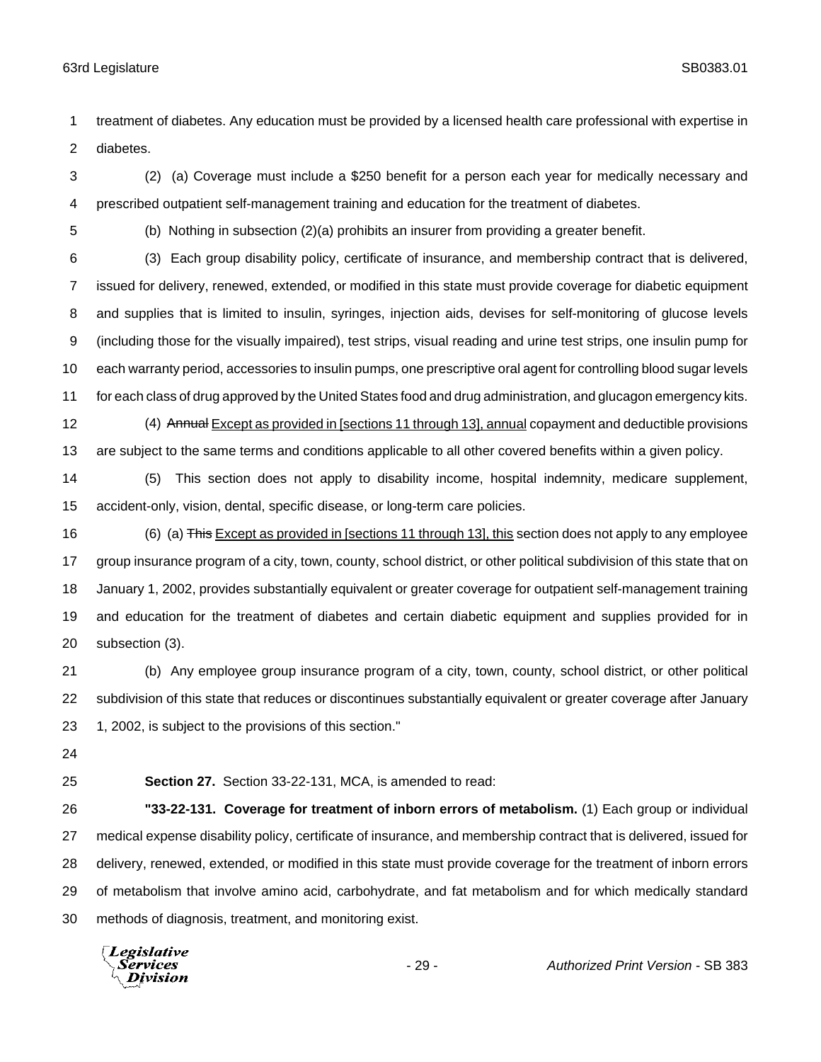treatment of diabetes. Any education must be provided by a licensed health care professional with expertise in diabetes.

(2) (a) Coverage must include a $250 benefit for a person each year for medically necessary and prescribed outpatient self-management training and education for the treatment of diabetes.

(b) Nothing in subsection (2)(a) prohibits an insurer from providing a greater benefit.

(3) Each group disability policy, certificate of insurance, and membership contract that is delivered, issued for delivery, renewed, extended, or modified in this state must provide coverage for diabetic equipment and supplies that is limited to insulin, syringes, injection aids, devises for self-monitoring of glucose levels (including those for the visually impaired), test strips, visual reading and urine test strips, one insulin pump for each warranty period, accessories to insulin pumps, one prescriptive oral agent for controlling blood sugar levels for each class of drug approved by the United States food and drug administration, and glucagon emergency kits.

(4) ~~Annual~~ <u>Except as provided in [sections 11 through 13], annual</u> copayment and deductible provisions are subject to the same terms and conditions applicable to all other covered benefits within a given policy.

(5) This section does not apply to disability income, hospital indemnity, medicare supplement, accident-only, vision, dental, specific disease, or long-term care policies.

(6) (a) ~~This~~ <u>Except as provided in [sections 11 through 13], this</u> section does not apply to any employee group insurance program of a city, town, county, school district, or other political subdivision of this state that on January 1, 2002, provides substantially equivalent or greater coverage for outpatient self-management training and education for the treatment of diabetes and certain diabetic equipment and supplies provided for in subsection (3).

(b) Any employee group insurance program of a city, town, county, school district, or other political subdivision of this state that reduces or discontinues substantially equivalent or greater coverage after January 1, 2002, is subject to the provisions of this section."

**Section 27.** Section 33-22-131, MCA, is amended to read:

**"33-22-131. Coverage for treatment of inborn errors of metabolism.** (1) Each group or individual medical expense disability policy, certificate of insurance, and membership contract that is delivered, issued for delivery, renewed, extended, or modified in this state must provide coverage for the treatment of inborn errors of metabolism that involve amino acid, carbohydrate, and fat metabolism and for which medically standard methods of diagnosis, treatment, and monitoring exist.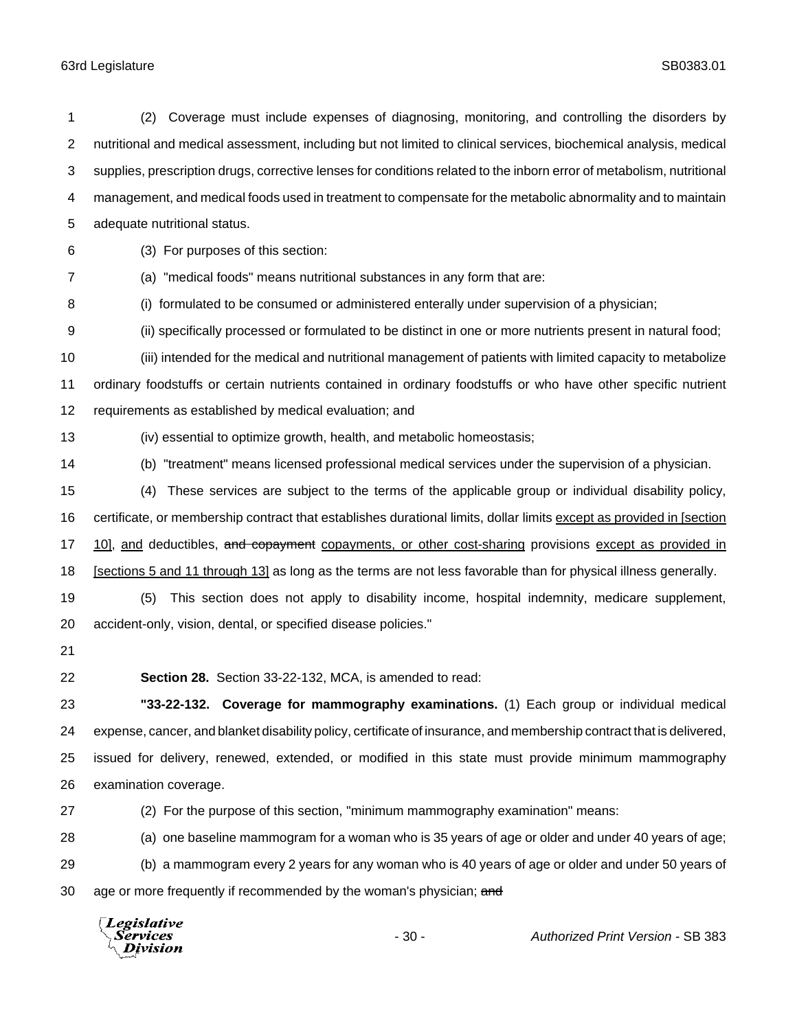(2) Coverage must include expenses of diagnosing, monitoring, and controlling the disorders by nutritional and medical assessment, including but not limited to clinical services, biochemical analysis, medical supplies, prescription drugs, corrective lenses for conditions related to the inborn error of metabolism, nutritional management, and medical foods used in treatment to compensate for the metabolic abnormality and to maintain adequate nutritional status.

(3) For purposes of this section:

(a) "medical foods" means nutritional substances in any form that are:

(i) formulated to be consumed or administered enterally under supervision of a physician;

(ii) specifically processed or formulated to be distinct in one or more nutrients present in natural food;

(iii) intended for the medical and nutritional management of patients with limited capacity to metabolize ordinary foodstuffs or certain nutrients contained in ordinary foodstuffs or who have other specific nutrient requirements as established by medical evaluation; and

(iv) essential to optimize growth, health, and metabolic homeostasis;

(b) "treatment" means licensed professional medical services under the supervision of a physician.

(4) These services are subject to the terms of the applicable group or individual disability policy, certificate, or membership contract that establishes durational limits, dollar limits <u>except as provided in [section 10]</u>, <u>and</u> deductibles, ~~and copayment~~ <u>copayments, or other cost-sharing</u> provisions <u>except as provided in [sections 5 and 11 through 13]</u> as long as the terms are not less favorable than for physical illness generally.

(5) This section does not apply to disability income, hospital indemnity, medicare supplement, accident-only, vision, dental, or specified disease policies."

**Section 28.** Section 33-22-132, MCA, is amended to read:

**"33-22-132. Coverage for mammography examinations.** (1) Each group or individual medical expense, cancer, and blanket disability policy, certificate of insurance, and membership contract that is delivered, issued for delivery, renewed, extended, or modified in this state must provide minimum mammography examination coverage.

(2) For the purpose of this section, "minimum mammography examination" means:

(a) one baseline mammogram for a woman who is 35 years of age or older and under 40 years of age;

(b) a mammogram every 2 years for any woman who is 40 years of age or older and under 50 years of age or more frequently if recommended by the woman's physician; ~~and~~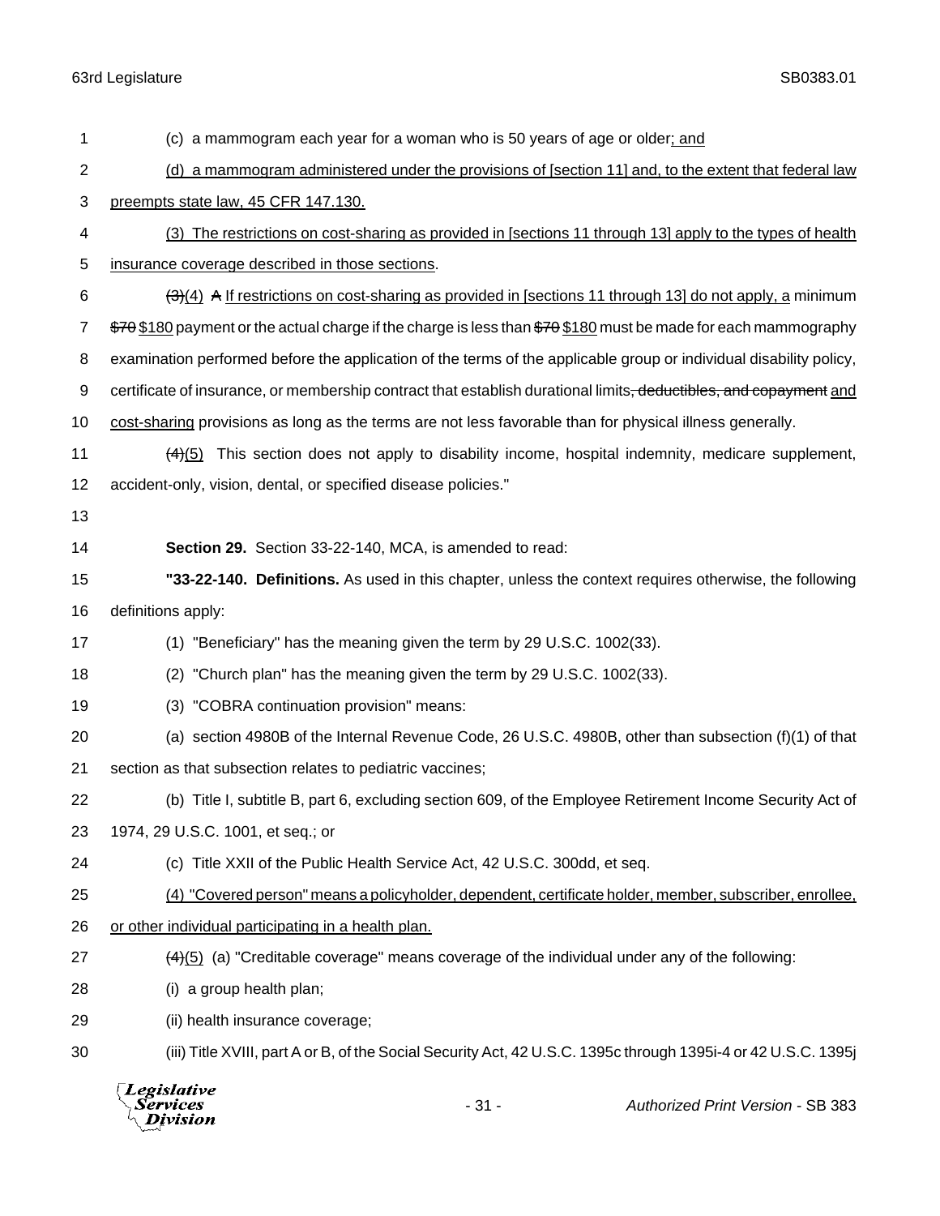(c) a mammogram each year for a woman who is 50 years of age or older<u>; and</u>

<u>(d) a mammogram administered under the provisions of [section 11] and, to the extent that federal law preempts state law, 45 CFR 147.130.</u>

<u>(3) The restrictions on cost-sharing as provided in [sections 11 through 13] apply to the types of health insurance coverage described in those sections</u>.

~~(3)~~<u>(4)</u> ~~A~~ <u>If restrictions on cost-sharing as provided in [sections 11 through 13] do not apply, a</u> minimum ~~$70~~ <u>$180</u> payment or the actual charge if the charge is less than ~~$70~~ <u>$180</u> must be made for each mammography examination performed before the application of the terms of the applicable group or individual disability policy, certificate of insurance, or membership contract that establish durational limits~~, deductibles, and copayment~~ <u>and cost-sharing</u> provisions as long as the terms are not less favorable than for physical illness generally.

~~(4)~~<u>(5)</u> This section does not apply to disability income, hospital indemnity, medicare supplement, accident-only, vision, dental, or specified disease policies."

**Section 29.** Section 33-22-140, MCA, is amended to read:

**"33-22-140. Definitions.** As used in this chapter, unless the context requires otherwise, the following definitions apply:

(1) "Beneficiary" has the meaning given the term by 29 U.S.C. 1002(33).

(2) "Church plan" has the meaning given the term by 29 U.S.C. 1002(33).

(3) "COBRA continuation provision" means:

(a) section 4980B of the Internal Revenue Code, 26 U.S.C. 4980B, other than subsection (f)(1) of that section as that subsection relates to pediatric vaccines;

(b) Title I, subtitle B, part 6, excluding section 609, of the Employee Retirement Income Security Act of 1974, 29 U.S.C. 1001, et seq.; or

(c) Title XXII of the Public Health Service Act, 42 U.S.C. 300dd, et seq.

<u>(4) "Covered person" means a policyholder, dependent, certificate holder, member, subscriber, enrollee, or other individual participating in a health plan.</u>

~~(4)~~<u>(5)</u> (a) "Creditable coverage" means coverage of the individual under any of the following:

(i) a group health plan;

(ii) health insurance coverage;

(iii) Title XVIII, part A or B, of the Social Security Act, 42 U.S.C. 1395c through 1395i-4 or 42 U.S.C. 1395j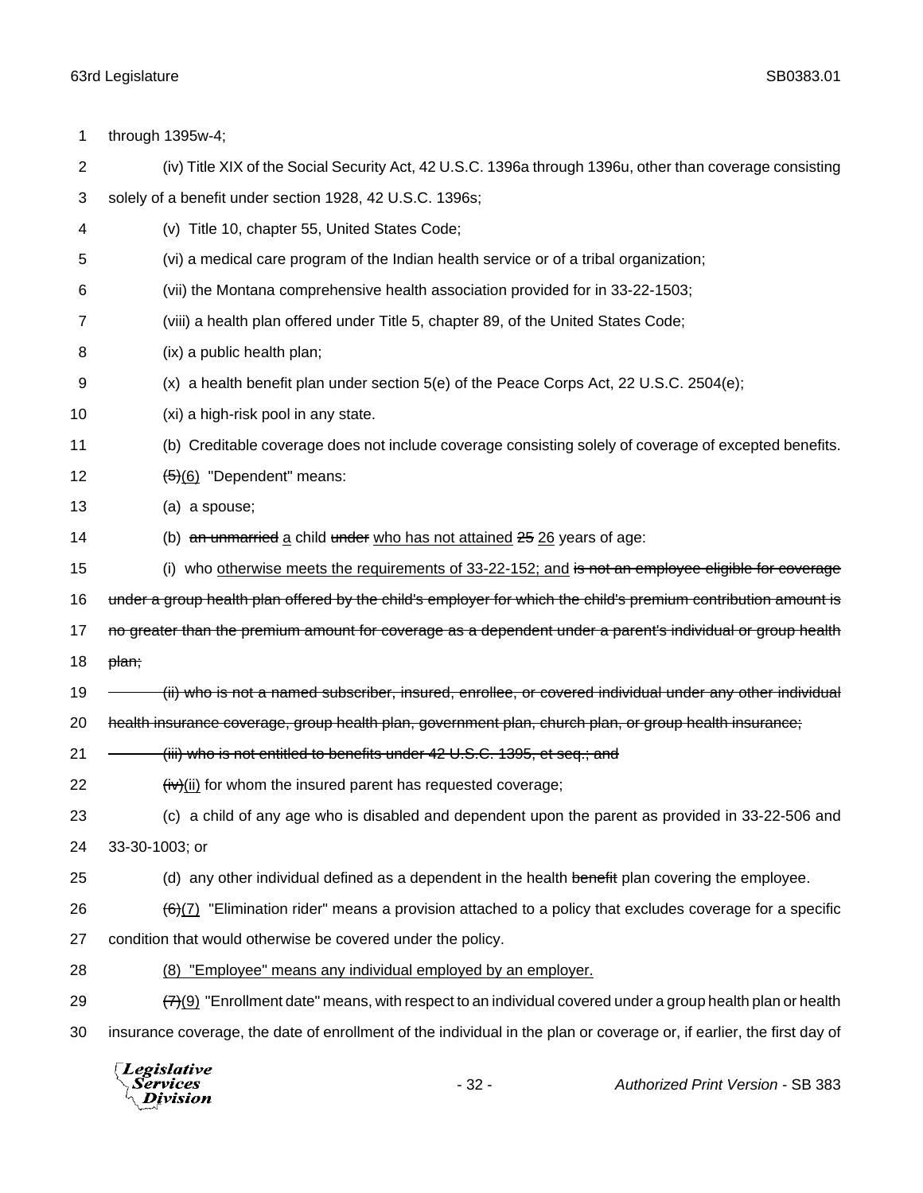through 1395w-4;

(iv) Title XIX of the Social Security Act, 42 U.S.C. 1396a through 1396u, other than coverage consisting solely of a benefit under section 1928, 42 U.S.C. 1396s;

(v) Title 10, chapter 55, United States Code;

(vi) a medical care program of the Indian health service or of a tribal organization;

(vii) the Montana comprehensive health association provided for in 33-22-1503;

(viii) a health plan offered under Title 5, chapter 89, of the United States Code;

(ix) a public health plan;

(x) a health benefit plan under section 5(e) of the Peace Corps Act, 22 U.S.C. 2504(e);

(xi) a high-risk pool in any state.

(b) Creditable coverage does not include coverage consisting solely of coverage of excepted benefits.

~~(5)~~(6) "Dependent" means:

(a) a spouse;

(b) ~~an unmarried~~ a child ~~under~~ who has not attained ~~25~~ 26 years of age:

(i) who otherwise meets the requirements of 33-22-152; and ~~is not an employee eligible for coverage under a group health plan offered by the child's employer for which the child's premium contribution amount is no greater than the premium amount for coverage as a dependent under a parent's individual or group health plan;~~

~~(ii) who is not a named subscriber, insured, enrollee, or covered individual under any other individual health insurance coverage, group health plan, government plan, church plan, or group health insurance;~~

~~(iii) who is not entitled to benefits under 42 U.S.C. 1395, et seq.; and~~

~~(iv)~~(ii) for whom the insured parent has requested coverage;

(c) a child of any age who is disabled and dependent upon the parent as provided in 33-22-506 and 33-30-1003; or

(d) any other individual defined as a dependent in the health ~~benefit~~ plan covering the employee.

~~(6)~~(7) "Elimination rider" means a provision attached to a policy that excludes coverage for a specific condition that would otherwise be covered under the policy.

(8) "Employee" means any individual employed by an employer.

~~(7)~~(9) "Enrollment date" means, with respect to an individual covered under a group health plan or health insurance coverage, the date of enrollment of the individual in the plan or coverage or, if earlier, the first day of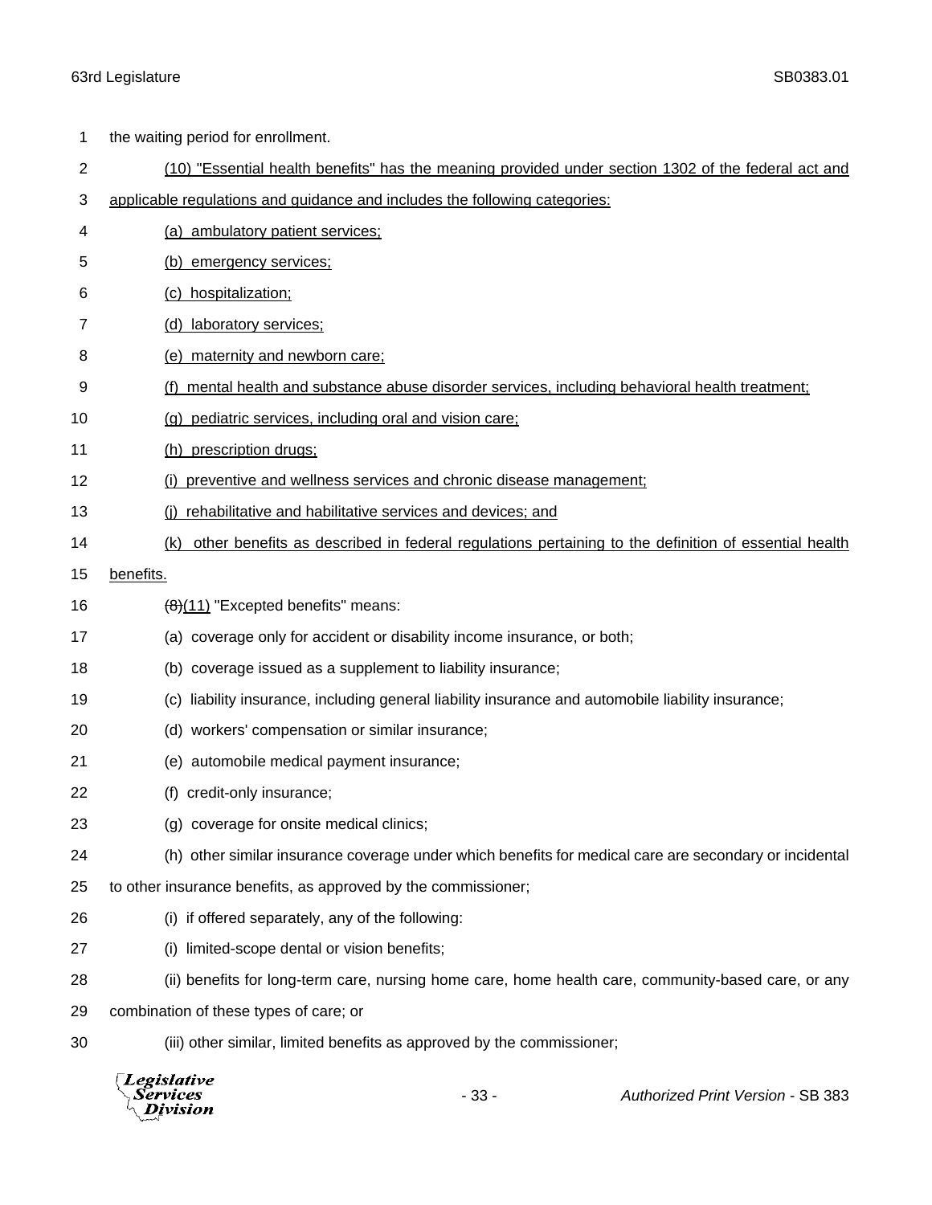the waiting period for enrollment.

<u>(10) "Essential health benefits" has the meaning provided under section 1302 of the federal act and applicable regulations and guidance and includes the following categories:</u>

<u>(a) ambulatory patient services;</u>

<u>(b) emergency services;</u>

<u>(c) hospitalization;</u>

<u>(d) laboratory services;</u>

<u>(e) maternity and newborn care;</u>

<u>(f) mental health and substance abuse disorder services, including behavioral health treatment;</u>

<u>(g) pediatric services, including oral and vision care;</u>

<u>(h) prescription drugs;</u>

<u>(i) preventive and wellness services and chronic disease management;</u>

<u>(j) rehabilitative and habilitative services and devices; and</u>

<u>(k) other benefits as described in federal regulations pertaining to the definition of essential health benefits.</u>

~~(8)~~<u>(11)</u> "Excepted benefits" means:

(a) coverage only for accident or disability income insurance, or both;

(b) coverage issued as a supplement to liability insurance;

(c) liability insurance, including general liability insurance and automobile liability insurance;

(d) workers' compensation or similar insurance;

(e) automobile medical payment insurance;

(f) credit-only insurance;

(g) coverage for onsite medical clinics;

(h) other similar insurance coverage under which benefits for medical care are secondary or incidental to other insurance benefits, as approved by the commissioner;

(i) if offered separately, any of the following:

(i) limited-scope dental or vision benefits;

(ii) benefits for long-term care, nursing home care, home health care, community-based care, or any combination of these types of care; or

(iii) other similar, limited benefits as approved by the commissioner;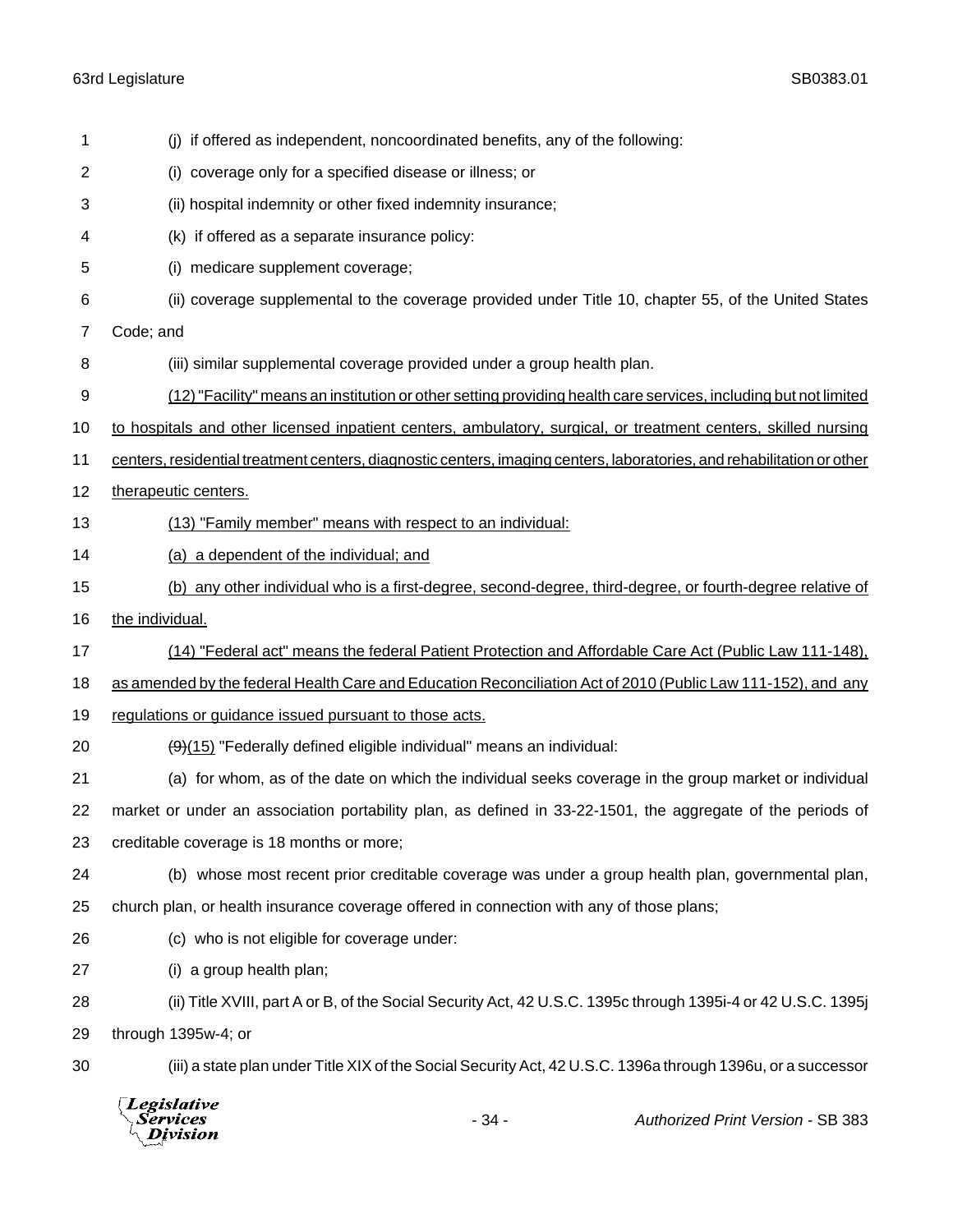(j) if offered as independent, noncoordinated benefits, any of the following:

(i) coverage only for a specified disease or illness; or

(ii) hospital indemnity or other fixed indemnity insurance;

(k) if offered as a separate insurance policy:

(i) medicare supplement coverage;

(ii) coverage supplemental to the coverage provided under Title 10, chapter 55, of the United States Code; and

(iii) similar supplemental coverage provided under a group health plan.

<u>(12) "Facility" means an institution or other setting providing health care services, including but not limited to hospitals and other licensed inpatient centers, ambulatory, surgical, or treatment centers, skilled nursing centers, residential treatment centers, diagnostic centers, imaging centers, laboratories, and rehabilitation or other therapeutic centers.</u>

<u>(13) "Family member" means with respect to an individual:</u>

<u>(a) a dependent of the individual; and</u>

<u>(b) any other individual who is a first-degree, second-degree, third-degree, or fourth-degree relative of the individual.</u>

<u>(14) "Federal act" means the federal Patient Protection and Affordable Care Act (Public Law 111-148), as amended by the federal Health Care and Education Reconciliation Act of 2010 (Public Law 111-152), and any regulations or guidance issued pursuant to those acts.</u>

~~(9)~~<u>(15)</u> "Federally defined eligible individual" means an individual:

(a) for whom, as of the date on which the individual seeks coverage in the group market or individual market or under an association portability plan, as defined in 33-22-1501, the aggregate of the periods of creditable coverage is 18 months or more;

(b) whose most recent prior creditable coverage was under a group health plan, governmental plan, church plan, or health insurance coverage offered in connection with any of those plans;

(c) who is not eligible for coverage under:

(i) a group health plan;

(ii) Title XVIII, part A or B, of the Social Security Act, 42 U.S.C. 1395c through 1395i-4 or 42 U.S.C. 1395j through 1395w-4; or

(iii) a state plan under Title XIX of the Social Security Act, 42 U.S.C. 1396a through 1396u, or a successor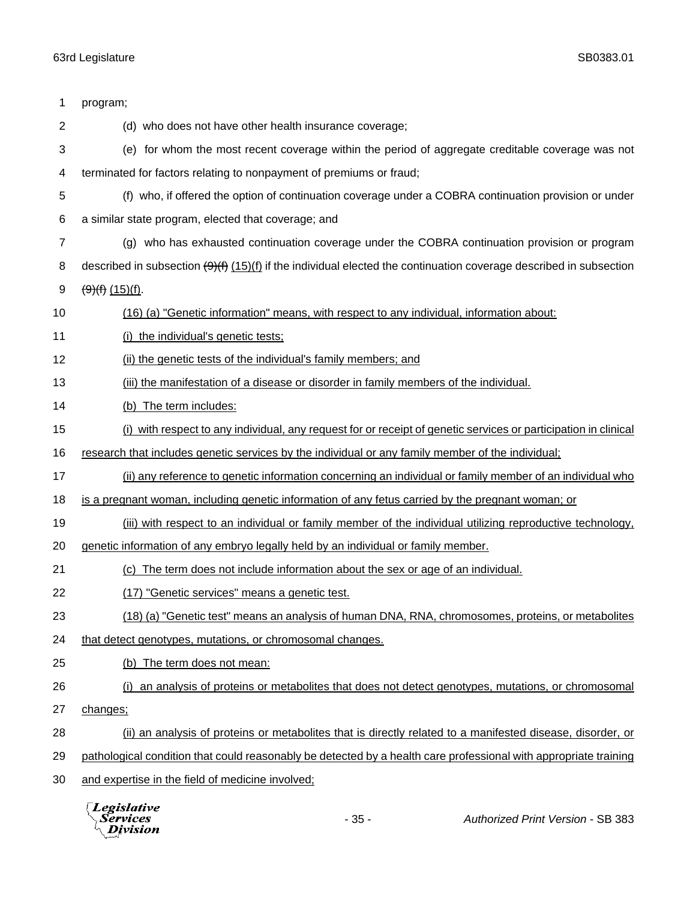program;

(d) who does not have other health insurance coverage;

(e) for whom the most recent coverage within the period of aggregate creditable coverage was not terminated for factors relating to nonpayment of premiums or fraud;

(f) who, if offered the option of continuation coverage under a COBRA continuation provision or under a similar state program, elected that coverage; and

(g) who has exhausted continuation coverage under the COBRA continuation provision or program described in subsection ~~(9)(f)~~ <u>(15)(f)</u> if the individual elected the continuation coverage described in subsection ~~(9)(f)~~ <u>(15)(f)</u>.

<u>(16) (a) "Genetic information" means, with respect to any individual, information about:</u>

<u>(i) the individual's genetic tests;</u>

<u>(ii) the genetic tests of the individual's family members; and</u>

<u>(iii) the manifestation of a disease or disorder in family members of the individual.</u>

<u>(b) The term includes:</u>

<u>(i) with respect to any individual, any request for or receipt of genetic services or participation in clinical research that includes genetic services by the individual or any family member of the individual;</u>

<u>(ii) any reference to genetic information concerning an individual or family member of an individual who is a pregnant woman, including genetic information of any fetus carried by the pregnant woman; or</u>

<u>(iii) with respect to an individual or family member of the individual utilizing reproductive technology, genetic information of any embryo legally held by an individual or family member.</u>

<u>(c) The term does not include information about the sex or age of an individual.</u>

<u>(17) "Genetic services" means a genetic test.</u>

<u>(18) (a) "Genetic test" means an analysis of human DNA, RNA, chromosomes, proteins, or metabolites that detect genotypes, mutations, or chromosomal changes.</u>

<u>(b) The term does not mean:</u>

<u>(i) an analysis of proteins or metabolites that does not detect genotypes, mutations, or chromosomal changes;</u>

<u>(ii) an analysis of proteins or metabolites that is directly related to a manifested disease, disorder, or pathological condition that could reasonably be detected by a health care professional with appropriate training and expertise in the field of medicine involved;</u>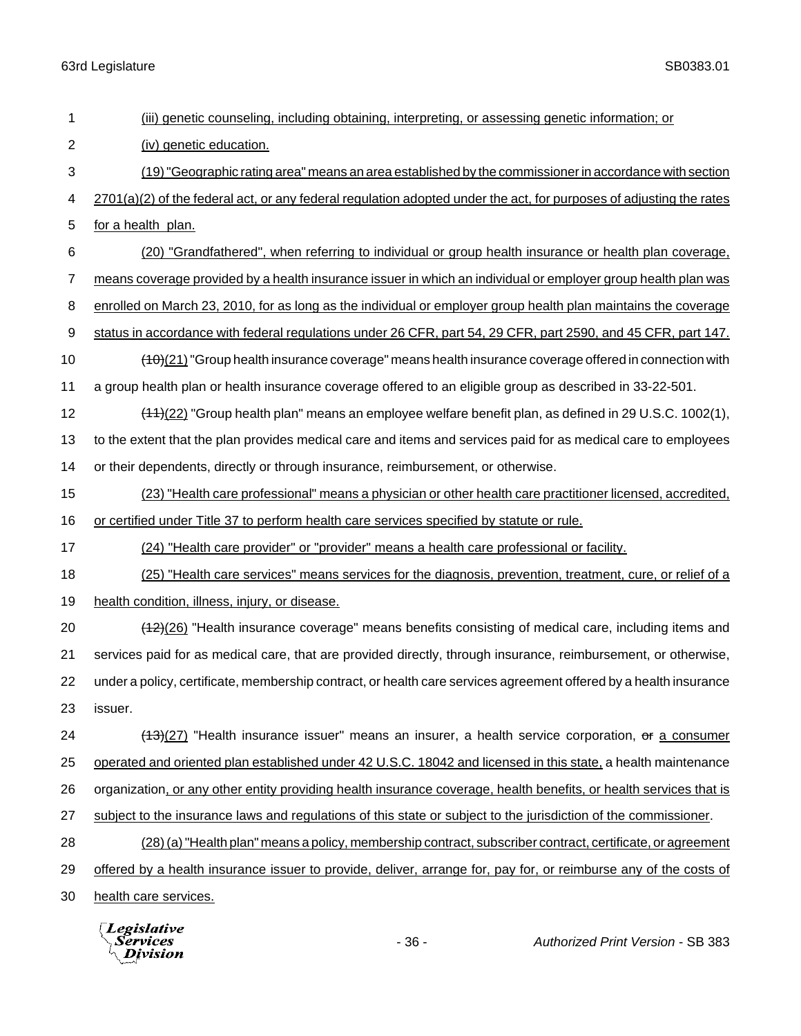(iii) genetic counseling, including obtaining, interpreting, or assessing genetic information; or

(iv) genetic education.

(19) "Geographic rating area" means an area established by the commissioner in accordance with section 2701(a)(2) of the federal act, or any federal regulation adopted under the act, for purposes of adjusting the rates for a health plan.

(20) "Grandfathered", when referring to individual or group health insurance or health plan coverage, means coverage provided by a health insurance issuer in which an individual or employer group health plan was enrolled on March 23, 2010, for as long as the individual or employer group health plan maintains the coverage status in accordance with federal regulations under 26 CFR, part 54, 29 CFR, part 2590, and 45 CFR, part 147.

~~(10)~~(21) "Group health insurance coverage" means health insurance coverage offered in connection with a group health plan or health insurance coverage offered to an eligible group as described in 33-22-501.

~~(11)~~(22) "Group health plan" means an employee welfare benefit plan, as defined in 29 U.S.C. 1002(1), to the extent that the plan provides medical care and items and services paid for as medical care to employees or their dependents, directly or through insurance, reimbursement, or otherwise.

(23) "Health care professional" means a physician or other health care practitioner licensed, accredited, or certified under Title 37 to perform health care services specified by statute or rule.

(24) "Health care provider" or "provider" means a health care professional or facility.

(25) "Health care services" means services for the diagnosis, prevention, treatment, cure, or relief of a health condition, illness, injury, or disease.

~~(12)~~(26) "Health insurance coverage" means benefits consisting of medical care, including items and services paid for as medical care, that are provided directly, through insurance, reimbursement, or otherwise, under a policy, certificate, membership contract, or health care services agreement offered by a health insurance issuer.

~~(13)~~(27) "Health insurance issuer" means an insurer, a health service corporation, ~~or~~ a consumer operated and oriented plan established under 42 U.S.C. 18042 and licensed in this state, a health maintenance organization, or any other entity providing health insurance coverage, health benefits, or health services that is subject to the insurance laws and regulations of this state or subject to the jurisdiction of the commissioner.

(28) (a) "Health plan" means a policy, membership contract, subscriber contract, certificate, or agreement offered by a health insurance issuer to provide, deliver, arrange for, pay for, or reimburse any of the costs of health care services.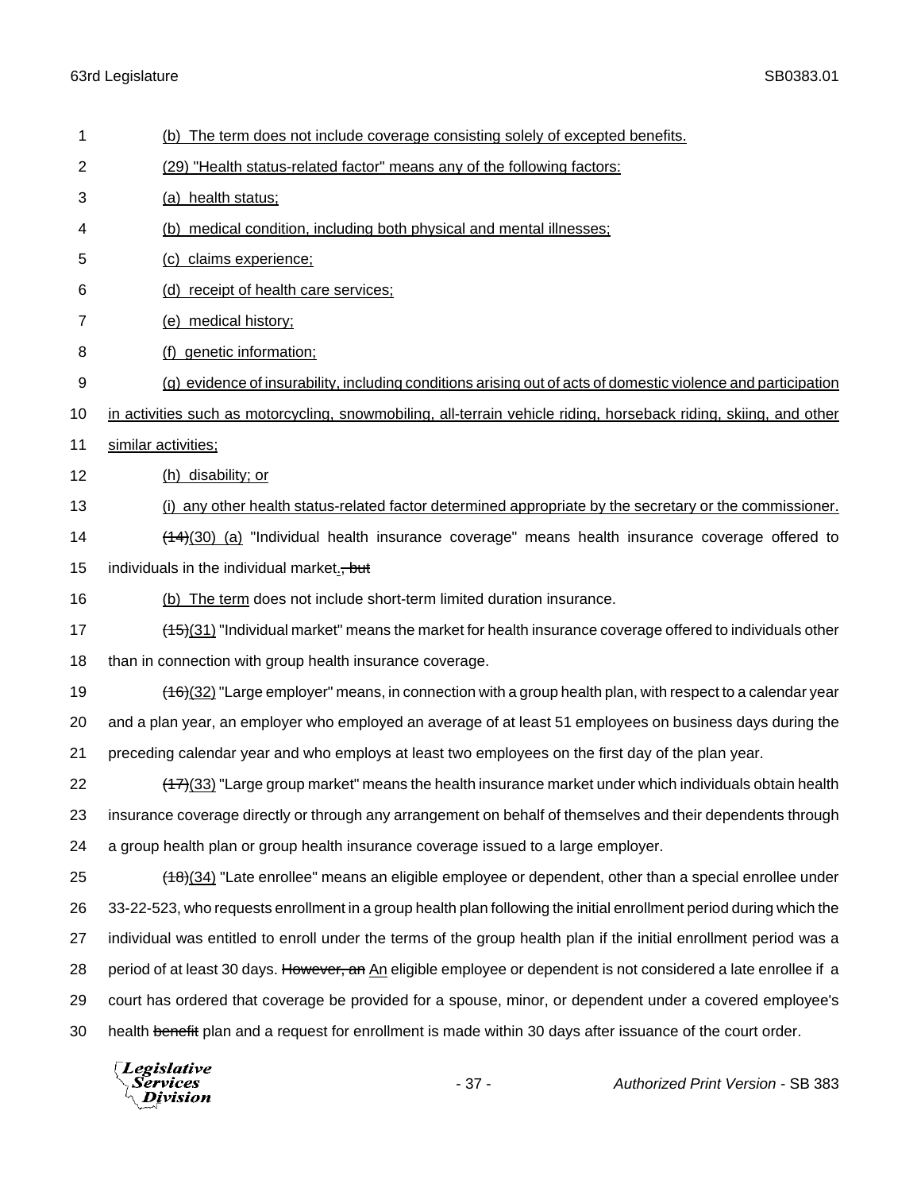(b) The term does not include coverage consisting solely of excepted benefits.

(29) "Health status-related factor" means any of the following factors:

(a) health status;

(b) medical condition, including both physical and mental illnesses;

(c) claims experience;

(d) receipt of health care services;

(e) medical history;

(f) genetic information;

(g) evidence of insurability, including conditions arising out of acts of domestic violence and participation in activities such as motorcycling, snowmobiling, all-terrain vehicle riding, horseback riding, skiing, and other similar activities;

(h) disability; or

(i) any other health status-related factor determined appropriate by the secretary or the commissioner.

~~(14)~~(30) (a) "Individual health insurance coverage" means health insurance coverage offered to individuals in the individual market.~~, but~~

(b) The term does not include short-term limited duration insurance.

~~(15)~~(31) "Individual market" means the market for health insurance coverage offered to individuals other than in connection with group health insurance coverage.

~~(16)~~(32) "Large employer" means, in connection with a group health plan, with respect to a calendar year and a plan year, an employer who employed an average of at least 51 employees on business days during the preceding calendar year and who employs at least two employees on the first day of the plan year.

~~(17)~~(33) "Large group market" means the health insurance market under which individuals obtain health insurance coverage directly or through any arrangement on behalf of themselves and their dependents through a group health plan or group health insurance coverage issued to a large employer.

~~(18)~~(34) "Late enrollee" means an eligible employee or dependent, other than a special enrollee under 33-22-523, who requests enrollment in a group health plan following the initial enrollment period during which the individual was entitled to enroll under the terms of the group health plan if the initial enrollment period was a period of at least 30 days. ~~However, an~~ An eligible employee or dependent is not considered a late enrollee if a court has ordered that coverage be provided for a spouse, minor, or dependent under a covered employee's health ~~benefit~~ plan and a request for enrollment is made within 30 days after issuance of the court order.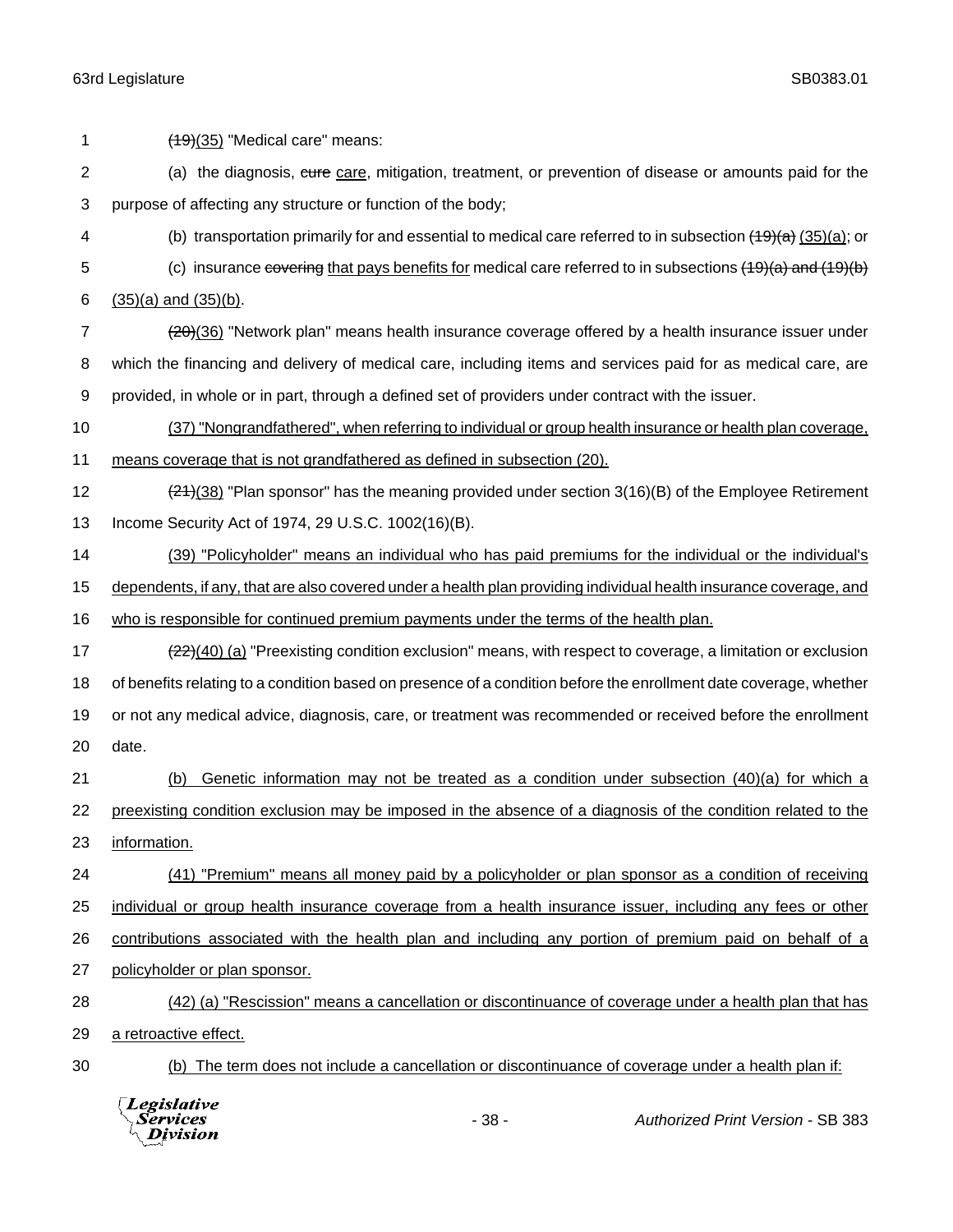~~(19)~~(35) "Medical care" means:

(a) the diagnosis, ~~cure~~ <u>care</u>, mitigation, treatment, or prevention of disease or amounts paid for the purpose of affecting any structure or function of the body;

(b) transportation primarily for and essential to medical care referred to in subsection ~~(19)(a)~~ <u>(35)(a)</u>; or

(c) insurance ~~covering~~ <u>that pays benefits for</u> medical care referred to in subsections ~~(19)(a) and (19)(b)~~ <u>(35)(a) and (35)(b)</u>.

~~(20)~~(36) "Network plan" means health insurance coverage offered by a health insurance issuer under which the financing and delivery of medical care, including items and services paid for as medical care, are provided, in whole or in part, through a defined set of providers under contract with the issuer.

<u>(37) "Nongrandfathered", when referring to individual or group health insurance or health plan coverage, means coverage that is not grandfathered as defined in subsection (20).</u>

~~(21)~~(38) "Plan sponsor" has the meaning provided under section 3(16)(B) of the Employee Retirement Income Security Act of 1974, 29 U.S.C. 1002(16)(B).

<u>(39) "Policyholder" means an individual who has paid premiums for the individual or the individual's dependents, if any, that are also covered under a health plan providing individual health insurance coverage, and who is responsible for continued premium payments under the terms of the health plan.</u>

~~(22)~~(40) <u>(a)</u> "Preexisting condition exclusion" means, with respect to coverage, a limitation or exclusion of benefits relating to a condition based on presence of a condition before the enrollment date coverage, whether or not any medical advice, diagnosis, care, or treatment was recommended or received before the enrollment date.

<u>(b) Genetic information may not be treated as a condition under subsection (40)(a) for which a preexisting condition exclusion may be imposed in the absence of a diagnosis of the condition related to the information.</u>

<u>(41) "Premium" means all money paid by a policyholder or plan sponsor as a condition of receiving individual or group health insurance coverage from a health insurance issuer, including any fees or other contributions associated with the health plan and including any portion of premium paid on behalf of a policyholder or plan sponsor.</u>

<u>(42) (a) "Rescission" means a cancellation or discontinuance of coverage under a health plan that has a retroactive effect.</u>

<u>(b) The term does not include a cancellation or discontinuance of coverage under a health plan if:</u>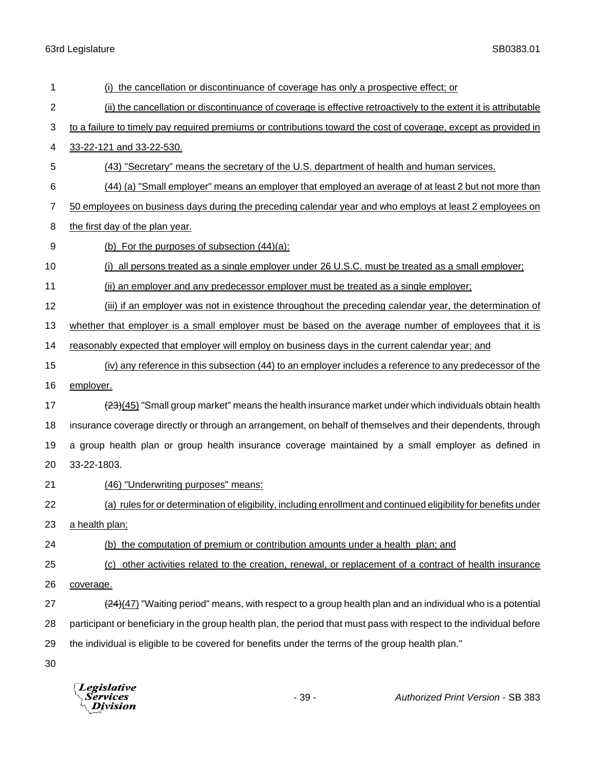(i) the cancellation or discontinuance of coverage has only a prospective effect; or

(ii) the cancellation or discontinuance of coverage is effective retroactively to the extent it is attributable to a failure to timely pay required premiums or contributions toward the cost of coverage, except as provided in 33-22-121 and 33-22-530.

(43) "Secretary" means the secretary of the U.S. department of health and human services.

(44) (a) "Small employer" means an employer that employed an average of at least 2 but not more than 50 employees on business days during the preceding calendar year and who employs at least 2 employees on the first day of the plan year.

(b) For the purposes of subsection (44)(a):

(i) all persons treated as a single employer under 26 U.S.C. must be treated as a small employer;

(ii) an employer and any predecessor employer must be treated as a single employer;

(iii) if an employer was not in existence throughout the preceding calendar year, the determination of whether that employer is a small employer must be based on the average number of employees that it is reasonably expected that employer will employ on business days in the current calendar year; and

(iv) any reference in this subsection (44) to an employer includes a reference to any predecessor of the employer.

~~(23)~~(45) "Small group market" means the health insurance market under which individuals obtain health insurance coverage directly or through an arrangement, on behalf of themselves and their dependents, through a group health plan or group health insurance coverage maintained by a small employer as defined in 33-22-1803.

(46) "Underwriting purposes" means:

(a) rules for or determination of eligibility, including enrollment and continued eligibility for benefits under a health plan;

(b) the computation of premium or contribution amounts under a health plan; and

(c) other activities related to the creation, renewal, or replacement of a contract of health insurance coverage.

~~(24)~~(47) "Waiting period" means, with respect to a group health plan and an individual who is a potential participant or beneficiary in the group health plan, the period that must pass with respect to the individual before the individual is eligible to be covered for benefits under the terms of the group health plan."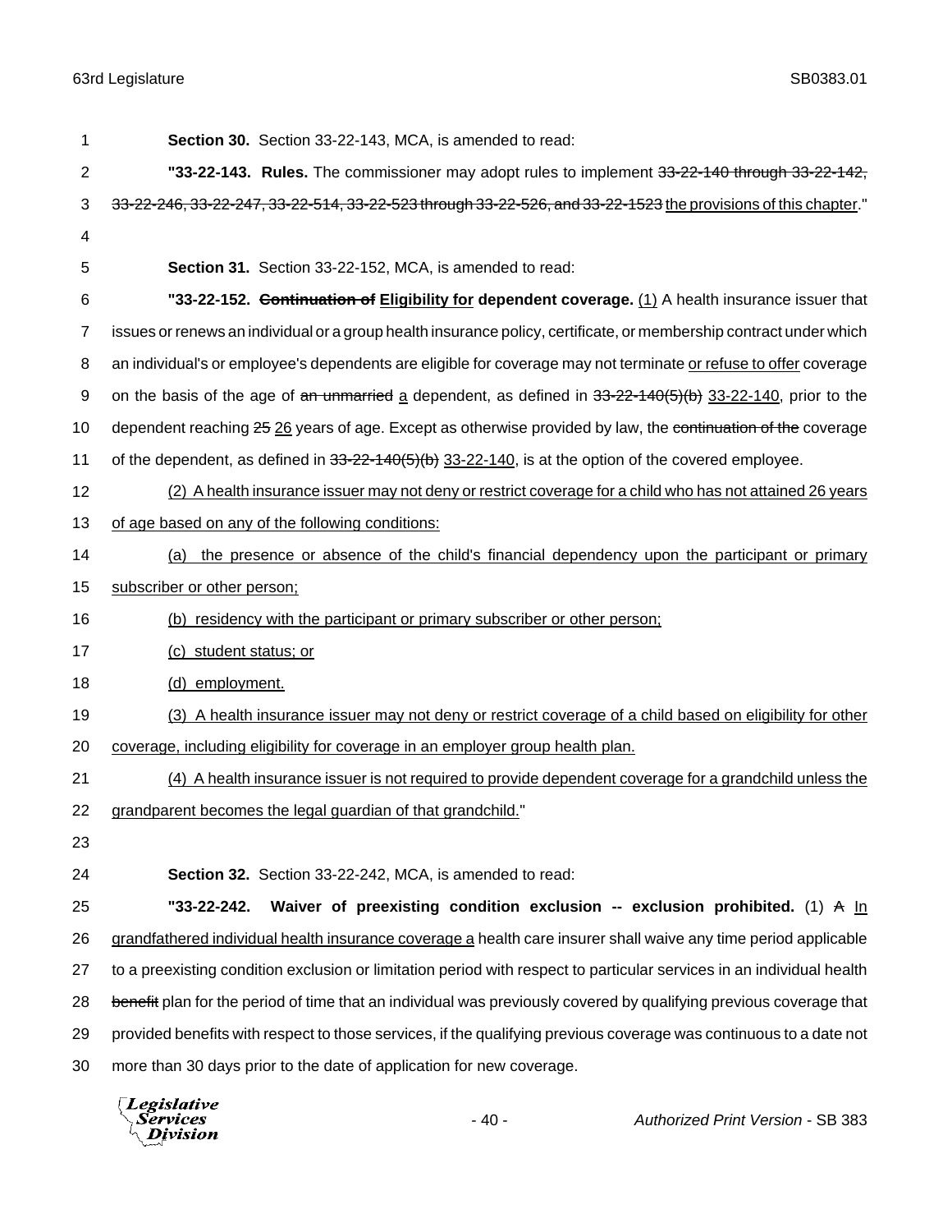**Section 30.** Section 33-22-143, MCA, is amended to read:

**"33-22-143. Rules.** The commissioner may adopt rules to implement ~~33-22-140 through 33-22-142, 33-22-246, 33-22-247, 33-22-514, 33-22-523 through 33-22-526, and 33-22-1523~~ <u>the provisions of this chapter</u>."

**Section 31.** Section 33-22-152, MCA, is amended to read:

**"33-22-152. ~~Continuation of~~ <u>Eligibility for</u> dependent coverage.** <u>(1)</u> A health insurance issuer that issues or renews an individual or a group health insurance policy, certificate, or membership contract under which an individual's or employee's dependents are eligible for coverage may not terminate <u>or refuse to offer</u> coverage on the basis of the age of ~~an unmarried~~ <u>a</u> dependent, as defined in ~~33-22-140(5)(b)~~ <u>33-22-140</u>, prior to the dependent reaching ~~25~~ <u>26</u> years of age. Except as otherwise provided by law, the ~~continuation of the~~ coverage of the dependent, as defined in ~~33-22-140(5)(b)~~ <u>33-22-140</u>, is at the option of the covered employee.

<u>(2) A health insurance issuer may not deny or restrict coverage for a child who has not attained 26 years of age based on any of the following conditions:</u>

<u>(a) the presence or absence of the child's financial dependency upon the participant or primary subscriber or other person;</u>

<u>(b) residency with the participant or primary subscriber or other person;</u>

<u>(c) student status; or</u>

<u>(d) employment.</u>

<u>(3) A health insurance issuer may not deny or restrict coverage of a child based on eligibility for other coverage, including eligibility for coverage in an employer group health plan.</u>

<u>(4) A health insurance issuer is not required to provide dependent coverage for a grandchild unless the grandparent becomes the legal guardian of that grandchild.</u>"

**Section 32.** Section 33-22-242, MCA, is amended to read:

**"33-22-242. Waiver of preexisting condition exclusion -- exclusion prohibited.** (1) ~~A~~ <u>In grandfathered individual health insurance coverage a</u> health care insurer shall waive any time period applicable to a preexisting condition exclusion or limitation period with respect to particular services in an individual health ~~benefit~~ plan for the period of time that an individual was previously covered by qualifying previous coverage that provided benefits with respect to those services, if the qualifying previous coverage was continuous to a date not more than 30 days prior to the date of application for new coverage.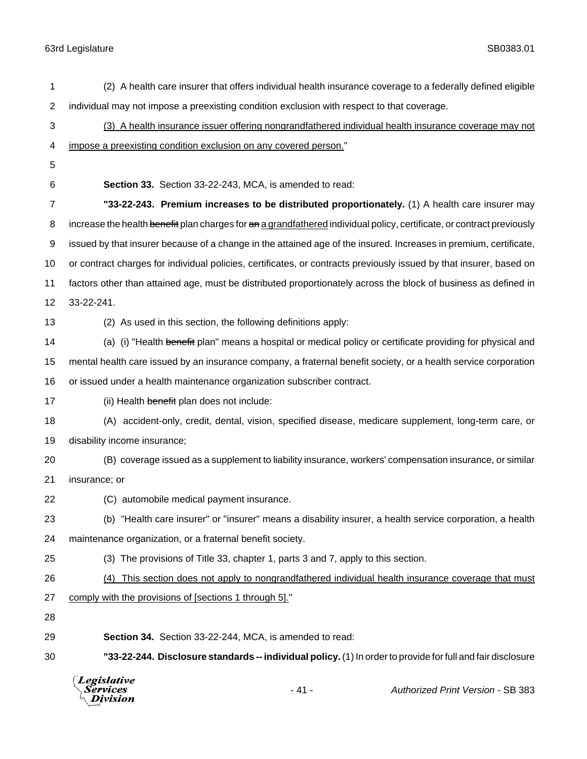(2) A health care insurer that offers individual health insurance coverage to a federally defined eligible individual may not impose a preexisting condition exclusion with respect to that coverage.

<u>(3) A health insurance issuer offering nongrandfathered individual health insurance coverage may not impose a preexisting condition exclusion on any covered person.</u>"

**Section 33.** Section 33-22-243, MCA, is amended to read:

**"33-22-243. Premium increases to be distributed proportionately.** (1) A health care insurer may increase the health ~~benefit~~ plan charges for ~~an~~ <u>a grandfathered</u> individual policy, certificate, or contract previously issued by that insurer because of a change in the attained age of the insured. Increases in premium, certificate, or contract charges for individual policies, certificates, or contracts previously issued by that insurer, based on factors other than attained age, must be distributed proportionately across the block of business as defined in 33-22-241.

(2) As used in this section, the following definitions apply:

(a) (i) "Health ~~benefit~~ plan" means a hospital or medical policy or certificate providing for physical and mental health care issued by an insurance company, a fraternal benefit society, or a health service corporation or issued under a health maintenance organization subscriber contract.

(ii) Health ~~benefit~~ plan does not include:

(A) accident-only, credit, dental, vision, specified disease, medicare supplement, long-term care, or disability income insurance;

(B) coverage issued as a supplement to liability insurance, workers' compensation insurance, or similar insurance; or

(C) automobile medical payment insurance.

(b) "Health care insurer" or "insurer" means a disability insurer, a health service corporation, a health maintenance organization, or a fraternal benefit society.

(3) The provisions of Title 33, chapter 1, parts 3 and 7, apply to this section.

<u>(4) This section does not apply to nongrandfathered individual health insurance coverage that must comply with the provisions of [sections 1 through 5].</u>"

**Section 34.** Section 33-22-244, MCA, is amended to read:

**"33-22-244. Disclosure standards -- individual policy.** (1) In order to provide for full and fair disclosure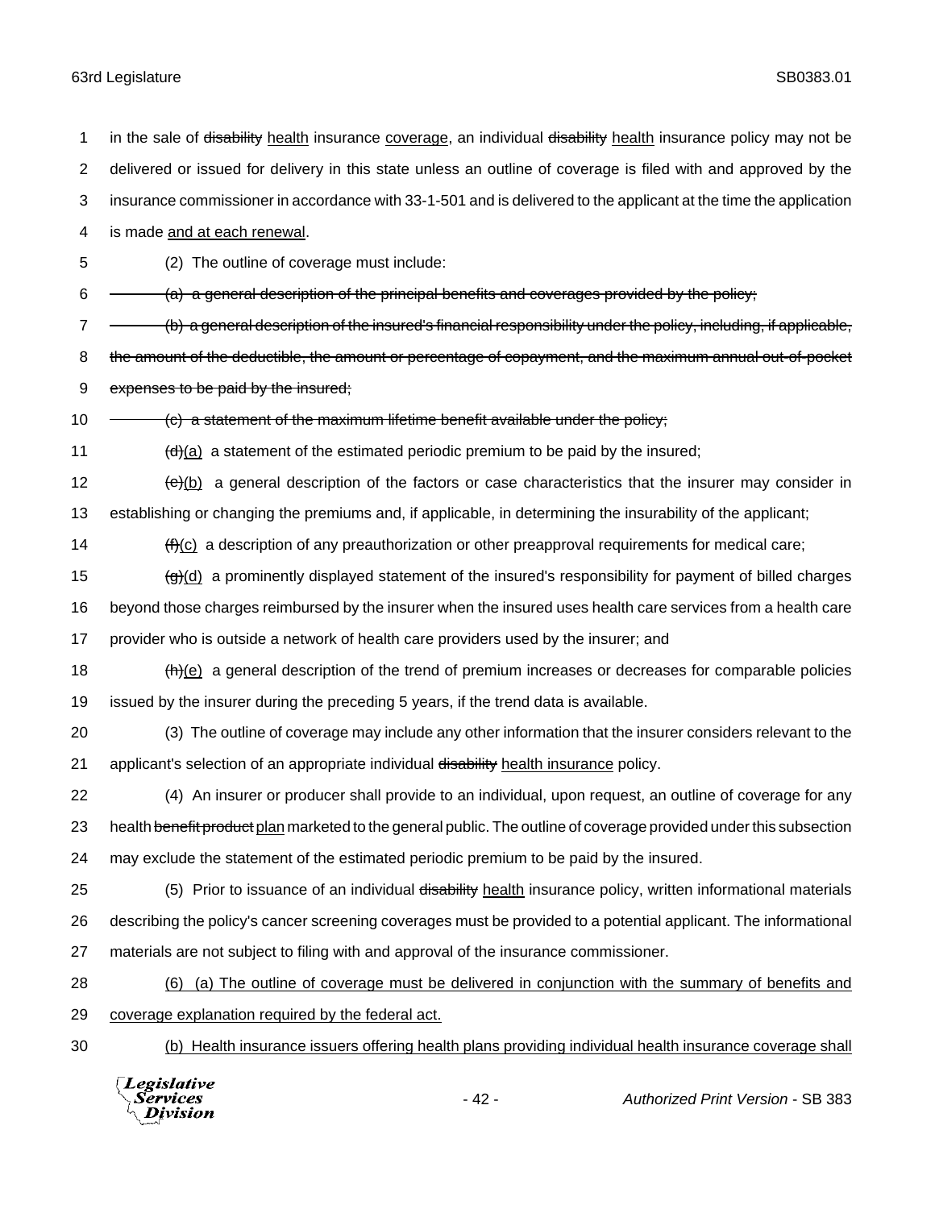in the sale of ~~disability~~ health insurance coverage, an individual ~~disability~~ health insurance policy may not be delivered or issued for delivery in this state unless an outline of coverage is filed with and approved by the insurance commissioner in accordance with 33-1-501 and is delivered to the applicant at the time the application is made and at each renewal.

(2) The outline of coverage must include:

~~(a) a general description of the principal benefits and coverages provided by the policy;~~

~~(b) a general description of the insured's financial responsibility under the policy, including, if applicable, the amount of the deductible, the amount or percentage of copayment, and the maximum annual out-of-pocket expenses to be paid by the insured;~~

~~(c) a statement of the maximum lifetime benefit available under the policy;~~

~~(d)~~(a) a statement of the estimated periodic premium to be paid by the insured;

~~(e)~~(b) a general description of the factors or case characteristics that the insurer may consider in establishing or changing the premiums and, if applicable, in determining the insurability of the applicant;

~~(f)~~(c) a description of any preauthorization or other preapproval requirements for medical care;

~~(g)~~(d) a prominently displayed statement of the insured's responsibility for payment of billed charges beyond those charges reimbursed by the insurer when the insured uses health care services from a health care provider who is outside a network of health care providers used by the insurer; and

~~(h)~~(e) a general description of the trend of premium increases or decreases for comparable policies issued by the insurer during the preceding 5 years, if the trend data is available.

(3) The outline of coverage may include any other information that the insurer considers relevant to the applicant's selection of an appropriate individual ~~disability~~ health insurance policy.

(4) An insurer or producer shall provide to an individual, upon request, an outline of coverage for any health ~~benefit product~~ plan marketed to the general public. The outline of coverage provided under this subsection may exclude the statement of the estimated periodic premium to be paid by the insured.

(5) Prior to issuance of an individual ~~disability~~ health insurance policy, written informational materials describing the policy's cancer screening coverages must be provided to a potential applicant. The informational materials are not subject to filing with and approval of the insurance commissioner.

(6) (a) The outline of coverage must be delivered in conjunction with the summary of benefits and coverage explanation required by the federal act.

(b) Health insurance issuers offering health plans providing individual health insurance coverage shall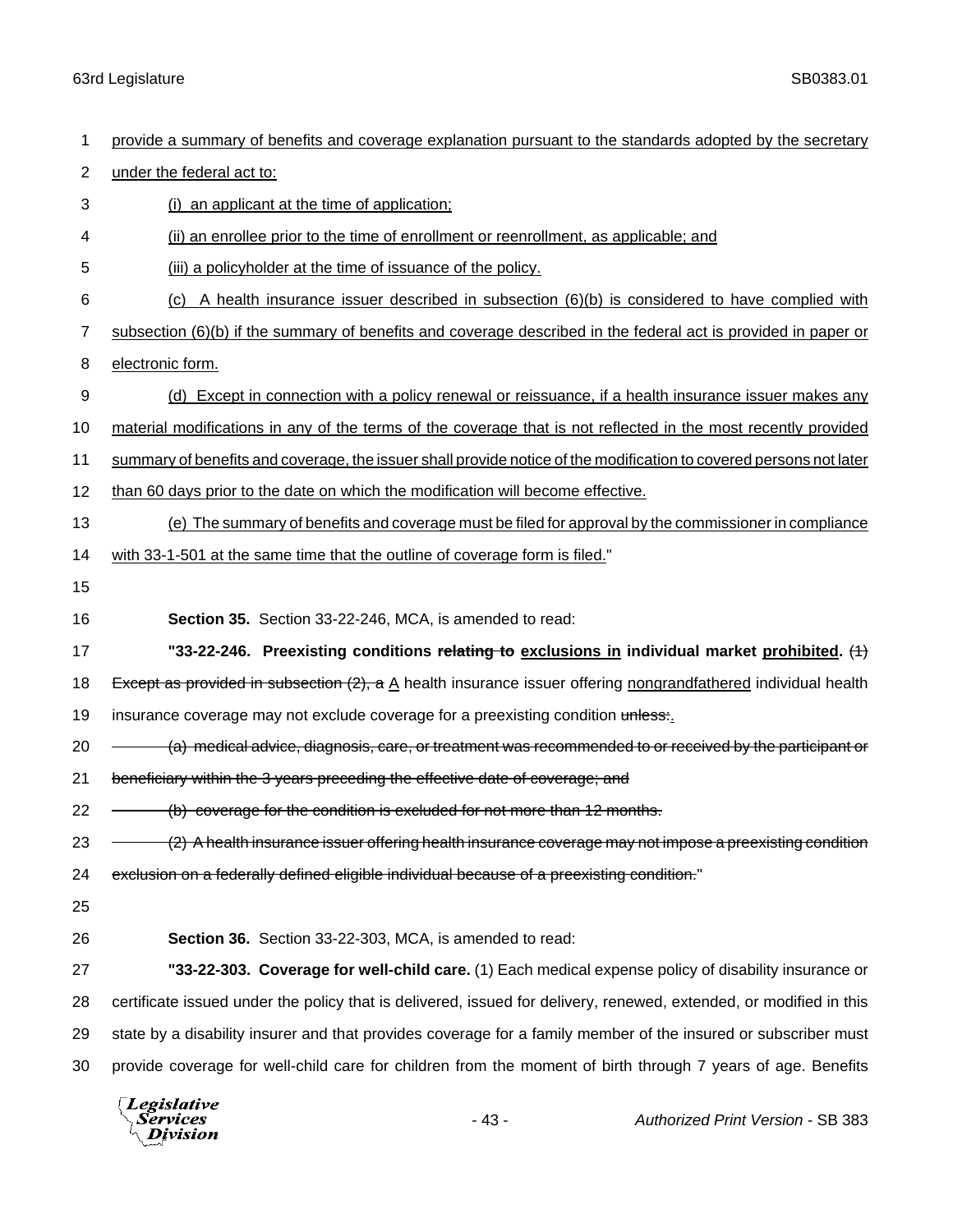provide a summary of benefits and coverage explanation pursuant to the standards adopted by the secretary under the federal act to:

(i) an applicant at the time of application;

(ii) an enrollee prior to the time of enrollment or reenrollment, as applicable; and

(iii) a policyholder at the time of issuance of the policy.

(c) A health insurance issuer described in subsection (6)(b) is considered to have complied with subsection (6)(b) if the summary of benefits and coverage described in the federal act is provided in paper or electronic form.

(d) Except in connection with a policy renewal or reissuance, if a health insurance issuer makes any material modifications in any of the terms of the coverage that is not reflected in the most recently provided summary of benefits and coverage, the issuer shall provide notice of the modification to covered persons not later than 60 days prior to the date on which the modification will become effective.

(e) The summary of benefits and coverage must be filed for approval by the commissioner in compliance with 33-1-501 at the same time that the outline of coverage form is filed."

**Section 35.** Section 33-22-246, MCA, is amended to read:

**"33-22-246. Preexisting conditions ~~relating to~~ exclusions in individual market prohibited.** ~~(1) Except as provided in subsection (2), a~~ A health insurance issuer offering nongrandfathered individual health insurance coverage may not exclude coverage for a preexisting condition ~~unless:~~.

~~(a) medical advice, diagnosis, care, or treatment was recommended to or received by the participant or beneficiary within the 3 years preceding the effective date of coverage; and~~

~~(b) coverage for the condition is excluded for not more than 12 months.~~

~~(2) A health insurance issuer offering health insurance coverage may not impose a preexisting condition exclusion on a federally defined eligible individual because of a preexisting condition.~~"

**Section 36.** Section 33-22-303, MCA, is amended to read:

**"33-22-303. Coverage for well-child care.** (1) Each medical expense policy of disability insurance or certificate issued under the policy that is delivered, issued for delivery, renewed, extended, or modified in this state by a disability insurer and that provides coverage for a family member of the insured or subscriber must provide coverage for well-child care for children from the moment of birth through 7 years of age. Benefits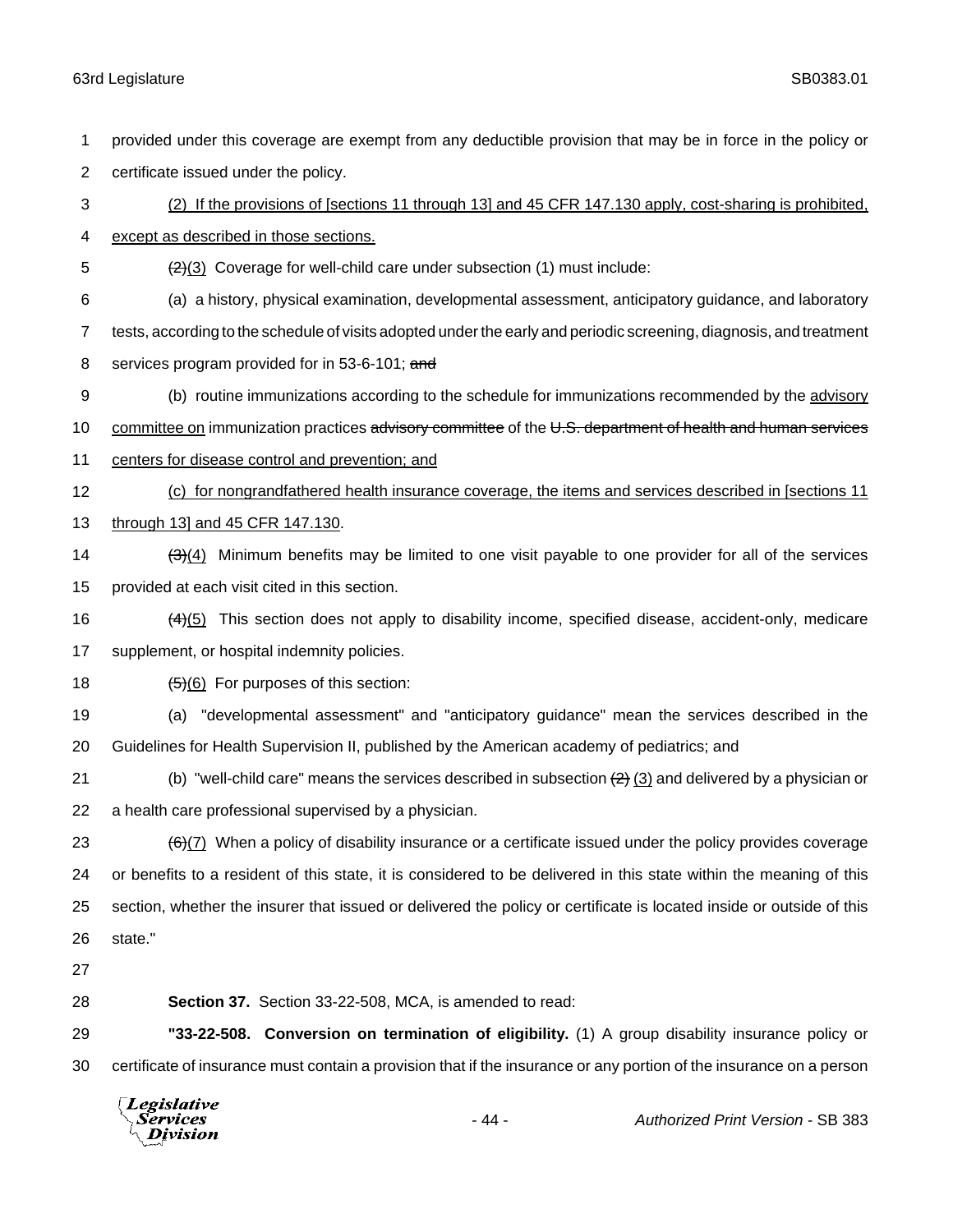provided under this coverage are exempt from any deductible provision that may be in force in the policy or certificate issued under the policy.

(2) If the provisions of [sections 11 through 13] and 45 CFR 147.130 apply, cost-sharing is prohibited, except as described in those sections.

~~(2)~~(3) Coverage for well-child care under subsection (1) must include:

(a) a history, physical examination, developmental assessment, anticipatory guidance, and laboratory tests, according to the schedule of visits adopted under the early and periodic screening, diagnosis, and treatment services program provided for in 53-6-101; ~~and~~

(b) routine immunizations according to the schedule for immunizations recommended by the advisory committee on immunization practices ~~advisory committee~~ of the ~~U.S. department of health and human services~~ centers for disease control and prevention; and

(c) for nongrandfathered health insurance coverage, the items and services described in [sections 11 through 13] and 45 CFR 147.130.

~~(3)~~(4) Minimum benefits may be limited to one visit payable to one provider for all of the services provided at each visit cited in this section.

~~(4)~~(5) This section does not apply to disability income, specified disease, accident-only, medicare supplement, or hospital indemnity policies.

~~(5)~~(6) For purposes of this section:

(a) "developmental assessment" and "anticipatory guidance" mean the services described in the Guidelines for Health Supervision II, published by the American academy of pediatrics; and

(b) "well-child care" means the services described in subsection ~~(2)~~ (3) and delivered by a physician or a health care professional supervised by a physician.

~~(6)~~(7) When a policy of disability insurance or a certificate issued under the policy provides coverage or benefits to a resident of this state, it is considered to be delivered in this state within the meaning of this section, whether the insurer that issued or delivered the policy or certificate is located inside or outside of this state."

**Section 37.** Section 33-22-508, MCA, is amended to read:

**"33-22-508. Conversion on termination of eligibility.** (1) A group disability insurance policy or certificate of insurance must contain a provision that if the insurance or any portion of the insurance on a person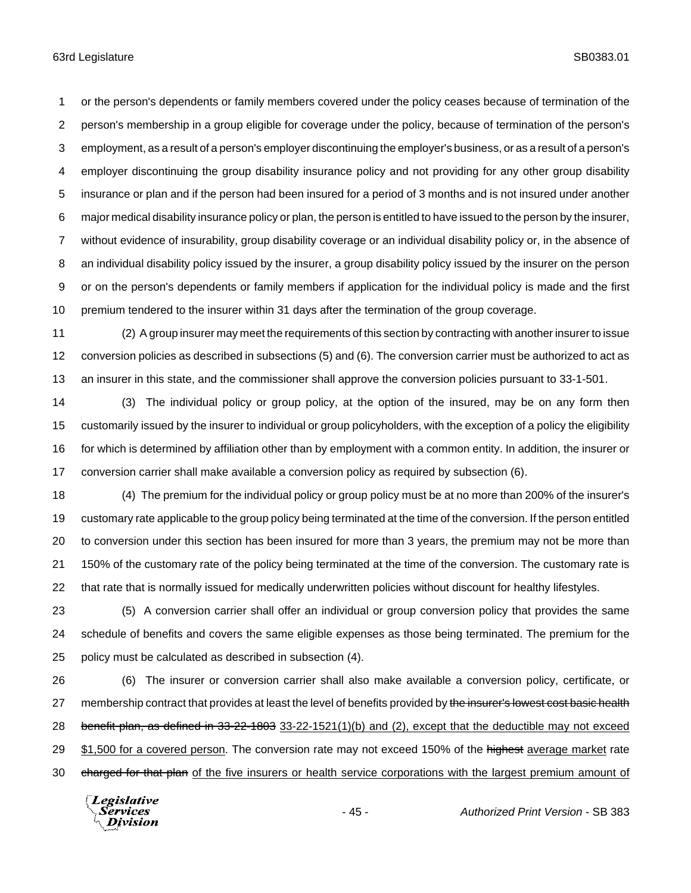or the person's dependents or family members covered under the policy ceases because of termination of the person's membership in a group eligible for coverage under the policy, because of termination of the person's employment, as a result of a person's employer discontinuing the employer's business, or as a result of a person's employer discontinuing the group disability insurance policy and not providing for any other group disability insurance or plan and if the person had been insured for a period of 3 months and is not insured under another major medical disability insurance policy or plan, the person is entitled to have issued to the person by the insurer, without evidence of insurability, group disability coverage or an individual disability policy or, in the absence of an individual disability policy issued by the insurer, a group disability policy issued by the insurer on the person or on the person's dependents or family members if application for the individual policy is made and the first premium tendered to the insurer within 31 days after the termination of the group coverage.

(2) A group insurer may meet the requirements of this section by contracting with another insurer to issue conversion policies as described in subsections (5) and (6). The conversion carrier must be authorized to act as an insurer in this state, and the commissioner shall approve the conversion policies pursuant to 33-1-501.

(3) The individual policy or group policy, at the option of the insured, may be on any form then customarily issued by the insurer to individual or group policyholders, with the exception of a policy the eligibility for which is determined by affiliation other than by employment with a common entity. In addition, the insurer or conversion carrier shall make available a conversion policy as required by subsection (6).

(4) The premium for the individual policy or group policy must be at no more than 200% of the insurer's customary rate applicable to the group policy being terminated at the time of the conversion. If the person entitled to conversion under this section has been insured for more than 3 years, the premium may not be more than 150% of the customary rate of the policy being terminated at the time of the conversion. The customary rate is that rate that is normally issued for medically underwritten policies without discount for healthy lifestyles.

(5) A conversion carrier shall offer an individual or group conversion policy that provides the same schedule of benefits and covers the same eligible expenses as those being terminated. The premium for the policy must be calculated as described in subsection (4).

(6) The insurer or conversion carrier shall also make available a conversion policy, certificate, or membership contract that provides at least the level of benefits provided by ~~the insurer's lowest cost basic health benefit plan, as defined in 33-22-1803~~ <u>33-22-1521(1)(b) and (2), except that the deductible may not exceed $1,500 for a covered person</u>. The conversion rate may not exceed 150% of the ~~highest~~ <u>average market</u> rate ~~charged for that plan~~ <u>of the five insurers or health service corporations with the largest premium amount of</u>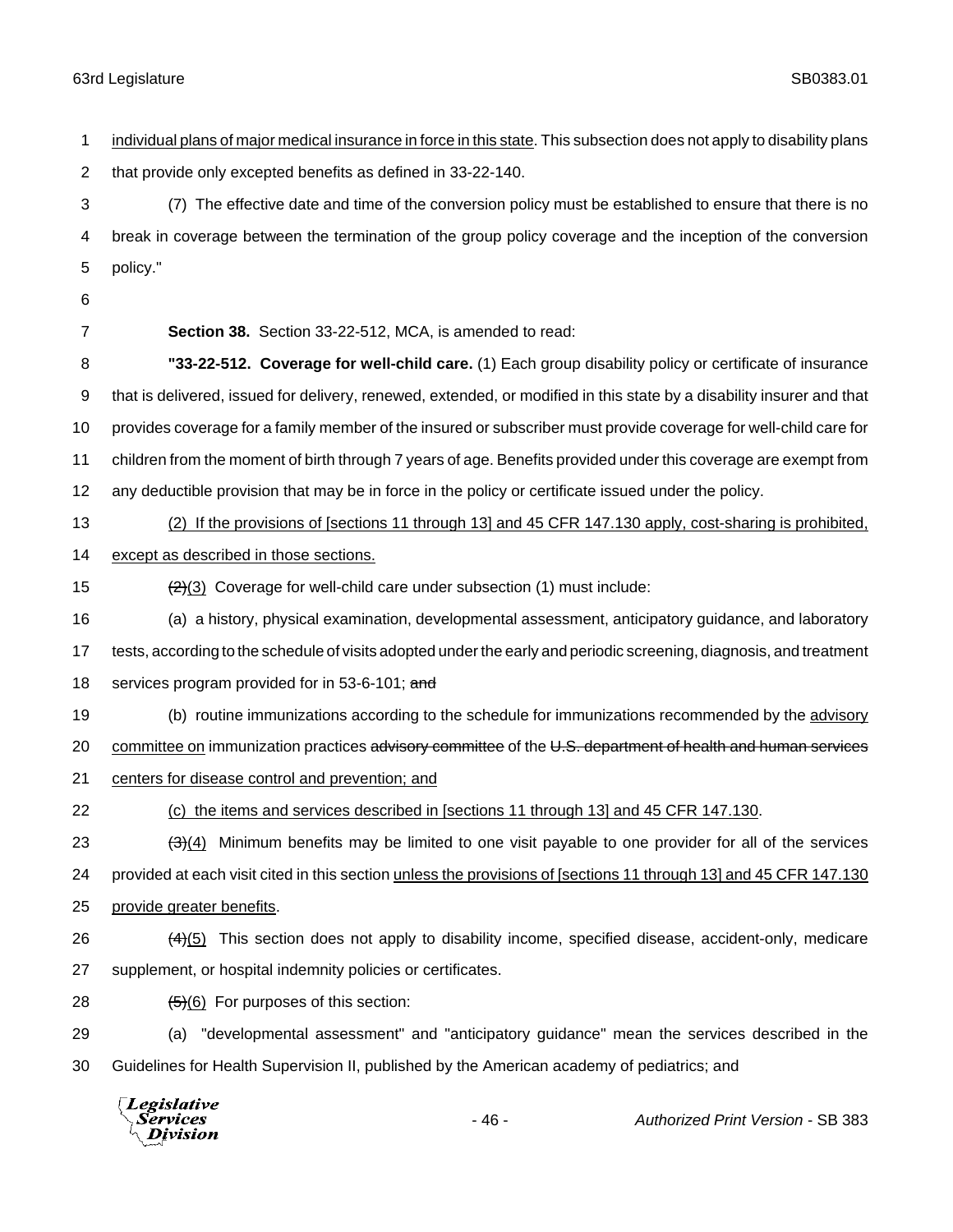individual plans of major medical insurance in force in this state. This subsection does not apply to disability plans that provide only excepted benefits as defined in 33-22-140.

(7) The effective date and time of the conversion policy must be established to ensure that there is no break in coverage between the termination of the group policy coverage and the inception of the conversion policy."

**Section 38.** Section 33-22-512, MCA, is amended to read:

**"33-22-512. Coverage for well-child care.** (1) Each group disability policy or certificate of insurance that is delivered, issued for delivery, renewed, extended, or modified in this state by a disability insurer and that provides coverage for a family member of the insured or subscriber must provide coverage for well-child care for children from the moment of birth through 7 years of age. Benefits provided under this coverage are exempt from any deductible provision that may be in force in the policy or certificate issued under the policy.

(2) If the provisions of [sections 11 through 13] and 45 CFR 147.130 apply, cost-sharing is prohibited, except as described in those sections.

~~(2)~~(3) Coverage for well-child care under subsection (1) must include:

(a) a history, physical examination, developmental assessment, anticipatory guidance, and laboratory tests, according to the schedule of visits adopted under the early and periodic screening, diagnosis, and treatment services program provided for in 53-6-101; ~~and~~

(b) routine immunizations according to the schedule for immunizations recommended by the advisory committee on immunization practices ~~advisory committee~~ of the ~~U.S. department of health and human services~~ centers for disease control and prevention; and

(c) the items and services described in [sections 11 through 13] and 45 CFR 147.130.

~~(3)~~(4) Minimum benefits may be limited to one visit payable to one provider for all of the services provided at each visit cited in this section unless the provisions of [sections 11 through 13] and 45 CFR 147.130 provide greater benefits.

~~(4)~~(5) This section does not apply to disability income, specified disease, accident-only, medicare supplement, or hospital indemnity policies or certificates.

~~(5)~~(6) For purposes of this section:

(a) "developmental assessment" and "anticipatory guidance" mean the services described in the Guidelines for Health Supervision II, published by the American academy of pediatrics; and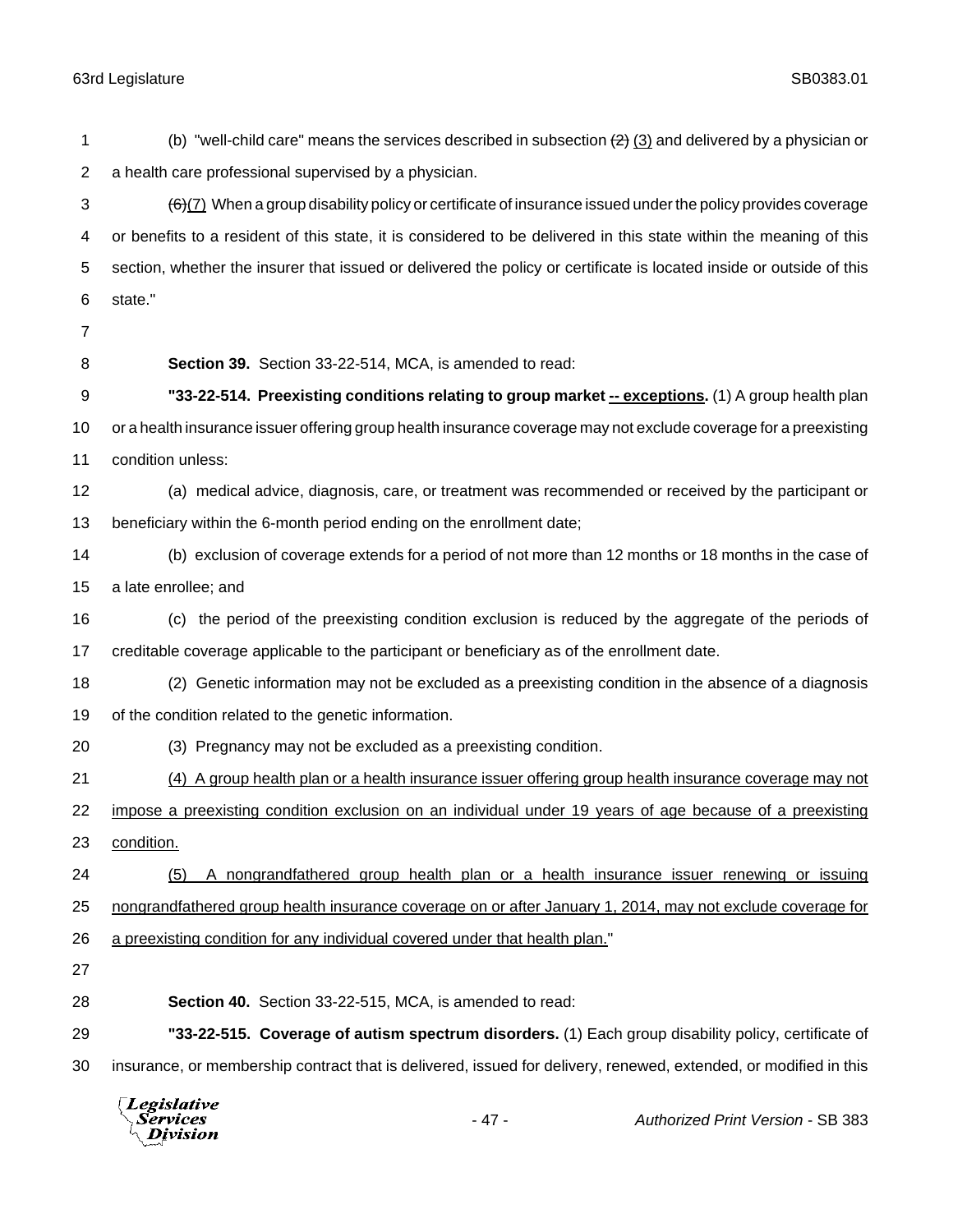(b) "well-child care" means the services described in subsection ~~(2)~~ (3) and delivered by a physician or a health care professional supervised by a physician.

~~(6)~~(7) When a group disability policy or certificate of insurance issued under the policy provides coverage or benefits to a resident of this state, it is considered to be delivered in this state within the meaning of this section, whether the insurer that issued or delivered the policy or certificate is located inside or outside of this state."

**Section 39.** Section 33-22-514, MCA, is amended to read:

**"33-22-514. Preexisting conditions relating to group market -- exceptions.** (1) A group health plan or a health insurance issuer offering group health insurance coverage may not exclude coverage for a preexisting condition unless:

(a) medical advice, diagnosis, care, or treatment was recommended or received by the participant or beneficiary within the 6-month period ending on the enrollment date;

(b) exclusion of coverage extends for a period of not more than 12 months or 18 months in the case of a late enrollee; and

(c) the period of the preexisting condition exclusion is reduced by the aggregate of the periods of creditable coverage applicable to the participant or beneficiary as of the enrollment date.

(2) Genetic information may not be excluded as a preexisting condition in the absence of a diagnosis of the condition related to the genetic information.

(3) Pregnancy may not be excluded as a preexisting condition.

<u>(4) A group health plan or a health insurance issuer offering group health insurance coverage may not impose a preexisting condition exclusion on an individual under 19 years of age because of a preexisting condition.</u>

<u>(5) A nongrandfathered group health plan or a health insurance issuer renewing or issuing nongrandfathered group health insurance coverage on or after January 1, 2014, may not exclude coverage for a preexisting condition for any individual covered under that health plan.</u>"

**Section 40.** Section 33-22-515, MCA, is amended to read:

**"33-22-515. Coverage of autism spectrum disorders.** (1) Each group disability policy, certificate of insurance, or membership contract that is delivered, issued for delivery, renewed, extended, or modified in this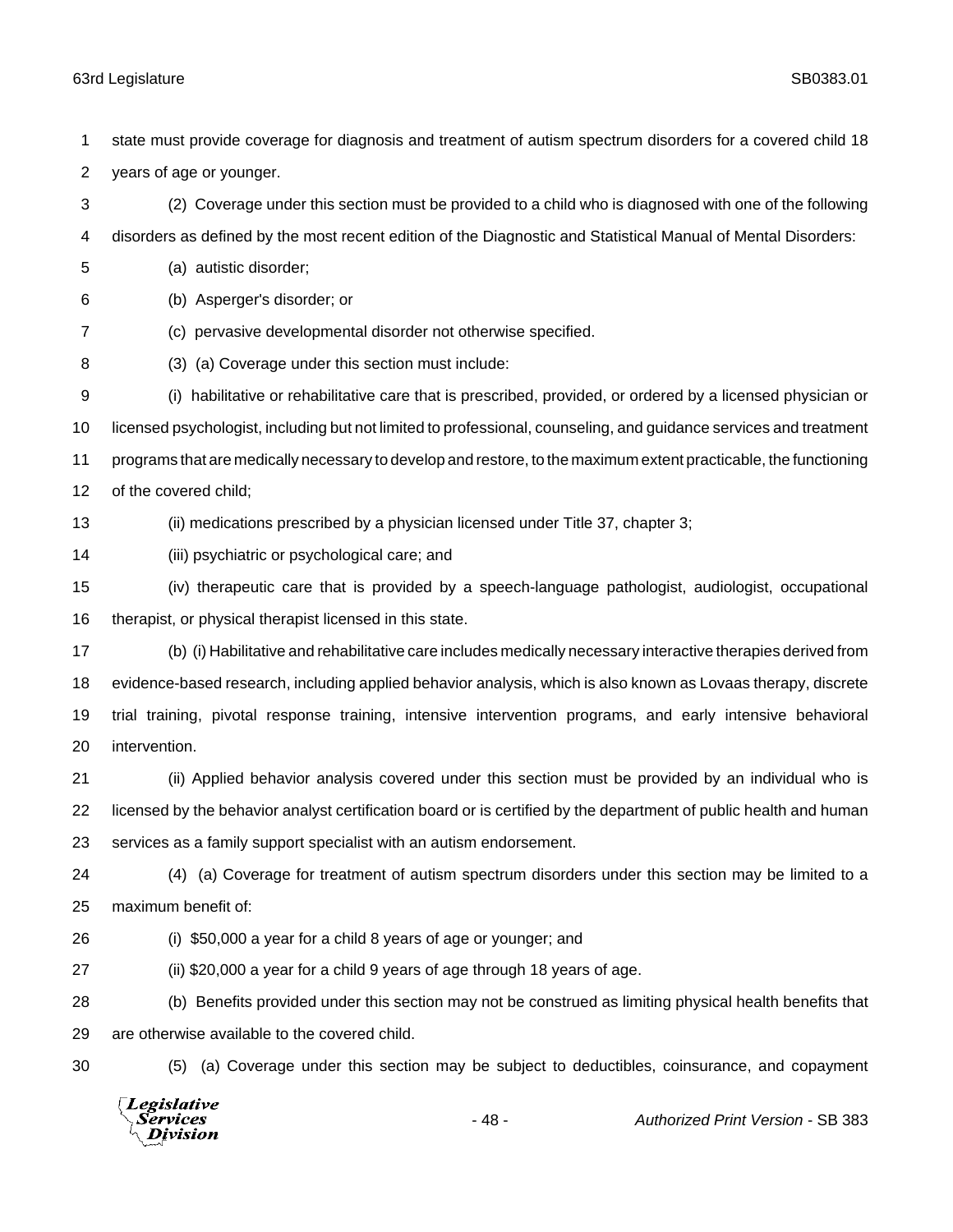state must provide coverage for diagnosis and treatment of autism spectrum disorders for a covered child 18 years of age or younger.

(2) Coverage under this section must be provided to a child who is diagnosed with one of the following disorders as defined by the most recent edition of the Diagnostic and Statistical Manual of Mental Disorders:

(a) autistic disorder;

(b) Asperger's disorder; or

(c) pervasive developmental disorder not otherwise specified.

(3) (a) Coverage under this section must include:

(i) habilitative or rehabilitative care that is prescribed, provided, or ordered by a licensed physician or licensed psychologist, including but not limited to professional, counseling, and guidance services and treatment programs that are medically necessary to develop and restore, to the maximum extent practicable, the functioning of the covered child;

(ii) medications prescribed by a physician licensed under Title 37, chapter 3;

(iii) psychiatric or psychological care; and

(iv) therapeutic care that is provided by a speech-language pathologist, audiologist, occupational therapist, or physical therapist licensed in this state.

(b) (i) Habilitative and rehabilitative care includes medically necessary interactive therapies derived from evidence-based research, including applied behavior analysis, which is also known as Lovaas therapy, discrete trial training, pivotal response training, intensive intervention programs, and early intensive behavioral intervention.

(ii) Applied behavior analysis covered under this section must be provided by an individual who is licensed by the behavior analyst certification board or is certified by the department of public health and human services as a family support specialist with an autism endorsement.

(4) (a) Coverage for treatment of autism spectrum disorders under this section may be limited to a maximum benefit of:

(i) $50,000 a year for a child 8 years of age or younger; and

(ii) $20,000 a year for a child 9 years of age through 18 years of age.

(b) Benefits provided under this section may not be construed as limiting physical health benefits that are otherwise available to the covered child.

(5) (a) Coverage under this section may be subject to deductibles, coinsurance, and copayment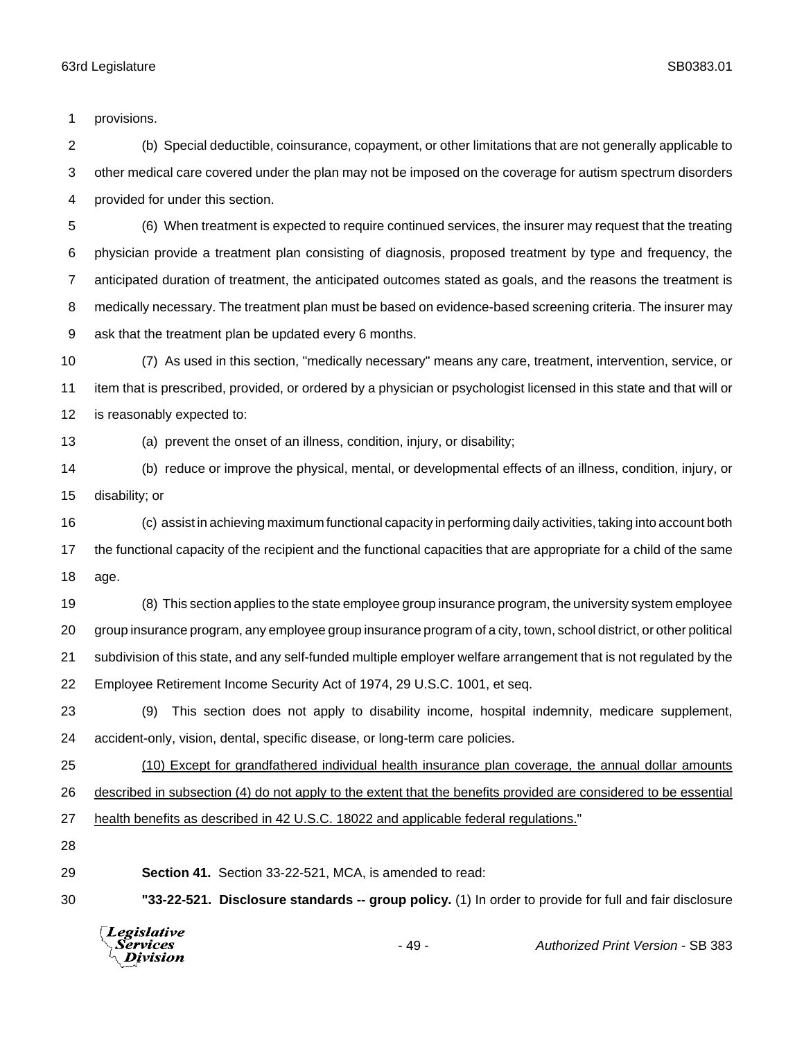provisions.

(b) Special deductible, coinsurance, copayment, or other limitations that are not generally applicable to other medical care covered under the plan may not be imposed on the coverage for autism spectrum disorders provided for under this section.

(6) When treatment is expected to require continued services, the insurer may request that the treating physician provide a treatment plan consisting of diagnosis, proposed treatment by type and frequency, the anticipated duration of treatment, the anticipated outcomes stated as goals, and the reasons the treatment is medically necessary. The treatment plan must be based on evidence-based screening criteria. The insurer may ask that the treatment plan be updated every 6 months.

(7) As used in this section, "medically necessary" means any care, treatment, intervention, service, or item that is prescribed, provided, or ordered by a physician or psychologist licensed in this state and that will or is reasonably expected to:

(a) prevent the onset of an illness, condition, injury, or disability;

(b) reduce or improve the physical, mental, or developmental effects of an illness, condition, injury, or disability; or

(c) assist in achieving maximum functional capacity in performing daily activities, taking into account both the functional capacity of the recipient and the functional capacities that are appropriate for a child of the same age.

(8) This section applies to the state employee group insurance program, the university system employee group insurance program, any employee group insurance program of a city, town, school district, or other political subdivision of this state, and any self-funded multiple employer welfare arrangement that is not regulated by the Employee Retirement Income Security Act of 1974, 29 U.S.C. 1001, et seq.

(9) This section does not apply to disability income, hospital indemnity, medicare supplement, accident-only, vision, dental, specific disease, or long-term care policies.

<u>(10) Except for grandfathered individual health insurance plan coverage, the annual dollar amounts described in subsection (4) do not apply to the extent that the benefits provided are considered to be essential health benefits as described in 42 U.S.C. 18022 and applicable federal regulations.</u>"

**Section 41.** Section 33-22-521, MCA, is amended to read:

**"33-22-521. Disclosure standards -- group policy.** (1) In order to provide for full and fair disclosure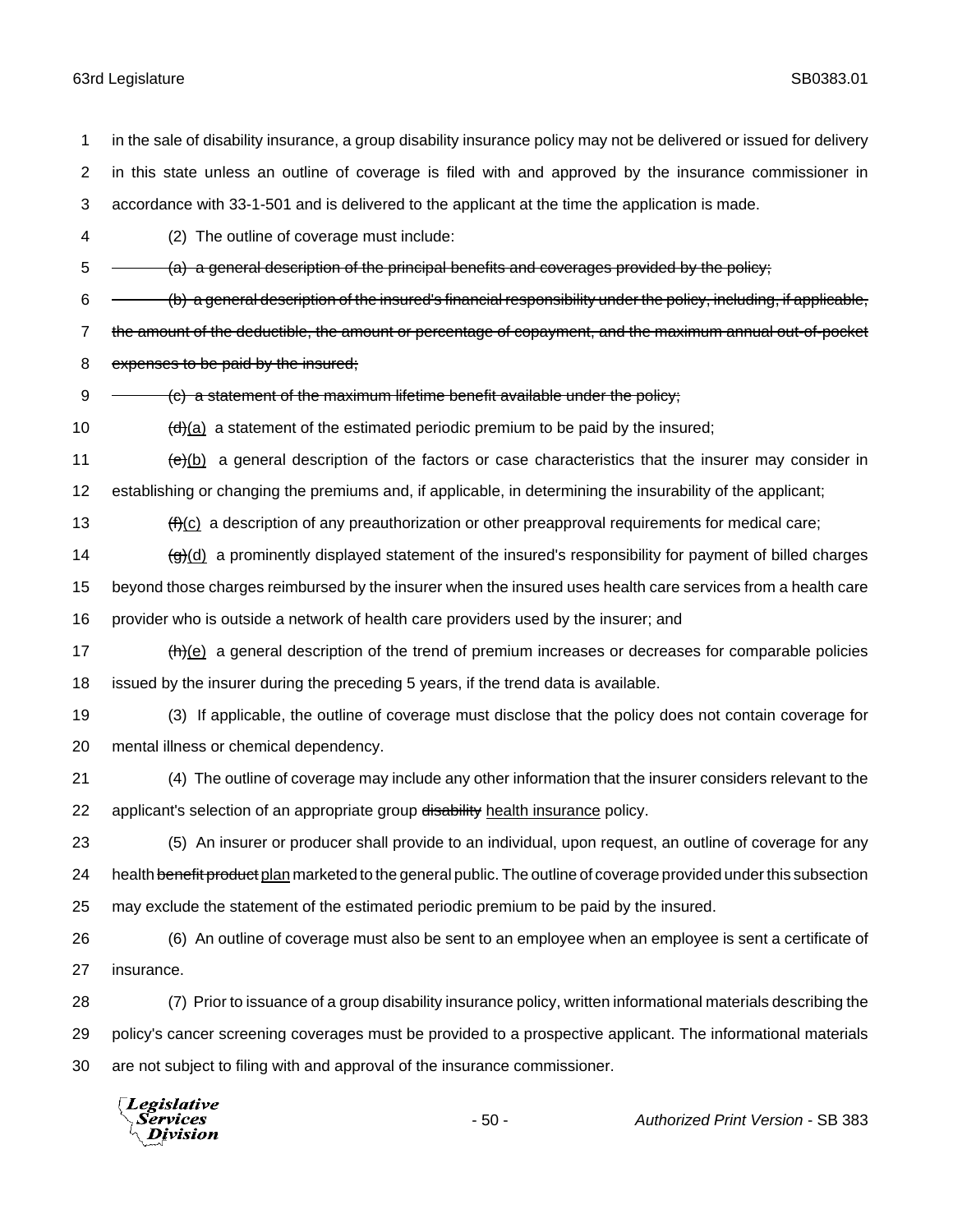in the sale of disability insurance, a group disability insurance policy may not be delivered or issued for delivery in this state unless an outline of coverage is filed with and approved by the insurance commissioner in accordance with 33-1-501 and is delivered to the applicant at the time the application is made.

(2) The outline of coverage must include:

~~(a) a general description of the principal benefits and coverages provided by the policy;~~

~~(b) a general description of the insured's financial responsibility under the policy, including, if applicable, the amount of the deductible, the amount or percentage of copayment, and the maximum annual out-of-pocket expenses to be paid by the insured;~~

~~(c) a statement of the maximum lifetime benefit available under the policy;~~

~~(d)~~(a) a statement of the estimated periodic premium to be paid by the insured;

~~(e)~~(b) a general description of the factors or case characteristics that the insurer may consider in establishing or changing the premiums and, if applicable, in determining the insurability of the applicant;

~~(f)~~(c) a description of any preauthorization or other preapproval requirements for medical care;

~~(g)~~(d) a prominently displayed statement of the insured's responsibility for payment of billed charges beyond those charges reimbursed by the insurer when the insured uses health care services from a health care provider who is outside a network of health care providers used by the insurer; and

~~(h)~~(e) a general description of the trend of premium increases or decreases for comparable policies issued by the insurer during the preceding 5 years, if the trend data is available.

(3) If applicable, the outline of coverage must disclose that the policy does not contain coverage for mental illness or chemical dependency.

(4) The outline of coverage may include any other information that the insurer considers relevant to the applicant's selection of an appropriate group ~~disability~~ health insurance policy.

(5) An insurer or producer shall provide to an individual, upon request, an outline of coverage for any health ~~benefit product~~ plan marketed to the general public. The outline of coverage provided under this subsection may exclude the statement of the estimated periodic premium to be paid by the insured.

(6) An outline of coverage must also be sent to an employee when an employee is sent a certificate of insurance.

(7) Prior to issuance of a group disability insurance policy, written informational materials describing the policy's cancer screening coverages must be provided to a prospective applicant. The informational materials are not subject to filing with and approval of the insurance commissioner.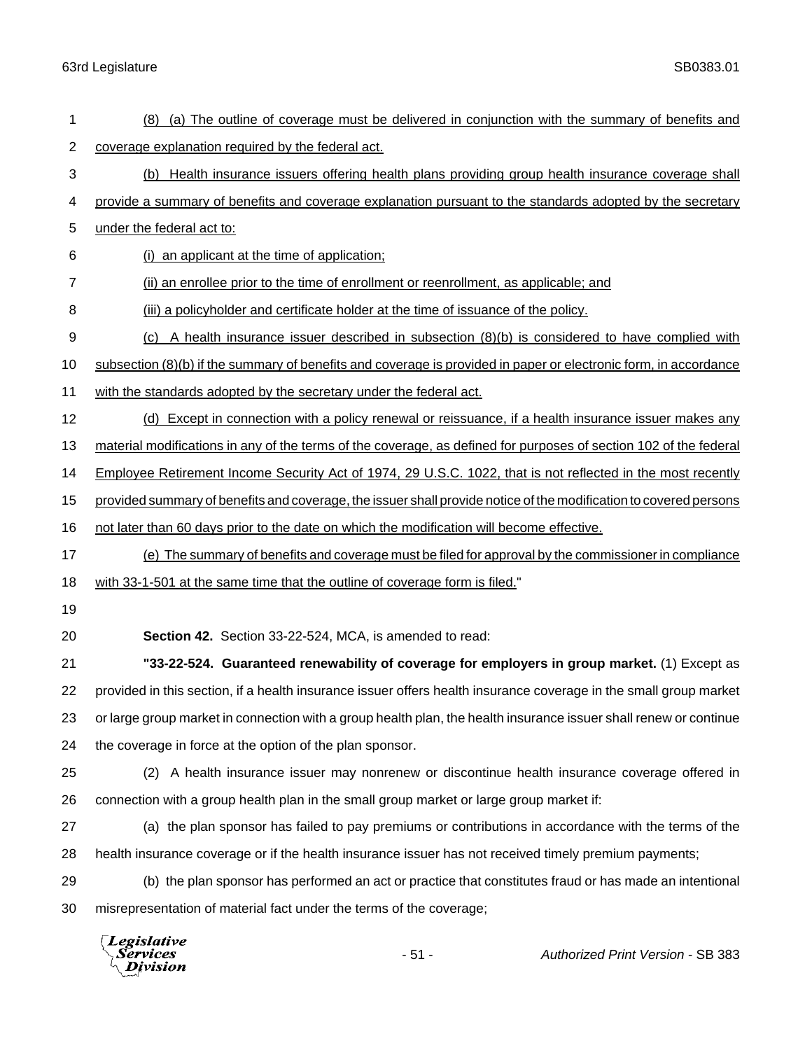(8) (a) The outline of coverage must be delivered in conjunction with the summary of benefits and coverage explanation required by the federal act.

(b) Health insurance issuers offering health plans providing group health insurance coverage shall provide a summary of benefits and coverage explanation pursuant to the standards adopted by the secretary under the federal act to:

(i) an applicant at the time of application;

(ii) an enrollee prior to the time of enrollment or reenrollment, as applicable; and

(iii) a policyholder and certificate holder at the time of issuance of the policy.

(c) A health insurance issuer described in subsection (8)(b) is considered to have complied with subsection (8)(b) if the summary of benefits and coverage is provided in paper or electronic form, in accordance with the standards adopted by the secretary under the federal act.

(d) Except in connection with a policy renewal or reissuance, if a health insurance issuer makes any material modifications in any of the terms of the coverage, as defined for purposes of section 102 of the federal Employee Retirement Income Security Act of 1974, 29 U.S.C. 1022, that is not reflected in the most recently provided summary of benefits and coverage, the issuer shall provide notice of the modification to covered persons not later than 60 days prior to the date on which the modification will become effective.

(e) The summary of benefits and coverage must be filed for approval by the commissioner in compliance with 33-1-501 at the same time that the outline of coverage form is filed."

**Section 42.** Section 33-22-524, MCA, is amended to read:

**"33-22-524. Guaranteed renewability of coverage for employers in group market.** (1) Except as provided in this section, if a health insurance issuer offers health insurance coverage in the small group market or large group market in connection with a group health plan, the health insurance issuer shall renew or continue the coverage in force at the option of the plan sponsor.

(2) A health insurance issuer may nonrenew or discontinue health insurance coverage offered in connection with a group health plan in the small group market or large group market if:

(a) the plan sponsor has failed to pay premiums or contributions in accordance with the terms of the health insurance coverage or if the health insurance issuer has not received timely premium payments;

(b) the plan sponsor has performed an act or practice that constitutes fraud or has made an intentional misrepresentation of material fact under the terms of the coverage;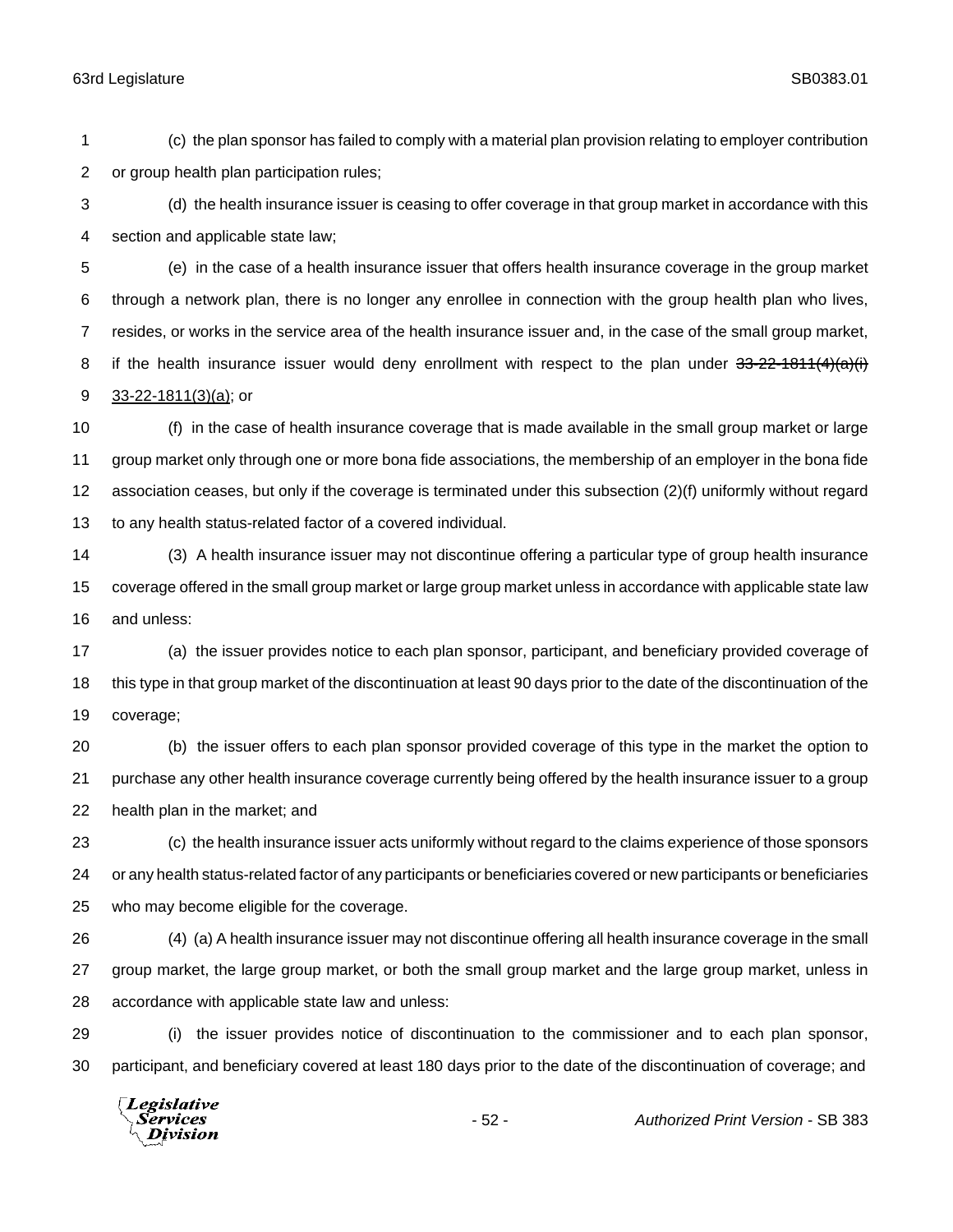(c) the plan sponsor has failed to comply with a material plan provision relating to employer contribution or group health plan participation rules;

(d) the health insurance issuer is ceasing to offer coverage in that group market in accordance with this section and applicable state law;

(e) in the case of a health insurance issuer that offers health insurance coverage in the group market through a network plan, there is no longer any enrollee in connection with the group health plan who lives, resides, or works in the service area of the health insurance issuer and, in the case of the small group market, if the health insurance issuer would deny enrollment with respect to the plan under ~~33-22-1811(4)(a)(i)~~ 33-22-1811(3)(a); or

(f) in the case of health insurance coverage that is made available in the small group market or large group market only through one or more bona fide associations, the membership of an employer in the bona fide association ceases, but only if the coverage is terminated under this subsection (2)(f) uniformly without regard to any health status-related factor of a covered individual.

(3) A health insurance issuer may not discontinue offering a particular type of group health insurance coverage offered in the small group market or large group market unless in accordance with applicable state law and unless:

(a) the issuer provides notice to each plan sponsor, participant, and beneficiary provided coverage of this type in that group market of the discontinuation at least 90 days prior to the date of the discontinuation of the coverage;

(b) the issuer offers to each plan sponsor provided coverage of this type in the market the option to purchase any other health insurance coverage currently being offered by the health insurance issuer to a group health plan in the market; and

(c) the health insurance issuer acts uniformly without regard to the claims experience of those sponsors or any health status-related factor of any participants or beneficiaries covered or new participants or beneficiaries who may become eligible for the coverage.

(4) (a) A health insurance issuer may not discontinue offering all health insurance coverage in the small group market, the large group market, or both the small group market and the large group market, unless in accordance with applicable state law and unless:

(i) the issuer provides notice of discontinuation to the commissioner and to each plan sponsor, participant, and beneficiary covered at least 180 days prior to the date of the discontinuation of coverage; and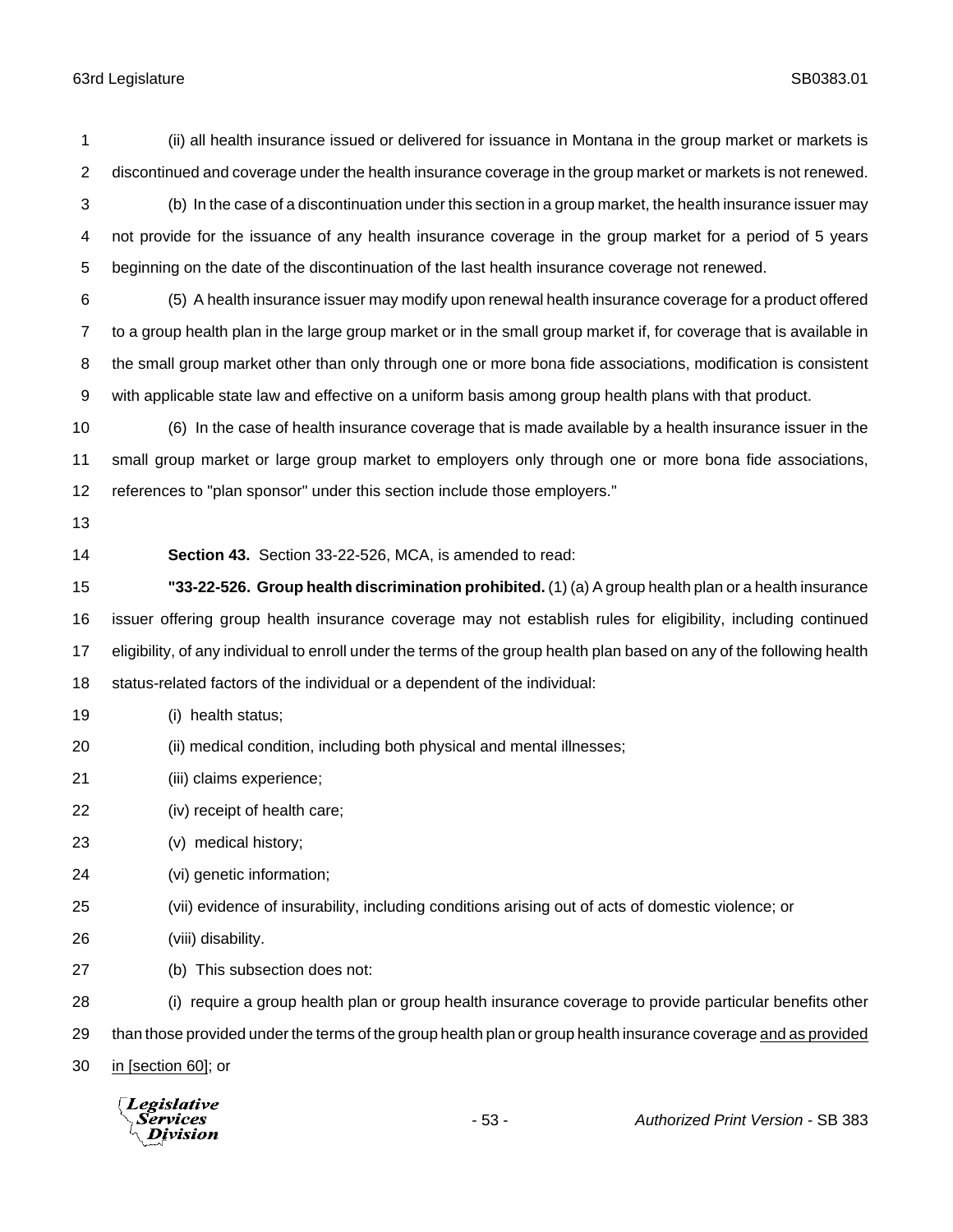(ii) all health insurance issued or delivered for issuance in Montana in the group market or markets is discontinued and coverage under the health insurance coverage in the group market or markets is not renewed.

(b) In the case of a discontinuation under this section in a group market, the health insurance issuer may not provide for the issuance of any health insurance coverage in the group market for a period of 5 years beginning on the date of the discontinuation of the last health insurance coverage not renewed.

(5) A health insurance issuer may modify upon renewal health insurance coverage for a product offered to a group health plan in the large group market or in the small group market if, for coverage that is available in the small group market other than only through one or more bona fide associations, modification is consistent with applicable state law and effective on a uniform basis among group health plans with that product.

(6) In the case of health insurance coverage that is made available by a health insurance issuer in the small group market or large group market to employers only through one or more bona fide associations, references to "plan sponsor" under this section include those employers."

**Section 43.** Section 33-22-526, MCA, is amended to read:

**"33-22-526. Group health discrimination prohibited.** (1) (a) A group health plan or a health insurance issuer offering group health insurance coverage may not establish rules for eligibility, including continued eligibility, of any individual to enroll under the terms of the group health plan based on any of the following health status-related factors of the individual or a dependent of the individual:

(i) health status;

(ii) medical condition, including both physical and mental illnesses;

(iii) claims experience;

(iv) receipt of health care;

(v) medical history;

(vi) genetic information;

(vii) evidence of insurability, including conditions arising out of acts of domestic violence; or

(viii) disability.

(b) This subsection does not:

(i) require a group health plan or group health insurance coverage to provide particular benefits other than those provided under the terms of the group health plan or group health insurance coverage <u>and as provided in [section 60]</u>; or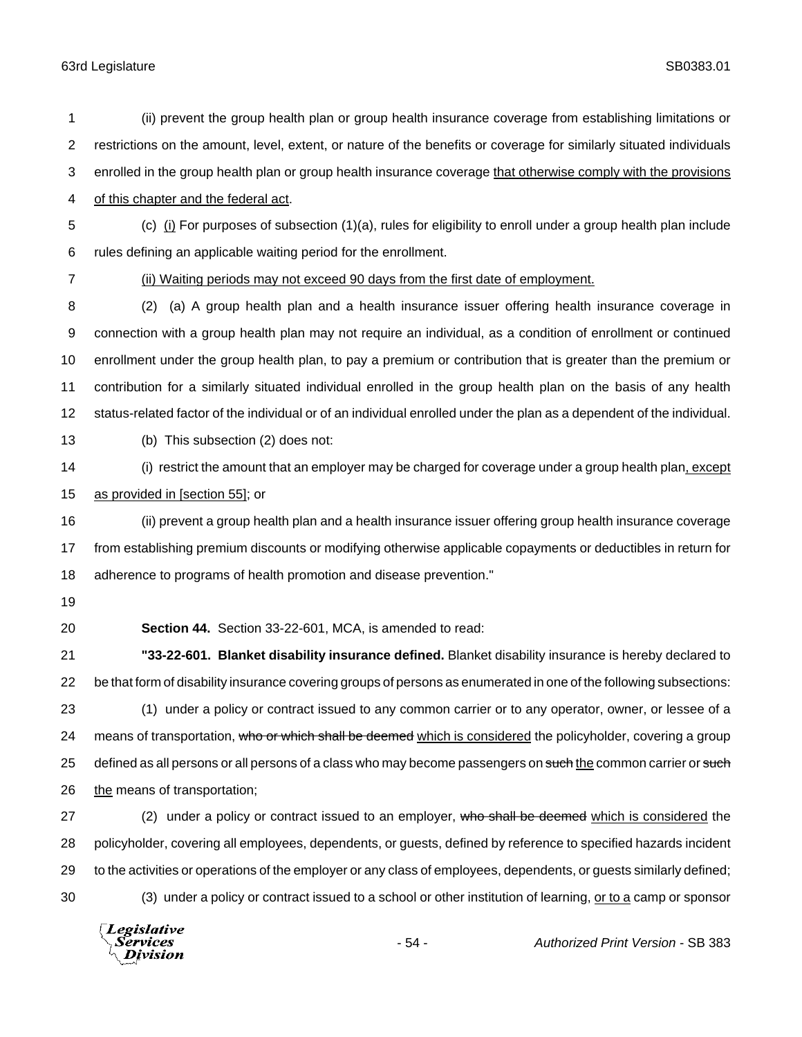(ii) prevent the group health plan or group health insurance coverage from establishing limitations or restrictions on the amount, level, extent, or nature of the benefits or coverage for similarly situated individuals enrolled in the group health plan or group health insurance coverage <u>that otherwise comply with the provisions of this chapter and the federal act</u>.

(c) <u>(i)</u> For purposes of subsection (1)(a), rules for eligibility to enroll under a group health plan include rules defining an applicable waiting period for the enrollment.

<u>(ii) Waiting periods may not exceed 90 days from the first date of employment.</u>

(2) (a) A group health plan and a health insurance issuer offering health insurance coverage in connection with a group health plan may not require an individual, as a condition of enrollment or continued enrollment under the group health plan, to pay a premium or contribution that is greater than the premium or contribution for a similarly situated individual enrolled in the group health plan on the basis of any health status-related factor of the individual or of an individual enrolled under the plan as a dependent of the individual.

(b) This subsection (2) does not:

(i) restrict the amount that an employer may be charged for coverage under a group health plan<u>, except as provided in [section 55]</u>; or

(ii) prevent a group health plan and a health insurance issuer offering group health insurance coverage from establishing premium discounts or modifying otherwise applicable copayments or deductibles in return for adherence to programs of health promotion and disease prevention."

**Section 44.** Section 33-22-601, MCA, is amended to read:

**"33-22-601. Blanket disability insurance defined.** Blanket disability insurance is hereby declared to be that form of disability insurance covering groups of persons as enumerated in one of the following subsections:

(1) under a policy or contract issued to any common carrier or to any operator, owner, or lessee of a means of transportation, ~~who or which shall be deemed~~ <u>which is considered</u> the policyholder, covering a group defined as all persons or all persons of a class who may become passengers on ~~such~~ <u>the</u> common carrier or ~~such~~ <u>the</u> means of transportation;

(2) under a policy or contract issued to an employer, ~~who shall be deemed~~ <u>which is considered</u> the policyholder, covering all employees, dependents, or guests, defined by reference to specified hazards incident to the activities or operations of the employer or any class of employees, dependents, or guests similarly defined;

(3) under a policy or contract issued to a school or other institution of learning, <u>or to a</u> camp or sponsor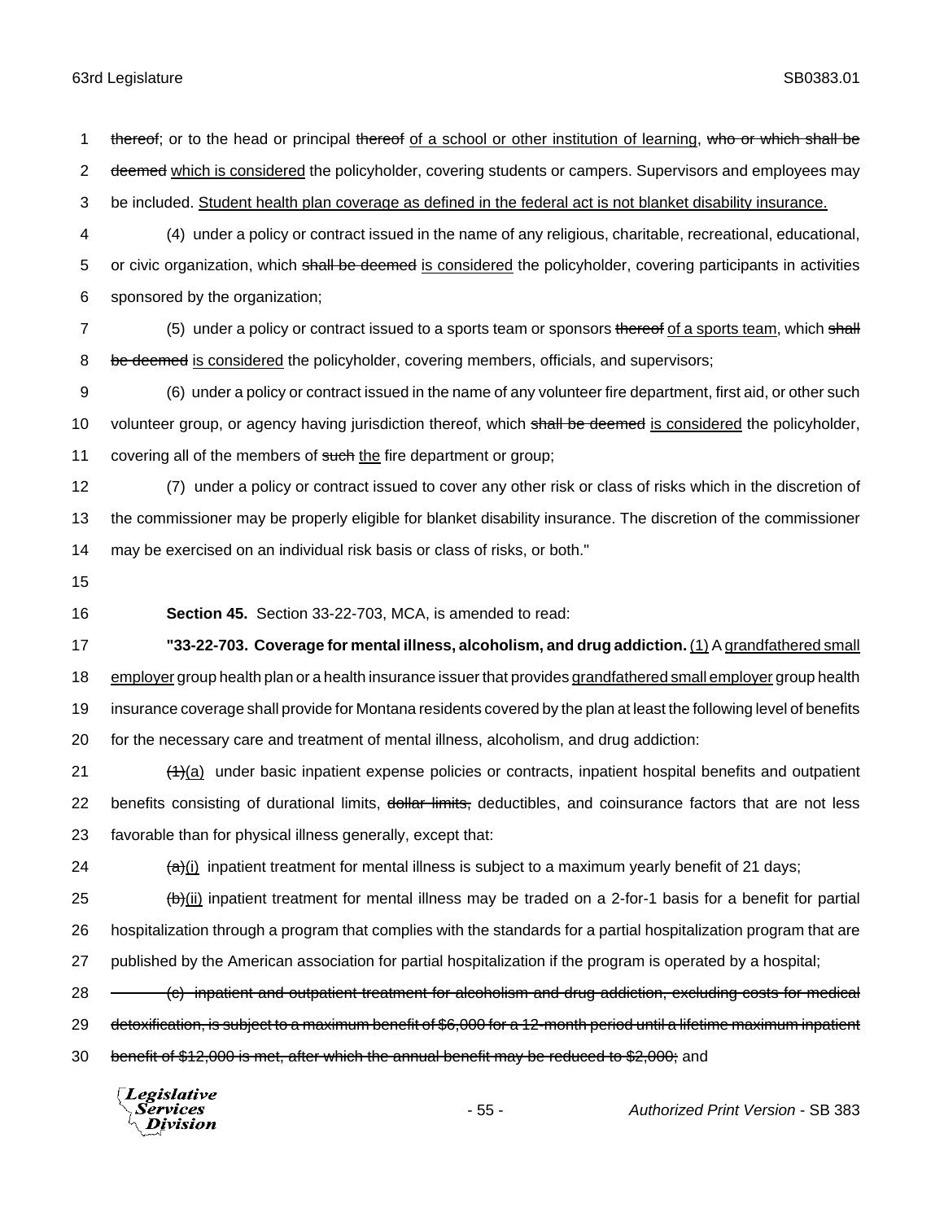~~thereof~~; or to the head or principal ~~thereof~~ <u>of a school or other institution of learning</u>, ~~who or which shall be deemed~~ <u>which is considered</u> the policyholder, covering students or campers. Supervisors and employees may be included. <u>Student health plan coverage as defined in the federal act is not blanket disability insurance.</u>

(4) under a policy or contract issued in the name of any religious, charitable, recreational, educational, or civic organization, which ~~shall be deemed~~ <u>is considered</u> the policyholder, covering participants in activities sponsored by the organization;

(5) under a policy or contract issued to a sports team or sponsors ~~thereof~~ <u>of a sports team</u>, which ~~shall be deemed~~ <u>is considered</u> the policyholder, covering members, officials, and supervisors;

(6) under a policy or contract issued in the name of any volunteer fire department, first aid, or other such volunteer group, or agency having jurisdiction thereof, which ~~shall be deemed~~ <u>is considered</u> the policyholder, covering all of the members of ~~such~~ <u>the</u> fire department or group;

(7) under a policy or contract issued to cover any other risk or class of risks which in the discretion of the commissioner may be properly eligible for blanket disability insurance. The discretion of the commissioner may be exercised on an individual risk basis or class of risks, or both."

**Section 45.** Section 33-22-703, MCA, is amended to read:

**"33-22-703. Coverage for mental illness, alcoholism, and drug addiction.** <u>(1)</u> A <u>grandfathered small employer</u> group health plan or a health insurance issuer that provides <u>grandfathered small employer</u> group health insurance coverage shall provide for Montana residents covered by the plan at least the following level of benefits for the necessary care and treatment of mental illness, alcoholism, and drug addiction:

~~(1)~~<u>(a)</u> under basic inpatient expense policies or contracts, inpatient hospital benefits and outpatient benefits consisting of durational limits, ~~dollar limits,~~ deductibles, and coinsurance factors that are not less favorable than for physical illness generally, except that:

~~(a)~~<u>(i)</u> inpatient treatment for mental illness is subject to a maximum yearly benefit of 21 days;

~~(b)~~<u>(ii)</u> inpatient treatment for mental illness may be traded on a 2-for-1 basis for a benefit for partial hospitalization through a program that complies with the standards for a partial hospitalization program that are published by the American association for partial hospitalization if the program is operated by a hospital;

~~(c) inpatient and outpatient treatment for alcoholism and drug addiction, excluding costs for medical detoxification, is subject to a maximum benefit of $6,000 for a 12-month period until a lifetime maximum inpatient benefit of $12,000 is met, after which the annual benefit may be reduced to $2,000;~~ and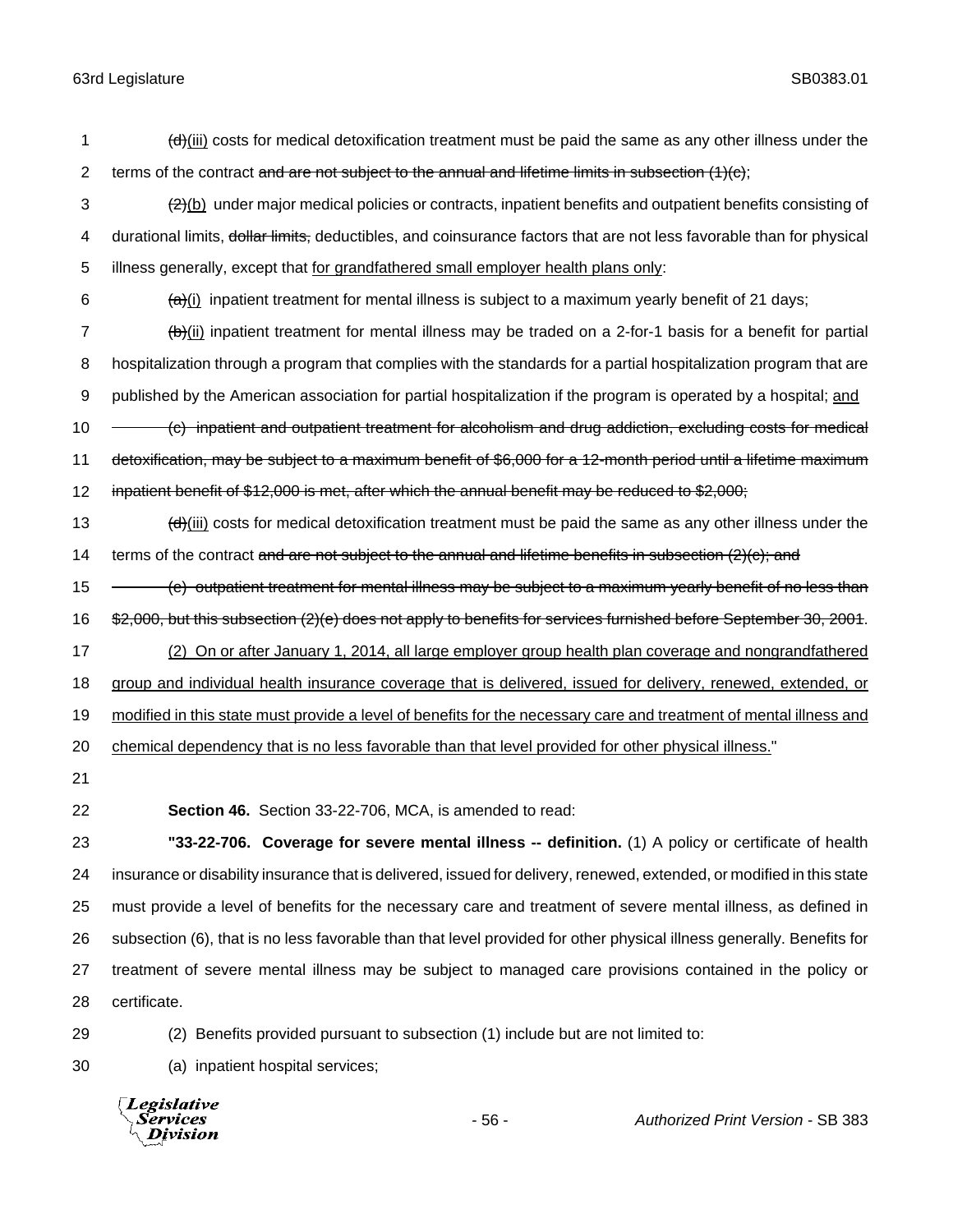~~(d)~~(iii) costs for medical detoxification treatment must be paid the same as any other illness under the terms of the contract ~~and are not subject to the annual and lifetime limits in subsection (1)(c)~~;

~~(2)~~(b) under major medical policies or contracts, inpatient benefits and outpatient benefits consisting of durational limits, ~~dollar limits,~~ deductibles, and coinsurance factors that are not less favorable than for physical illness generally, except that for grandfathered small employer health plans only:

~~(a)~~(i) inpatient treatment for mental illness is subject to a maximum yearly benefit of 21 days;

~~(b)~~(ii) inpatient treatment for mental illness may be traded on a 2-for-1 basis for a benefit for partial hospitalization through a program that complies with the standards for a partial hospitalization program that are published by the American association for partial hospitalization if the program is operated by a hospital; and

~~(c) inpatient and outpatient treatment for alcoholism and drug addiction, excluding costs for medical detoxification, may be subject to a maximum benefit of $6,000 for a 12-month period until a lifetime maximum inpatient benefit of $12,000 is met, after which the annual benefit may be reduced to $2,000;~~

~~(d)~~(iii) costs for medical detoxification treatment must be paid the same as any other illness under the terms of the contract ~~and are not subject to the annual and lifetime benefits in subsection (2)(c); and~~

~~(e) outpatient treatment for mental illness may be subject to a maximum yearly benefit of no less than $2,000, but this subsection (2)(e) does not apply to benefits for services furnished before September 30, 2001~~.

(2) On or after January 1, 2014, all large employer group health plan coverage and nongrandfathered group and individual health insurance coverage that is delivered, issued for delivery, renewed, extended, or modified in this state must provide a level of benefits for the necessary care and treatment of mental illness and chemical dependency that is no less favorable than that level provided for other physical illness."

**Section 46.** Section 33-22-706, MCA, is amended to read:

**"33-22-706. Coverage for severe mental illness -- definition.** (1) A policy or certificate of health insurance or disability insurance that is delivered, issued for delivery, renewed, extended, or modified in this state must provide a level of benefits for the necessary care and treatment of severe mental illness, as defined in subsection (6), that is no less favorable than that level provided for other physical illness generally. Benefits for treatment of severe mental illness may be subject to managed care provisions contained in the policy or certificate.

(2) Benefits provided pursuant to subsection (1) include but are not limited to:

(a) inpatient hospital services;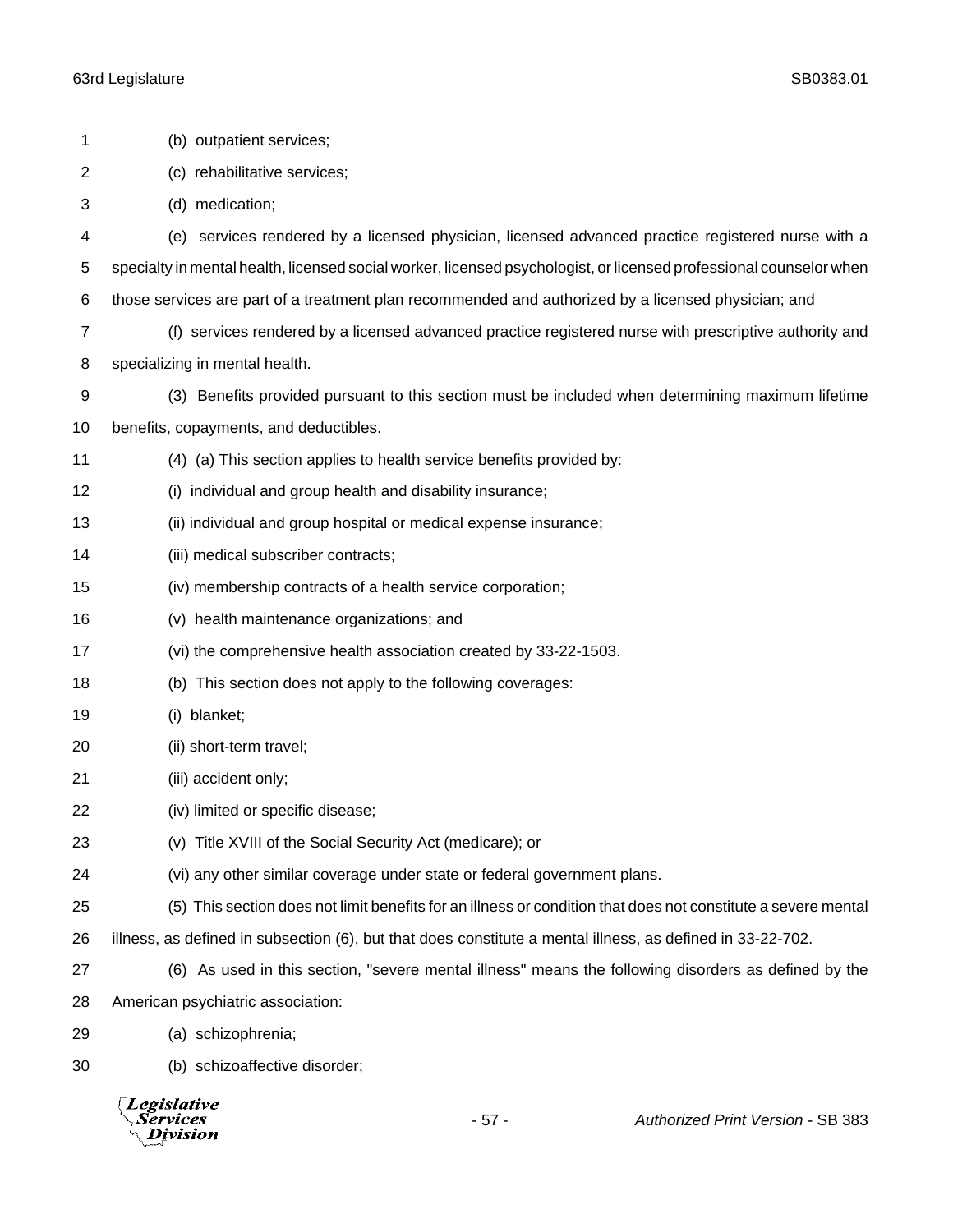(b) outpatient services;

(c) rehabilitative services;

(d) medication;

(e) services rendered by a licensed physician, licensed advanced practice registered nurse with a specialty in mental health, licensed social worker, licensed psychologist, or licensed professional counselor when those services are part of a treatment plan recommended and authorized by a licensed physician; and

(f) services rendered by a licensed advanced practice registered nurse with prescriptive authority and specializing in mental health.

(3) Benefits provided pursuant to this section must be included when determining maximum lifetime benefits, copayments, and deductibles.

(4) (a) This section applies to health service benefits provided by:

(i) individual and group health and disability insurance;

(ii) individual and group hospital or medical expense insurance;

(iii) medical subscriber contracts;

(iv) membership contracts of a health service corporation;

(v) health maintenance organizations; and

(vi) the comprehensive health association created by 33-22-1503.

(b) This section does not apply to the following coverages:

(i) blanket;

(ii) short-term travel;

(iii) accident only;

(iv) limited or specific disease;

(v) Title XVIII of the Social Security Act (medicare); or

(vi) any other similar coverage under state or federal government plans.

(5) This section does not limit benefits for an illness or condition that does not constitute a severe mental illness, as defined in subsection (6), but that does constitute a mental illness, as defined in 33-22-702.

(6) As used in this section, "severe mental illness" means the following disorders as defined by the American psychiatric association:

(a) schizophrenia;

(b) schizoaffective disorder;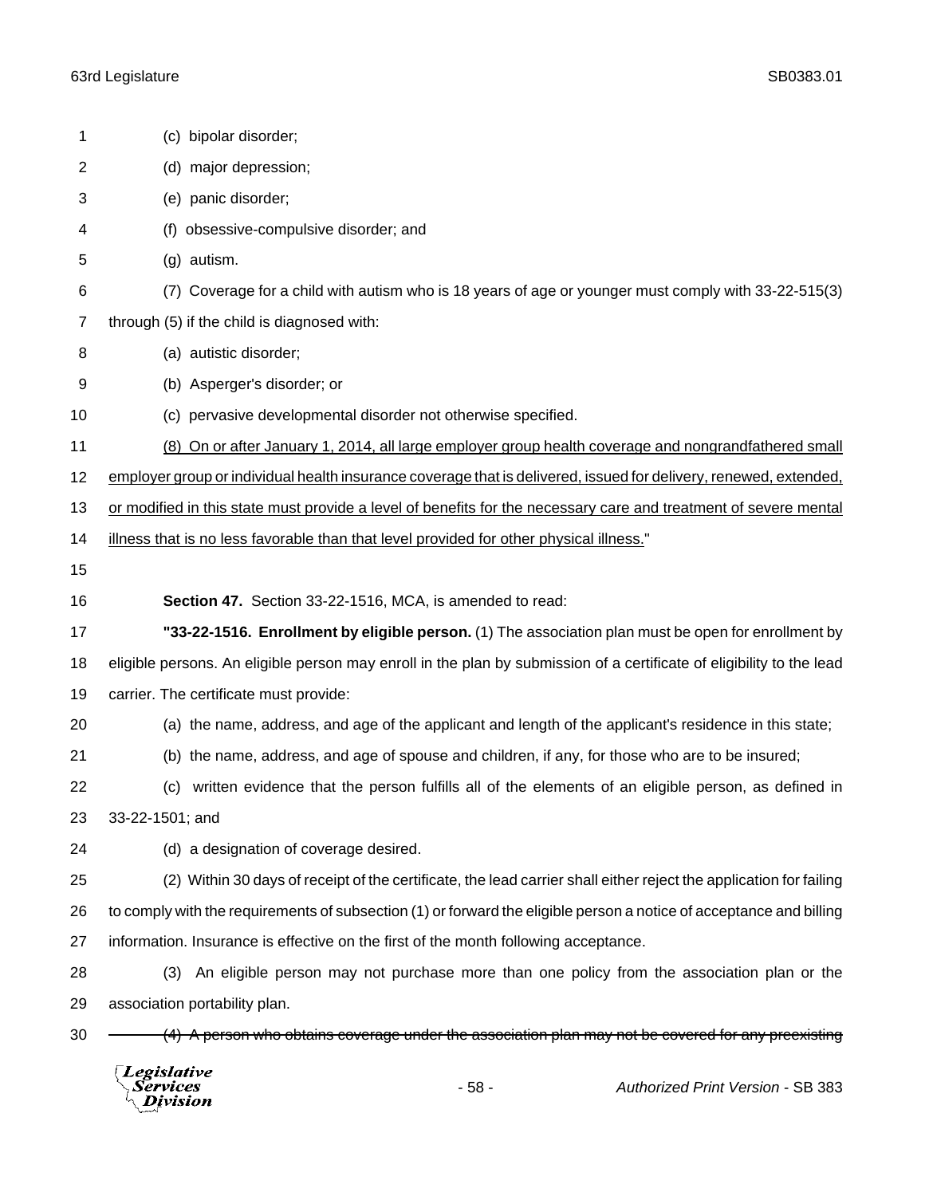(c) bipolar disorder;

(d) major depression;

(e) panic disorder;

(f) obsessive-compulsive disorder; and

(g) autism.

(7) Coverage for a child with autism who is 18 years of age or younger must comply with 33-22-515(3) through (5) if the child is diagnosed with:

(a) autistic disorder;

(b) Asperger's disorder; or

(c) pervasive developmental disorder not otherwise specified.

<u>(8) On or after January 1, 2014, all large employer group health coverage and nongrandfathered small employer group or individual health insurance coverage that is delivered, issued for delivery, renewed, extended, or modified in this state must provide a level of benefits for the necessary care and treatment of severe mental illness that is no less favorable than that level provided for other physical illness.</u>"

**Section 47.** Section 33-22-1516, MCA, is amended to read:

**"33-22-1516. Enrollment by eligible person.** (1) The association plan must be open for enrollment by eligible persons. An eligible person may enroll in the plan by submission of a certificate of eligibility to the lead carrier. The certificate must provide:

(a) the name, address, and age of the applicant and length of the applicant's residence in this state;

(b) the name, address, and age of spouse and children, if any, for those who are to be insured;

(c) written evidence that the person fulfills all of the elements of an eligible person, as defined in 33-22-1501; and

(d) a designation of coverage desired.

(2) Within 30 days of receipt of the certificate, the lead carrier shall either reject the application for failing to comply with the requirements of subsection (1) or forward the eligible person a notice of acceptance and billing information. Insurance is effective on the first of the month following acceptance.

(3) An eligible person may not purchase more than one policy from the association plan or the association portability plan.

~~(4) A person who obtains coverage under the association plan may not be covered for any preexisting~~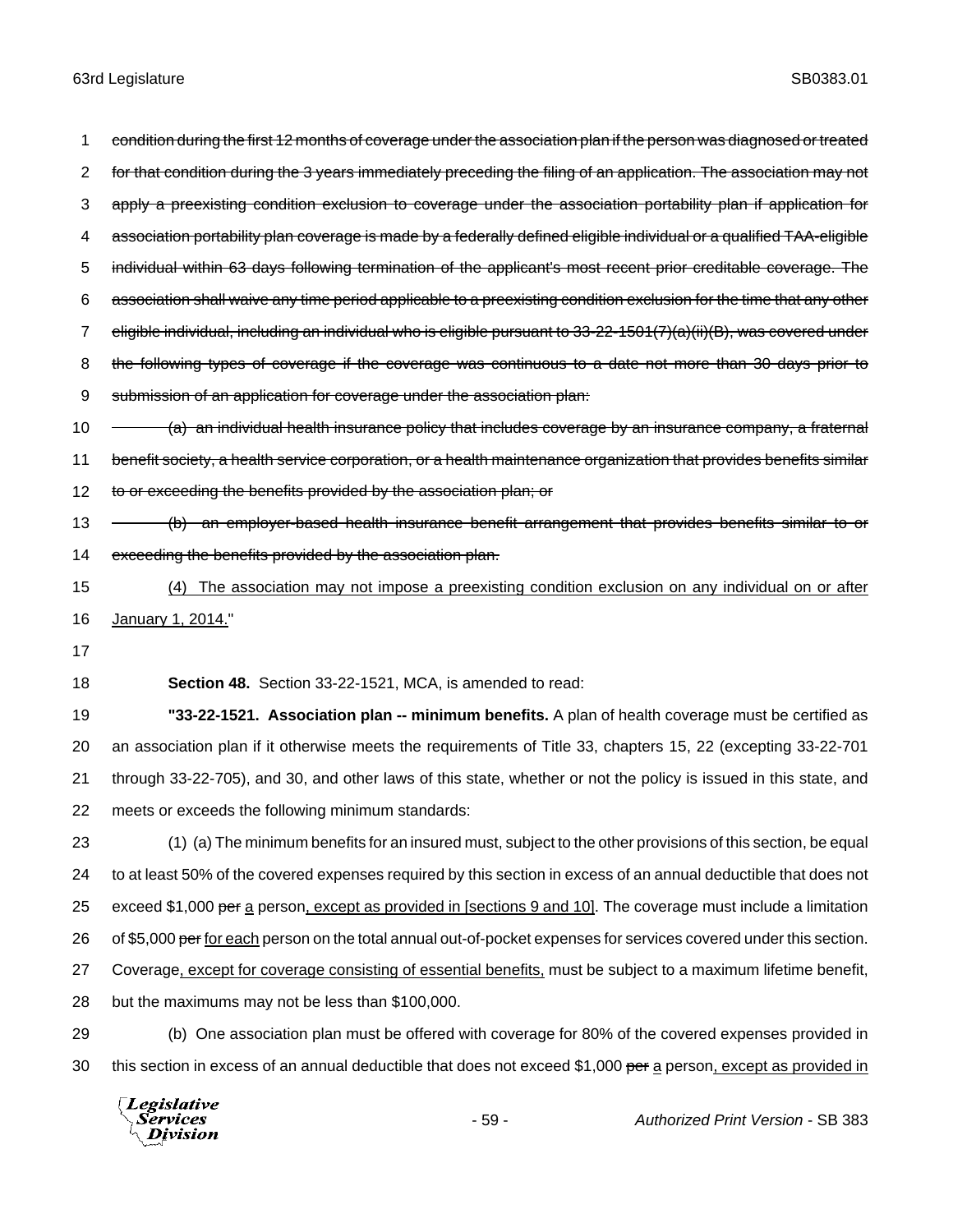~~condition during the first 12 months of coverage under the association plan if the person was diagnosed or treated for that condition during the 3 years immediately preceding the filing of an application. The association may not apply a preexisting condition exclusion to coverage under the association portability plan if application for association portability plan coverage is made by a federally defined eligible individual or a qualified TAA-eligible individual within 63 days following termination of the applicant's most recent prior creditable coverage. The association shall waive any time period applicable to a preexisting condition exclusion for the time that any other eligible individual, including an individual who is eligible pursuant to 33-22-1501(7)(a)(ii)(B), was covered under the following types of coverage if the coverage was continuous to a date not more than 30 days prior to submission of an application for coverage under the association plan:~~

~~(a) an individual health insurance policy that includes coverage by an insurance company, a fraternal benefit society, a health service corporation, or a health maintenance organization that provides benefits similar to or exceeding the benefits provided by the association plan; or~~

~~(b) an employer-based health insurance benefit arrangement that provides benefits similar to or exceeding the benefits provided by the association plan.~~

<u>(4) The association may not impose a preexisting condition exclusion on any individual on or after January 1, 2014.</u>"

**Section 48.** Section 33-22-1521, MCA, is amended to read:

**"33-22-1521. Association plan -- minimum benefits.** A plan of health coverage must be certified as an association plan if it otherwise meets the requirements of Title 33, chapters 15, 22 (excepting 33-22-701 through 33-22-705), and 30, and other laws of this state, whether or not the policy is issued in this state, and meets or exceeds the following minimum standards:

(1) (a) The minimum benefits for an insured must, subject to the other provisions of this section, be equal to at least 50% of the covered expenses required by this section in excess of an annual deductible that does not exceed $1,000 ~~per~~ <u>a</u> person<u>, except as provided in [sections 9 and 10]</u>. The coverage must include a limitation of $5,000 ~~per~~ <u>for each</u> person on the total annual out-of-pocket expenses for services covered under this section. Coverage<u>, except for coverage consisting of essential benefits,</u> must be subject to a maximum lifetime benefit, but the maximums may not be less than $100,000.

(b) One association plan must be offered with coverage for 80% of the covered expenses provided in this section in excess of an annual deductible that does not exceed $1,000 ~~per~~ <u>a</u> person<u>, except as provided in</u>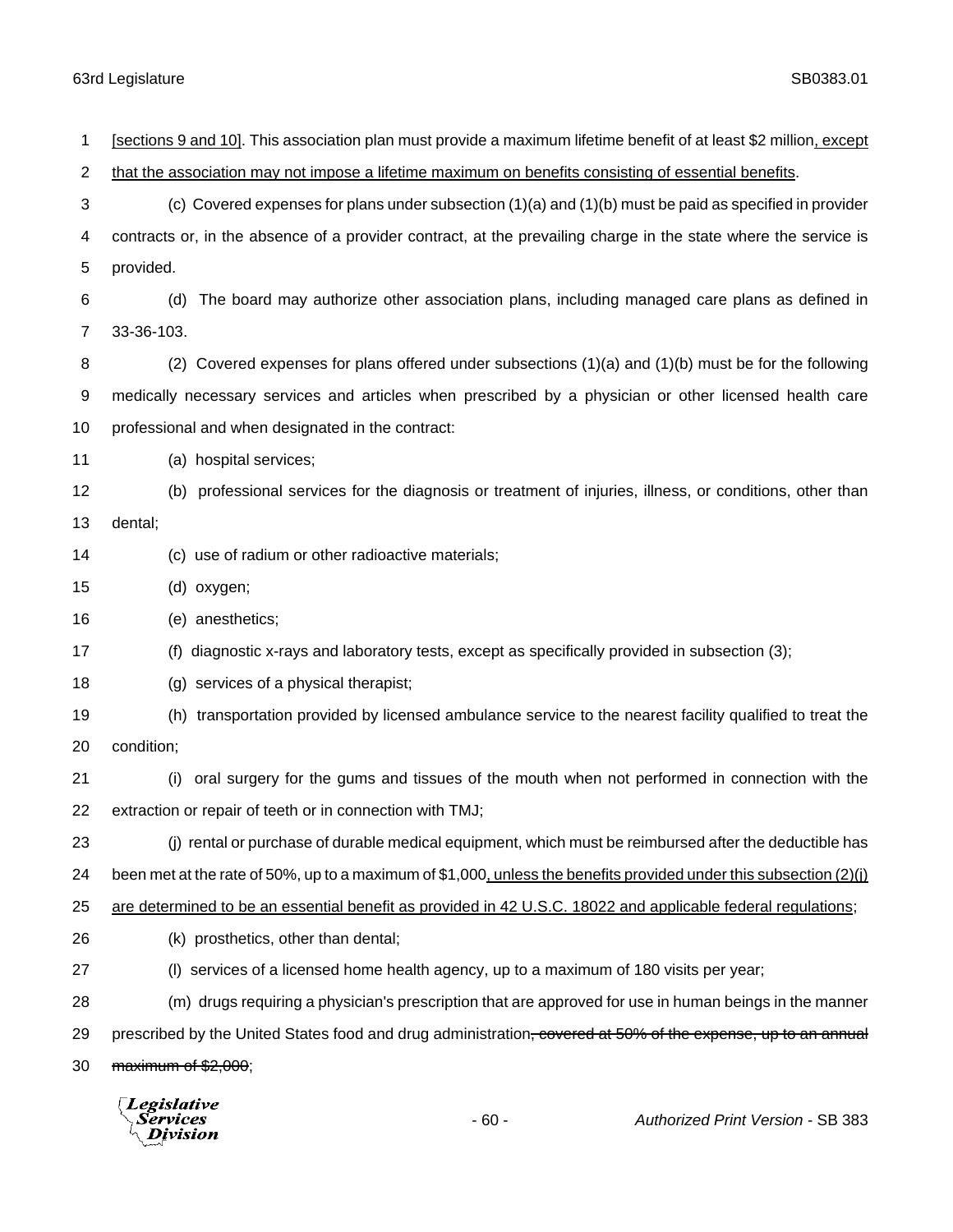[sections 9 and 10]. This association plan must provide a maximum lifetime benefit of at least $2 million, except that the association may not impose a lifetime maximum on benefits consisting of essential benefits.

(c) Covered expenses for plans under subsection (1)(a) and (1)(b) must be paid as specified in provider contracts or, in the absence of a provider contract, at the prevailing charge in the state where the service is provided.

(d) The board may authorize other association plans, including managed care plans as defined in 33-36-103.

(2) Covered expenses for plans offered under subsections (1)(a) and (1)(b) must be for the following medically necessary services and articles when prescribed by a physician or other licensed health care professional and when designated in the contract:

(a) hospital services;

(b) professional services for the diagnosis or treatment of injuries, illness, or conditions, other than dental;

(c) use of radium or other radioactive materials;

(d) oxygen;

(e) anesthetics;

(f) diagnostic x-rays and laboratory tests, except as specifically provided in subsection (3);

(g) services of a physical therapist;

(h) transportation provided by licensed ambulance service to the nearest facility qualified to treat the condition;

(i) oral surgery for the gums and tissues of the mouth when not performed in connection with the extraction or repair of teeth or in connection with TMJ;

(j) rental or purchase of durable medical equipment, which must be reimbursed after the deductible has been met at the rate of 50%, up to a maximum of $1,000, unless the benefits provided under this subsection (2)(j) are determined to be an essential benefit as provided in 42 U.S.C. 18022 and applicable federal regulations;

(k) prosthetics, other than dental;

(l) services of a licensed home health agency, up to a maximum of 180 visits per year;

(m) drugs requiring a physician's prescription that are approved for use in human beings in the manner prescribed by the United States food and drug administration~~, covered at 50% of the expense, up to an annual maximum of $2,000~~;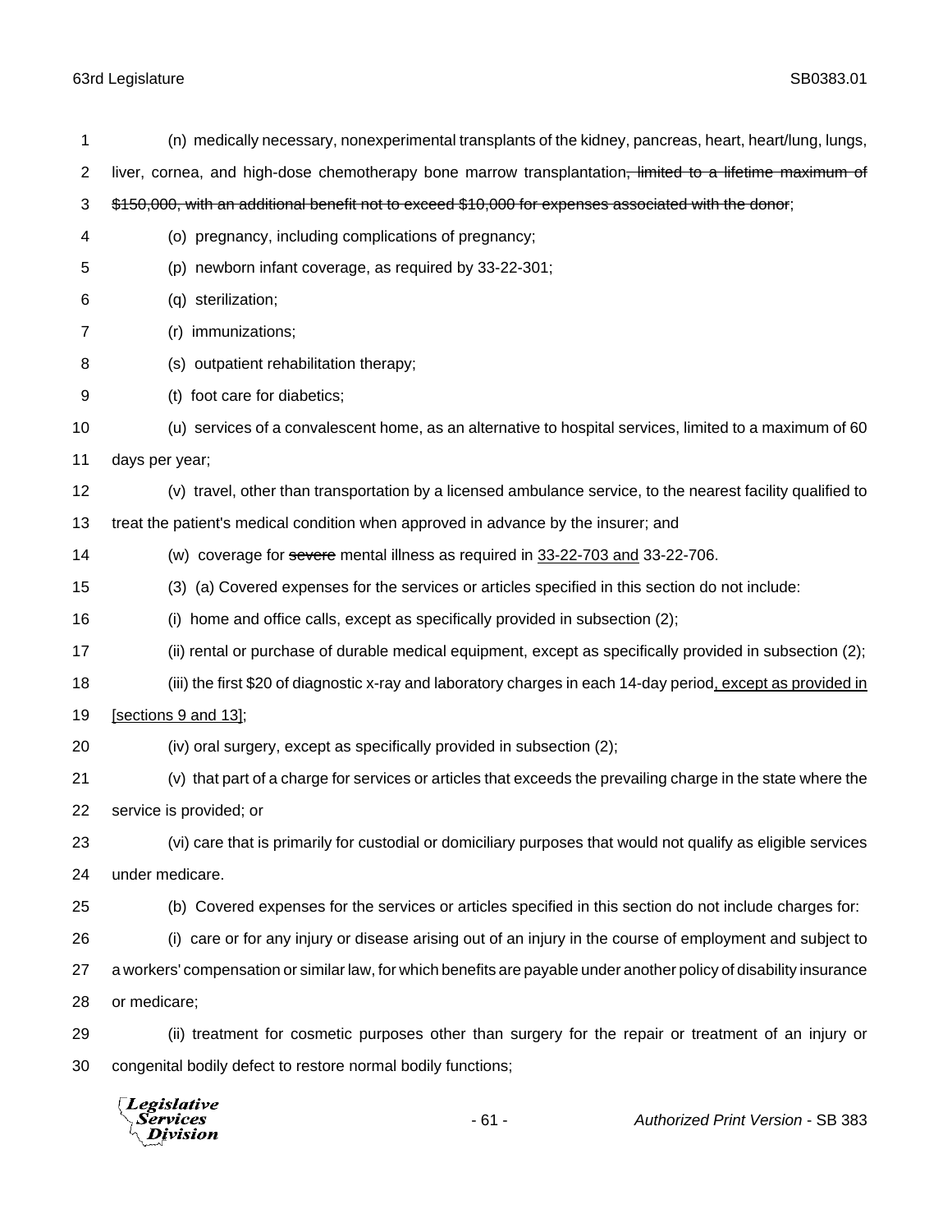(n) medically necessary, nonexperimental transplants of the kidney, pancreas, heart, heart/lung, lungs, liver, cornea, and high-dose chemotherapy bone marrow transplantation~~, limited to a lifetime maximum of $150,000, with an additional benefit not to exceed $10,000 for expenses associated with the donor~~;

(o) pregnancy, including complications of pregnancy;

(p) newborn infant coverage, as required by 33-22-301;

(q) sterilization;

(r) immunizations;

(s) outpatient rehabilitation therapy;

(t) foot care for diabetics;

(u) services of a convalescent home, as an alternative to hospital services, limited to a maximum of 60 days per year;

(v) travel, other than transportation by a licensed ambulance service, to the nearest facility qualified to treat the patient's medical condition when approved in advance by the insurer; and

(w) coverage for ~~severe~~ mental illness as required in <u>33-22-703 and</u> 33-22-706.

(3) (a) Covered expenses for the services or articles specified in this section do not include:

(i) home and office calls, except as specifically provided in subsection (2);

(ii) rental or purchase of durable medical equipment, except as specifically provided in subsection (2);

(iii) the first $20 of diagnostic x-ray and laboratory charges in each 14-day period<u>, except as provided in [sections 9 and 13]</u>;

(iv) oral surgery, except as specifically provided in subsection (2);

(v) that part of a charge for services or articles that exceeds the prevailing charge in the state where the service is provided; or

(vi) care that is primarily for custodial or domiciliary purposes that would not qualify as eligible services under medicare.

(b) Covered expenses for the services or articles specified in this section do not include charges for:

(i) care or for any injury or disease arising out of an injury in the course of employment and subject to a workers' compensation or similar law, for which benefits are payable under another policy of disability insurance or medicare;

(ii) treatment for cosmetic purposes other than surgery for the repair or treatment of an injury or congenital bodily defect to restore normal bodily functions;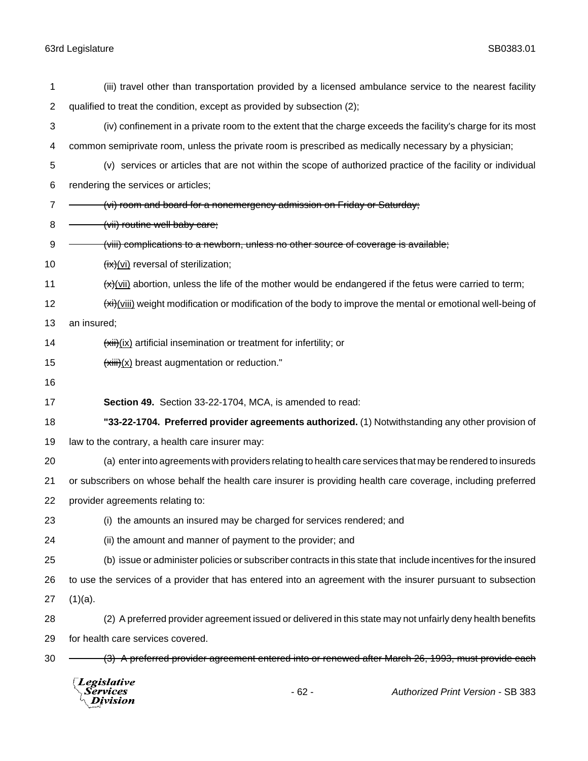(iii) travel other than transportation provided by a licensed ambulance service to the nearest facility qualified to treat the condition, except as provided by subsection (2);

(iv) confinement in a private room to the extent that the charge exceeds the facility's charge for its most common semiprivate room, unless the private room is prescribed as medically necessary by a physician;

(v) services or articles that are not within the scope of authorized practice of the facility or individual rendering the services or articles;

~~(vi) room and board for a nonemergency admission on Friday or Saturday;~~

~~(vii) routine well baby care;~~

~~(viii) complications to a newborn, unless no other source of coverage is available;~~

~~(ix)~~<u>(vi)</u> reversal of sterilization;

~~(x)~~<u>(vii)</u> abortion, unless the life of the mother would be endangered if the fetus were carried to term;

~~(xi)~~<u>(viii)</u> weight modification or modification of the body to improve the mental or emotional well-being of an insured;

~~(xii)~~<u>(ix)</u> artificial insemination or treatment for infertility; or

~~(xiii)~~<u>(x)</u> breast augmentation or reduction."

**Section 49.** Section 33-22-1704, MCA, is amended to read:

**"33-22-1704. Preferred provider agreements authorized.** (1) Notwithstanding any other provision of law to the contrary, a health care insurer may:

(a) enter into agreements with providers relating to health care services that may be rendered to insureds or subscribers on whose behalf the health care insurer is providing health care coverage, including preferred provider agreements relating to:

(i) the amounts an insured may be charged for services rendered; and

(ii) the amount and manner of payment to the provider; and

(b) issue or administer policies or subscriber contracts in this state that include incentives for the insured to use the services of a provider that has entered into an agreement with the insurer pursuant to subsection (1)(a).

(2) A preferred provider agreement issued or delivered in this state may not unfairly deny health benefits for health care services covered.

~~(3) A preferred provider agreement entered into or renewed after March 26, 1993, must provide each~~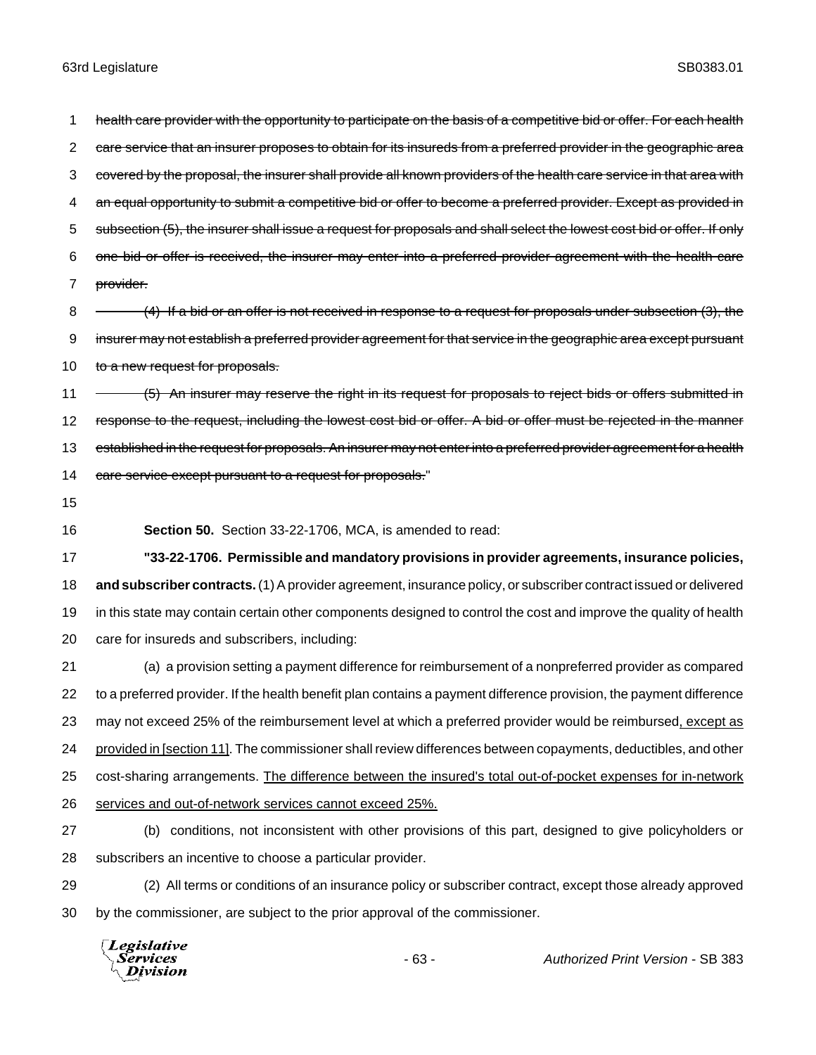~~health care provider with the opportunity to participate on the basis of a competitive bid or offer. For each health care service that an insurer proposes to obtain for its insureds from a preferred provider in the geographic area covered by the proposal, the insurer shall provide all known providers of the health care service in that area with an equal opportunity to submit a competitive bid or offer to become a preferred provider. Except as provided in subsection (5), the insurer shall issue a request for proposals and shall select the lowest cost bid or offer. If only one bid or offer is received, the insurer may enter into a preferred provider agreement with the health care provider.~~

~~(4) If a bid or an offer is not received in response to a request for proposals under subsection (3), the insurer may not establish a preferred provider agreement for that service in the geographic area except pursuant to a new request for proposals.~~

~~(5) An insurer may reserve the right in its request for proposals to reject bids or offers submitted in response to the request, including the lowest cost bid or offer. A bid or offer must be rejected in the manner established in the request for proposals. An insurer may not enter into a preferred provider agreement for a health care service except pursuant to a request for proposals.~~"

**Section 50.** Section 33-22-1706, MCA, is amended to read:

**"33-22-1706. Permissible and mandatory provisions in provider agreements, insurance policies, and subscriber contracts.** (1) A provider agreement, insurance policy, or subscriber contract issued or delivered in this state may contain certain other components designed to control the cost and improve the quality of health care for insureds and subscribers, including:

(a) a provision setting a payment difference for reimbursement of a nonpreferred provider as compared to a preferred provider. If the health benefit plan contains a payment difference provision, the payment difference may not exceed 25% of the reimbursement level at which a preferred provider would be reimbursed<u>, except as provided in [section 11]</u>. The commissioner shall review differences between copayments, deductibles, and other cost-sharing arrangements. <u>The difference between the insured's total out-of-pocket expenses for in-network services and out-of-network services cannot exceed 25%.</u>

(b) conditions, not inconsistent with other provisions of this part, designed to give policyholders or subscribers an incentive to choose a particular provider.

(2) All terms or conditions of an insurance policy or subscriber contract, except those already approved by the commissioner, are subject to the prior approval of the commissioner.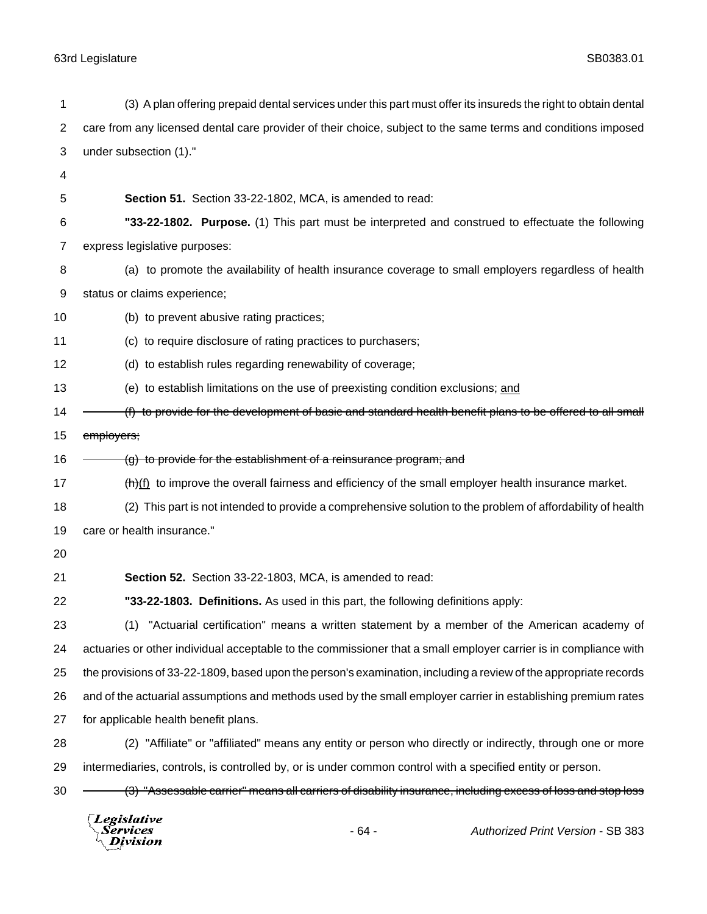(3) A plan offering prepaid dental services under this part must offer its insureds the right to obtain dental care from any licensed dental care provider of their choice, subject to the same terms and conditions imposed under subsection (1)."

**Section 51.** Section 33-22-1802, MCA, is amended to read:

**"33-22-1802. Purpose.** (1) This part must be interpreted and construed to effectuate the following express legislative purposes:

(a) to promote the availability of health insurance coverage to small employers regardless of health status or claims experience;

(b) to prevent abusive rating practices;

(c) to require disclosure of rating practices to purchasers;

(d) to establish rules regarding renewability of coverage;

(e) to establish limitations on the use of preexisting condition exclusions; <u>and</u>

~~(f) to provide for the development of basic and standard health benefit plans to be offered to all small employers;~~

~~(g) to provide for the establishment of a reinsurance program; and~~

~~(h)~~<u>(f)</u> to improve the overall fairness and efficiency of the small employer health insurance market.

(2) This part is not intended to provide a comprehensive solution to the problem of affordability of health care or health insurance."

**Section 52.** Section 33-22-1803, MCA, is amended to read:

**"33-22-1803. Definitions.** As used in this part, the following definitions apply:

(1) "Actuarial certification" means a written statement by a member of the American academy of actuaries or other individual acceptable to the commissioner that a small employer carrier is in compliance with the provisions of 33-22-1809, based upon the person's examination, including a review of the appropriate records and of the actuarial assumptions and methods used by the small employer carrier in establishing premium rates for applicable health benefit plans.

(2) "Affiliate" or "affiliated" means any entity or person who directly or indirectly, through one or more intermediaries, controls, is controlled by, or is under common control with a specified entity or person.

~~(3) "Assessable carrier" means all carriers of disability insurance, including excess of loss and stop loss~~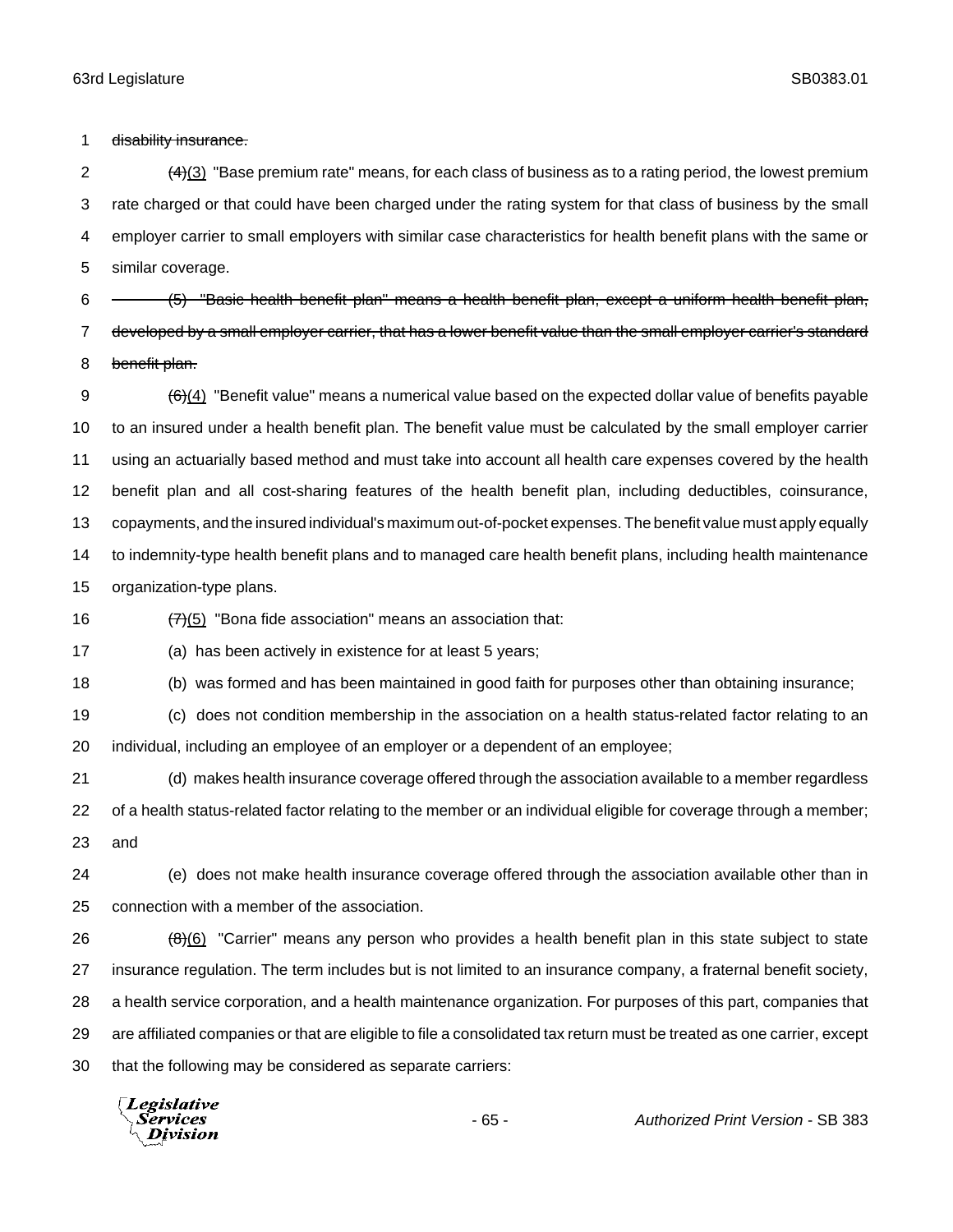~~disability insurance.~~

~~(4)~~(3) "Base premium rate" means, for each class of business as to a rating period, the lowest premium rate charged or that could have been charged under the rating system for that class of business by the small employer carrier to small employers with similar case characteristics for health benefit plans with the same or similar coverage.

~~(5) "Basic health benefit plan" means a health benefit plan, except a uniform health benefit plan, developed by a small employer carrier, that has a lower benefit value than the small employer carrier's standard benefit plan.~~

~~(6)~~(4) "Benefit value" means a numerical value based on the expected dollar value of benefits payable to an insured under a health benefit plan. The benefit value must be calculated by the small employer carrier using an actuarially based method and must take into account all health care expenses covered by the health benefit plan and all cost-sharing features of the health benefit plan, including deductibles, coinsurance, copayments, and the insured individual's maximum out-of-pocket expenses. The benefit value must apply equally to indemnity-type health benefit plans and to managed care health benefit plans, including health maintenance organization-type plans.

~~(7)~~(5) "Bona fide association" means an association that:

(a) has been actively in existence for at least 5 years;

(b) was formed and has been maintained in good faith for purposes other than obtaining insurance;

(c) does not condition membership in the association on a health status-related factor relating to an individual, including an employee of an employer or a dependent of an employee;

(d) makes health insurance coverage offered through the association available to a member regardless of a health status-related factor relating to the member or an individual eligible for coverage through a member; and

(e) does not make health insurance coverage offered through the association available other than in connection with a member of the association.

~~(8)~~(6) "Carrier" means any person who provides a health benefit plan in this state subject to state insurance regulation. The term includes but is not limited to an insurance company, a fraternal benefit society, a health service corporation, and a health maintenance organization. For purposes of this part, companies that are affiliated companies or that are eligible to file a consolidated tax return must be treated as one carrier, except that the following may be considered as separate carriers: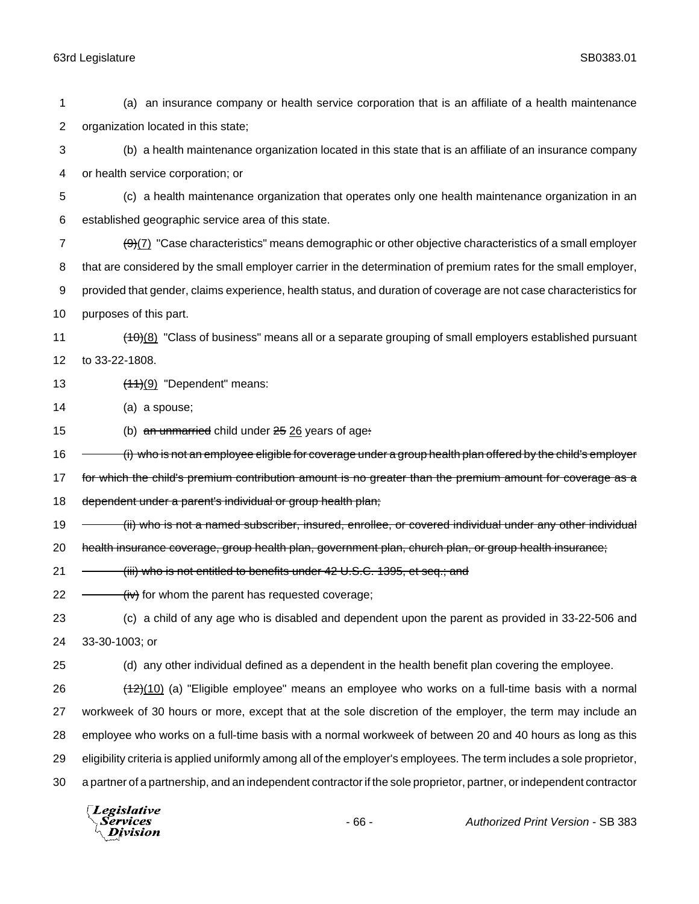(a) an insurance company or health service corporation that is an affiliate of a health maintenance organization located in this state;

(b) a health maintenance organization located in this state that is an affiliate of an insurance company or health service corporation; or

(c) a health maintenance organization that operates only one health maintenance organization in an established geographic service area of this state.

~~(9)~~(7) "Case characteristics" means demographic or other objective characteristics of a small employer that are considered by the small employer carrier in the determination of premium rates for the small employer, provided that gender, claims experience, health status, and duration of coverage are not case characteristics for purposes of this part.

~~(10)~~(8) "Class of business" means all or a separate grouping of small employers established pursuant to 33-22-1808.

~~(11)~~(9) "Dependent" means:

(a) a spouse;

(b) ~~an unmarried~~ child under ~~25~~ 26 years of age~~:~~

~~(i) who is not an employee eligible for coverage under a group health plan offered by the child's employer for which the child's premium contribution amount is no greater than the premium amount for coverage as a dependent under a parent's individual or group health plan;~~

~~(ii) who is not a named subscriber, insured, enrollee, or covered individual under any other individual health insurance coverage, group health plan, government plan, church plan, or group health insurance;~~

~~(iii) who is not entitled to benefits under 42 U.S.C. 1395, et seq.; and~~

~~(iv)~~ for whom the parent has requested coverage;

(c) a child of any age who is disabled and dependent upon the parent as provided in 33-22-506 and 33-30-1003; or

(d) any other individual defined as a dependent in the health benefit plan covering the employee.

~~(12)~~(10) (a) "Eligible employee" means an employee who works on a full-time basis with a normal workweek of 30 hours or more, except that at the sole discretion of the employer, the term may include an employee who works on a full-time basis with a normal workweek of between 20 and 40 hours as long as this eligibility criteria is applied uniformly among all of the employer's employees. The term includes a sole proprietor, a partner of a partnership, and an independent contractor if the sole proprietor, partner, or independent contractor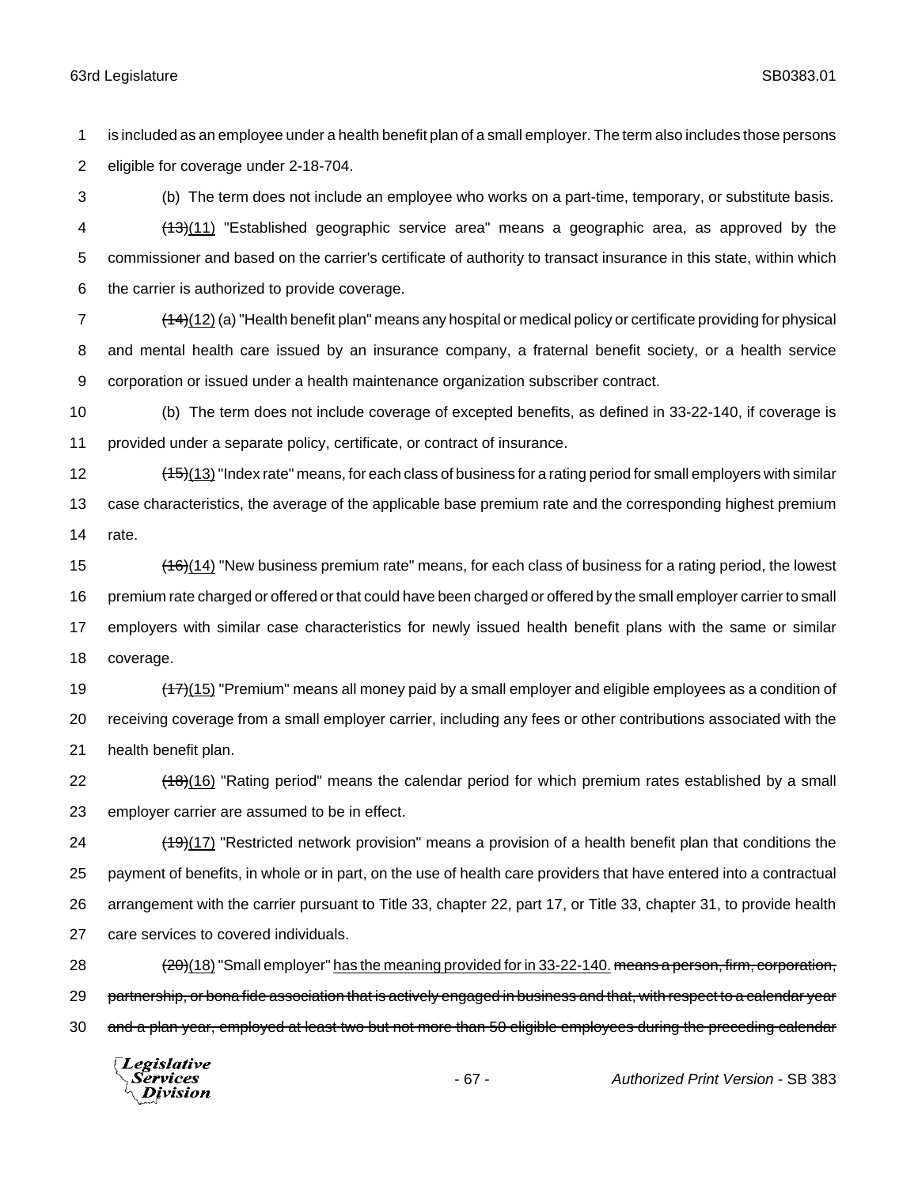is included as an employee under a health benefit plan of a small employer. The term also includes those persons eligible for coverage under 2-18-704.

(b) The term does not include an employee who works on a part-time, temporary, or substitute basis.

~~(13)~~(11) "Established geographic service area" means a geographic area, as approved by the commissioner and based on the carrier's certificate of authority to transact insurance in this state, within which the carrier is authorized to provide coverage.

~~(14)~~(12) (a) "Health benefit plan" means any hospital or medical policy or certificate providing for physical and mental health care issued by an insurance company, a fraternal benefit society, or a health service corporation or issued under a health maintenance organization subscriber contract.

(b) The term does not include coverage of excepted benefits, as defined in 33-22-140, if coverage is provided under a separate policy, certificate, or contract of insurance.

~~(15)~~(13) "Index rate" means, for each class of business for a rating period for small employers with similar case characteristics, the average of the applicable base premium rate and the corresponding highest premium rate.

~~(16)~~(14) "New business premium rate" means, for each class of business for a rating period, the lowest premium rate charged or offered or that could have been charged or offered by the small employer carrier to small employers with similar case characteristics for newly issued health benefit plans with the same or similar coverage.

~~(17)~~(15) "Premium" means all money paid by a small employer and eligible employees as a condition of receiving coverage from a small employer carrier, including any fees or other contributions associated with the health benefit plan.

~~(18)~~(16) "Rating period" means the calendar period for which premium rates established by a small employer carrier are assumed to be in effect.

~~(19)~~(17) "Restricted network provision" means a provision of a health benefit plan that conditions the payment of benefits, in whole or in part, on the use of health care providers that have entered into a contractual arrangement with the carrier pursuant to Title 33, chapter 22, part 17, or Title 33, chapter 31, to provide health care services to covered individuals.

~~(20)~~(18) "Small employer" has the meaning provided for in 33-22-140. ~~means a person, firm, corporation, partnership, or bona fide association that is actively engaged in business and that, with respect to a calendar year and a plan year, employed at least two but not more than 50 eligible employees during the preceding calendar~~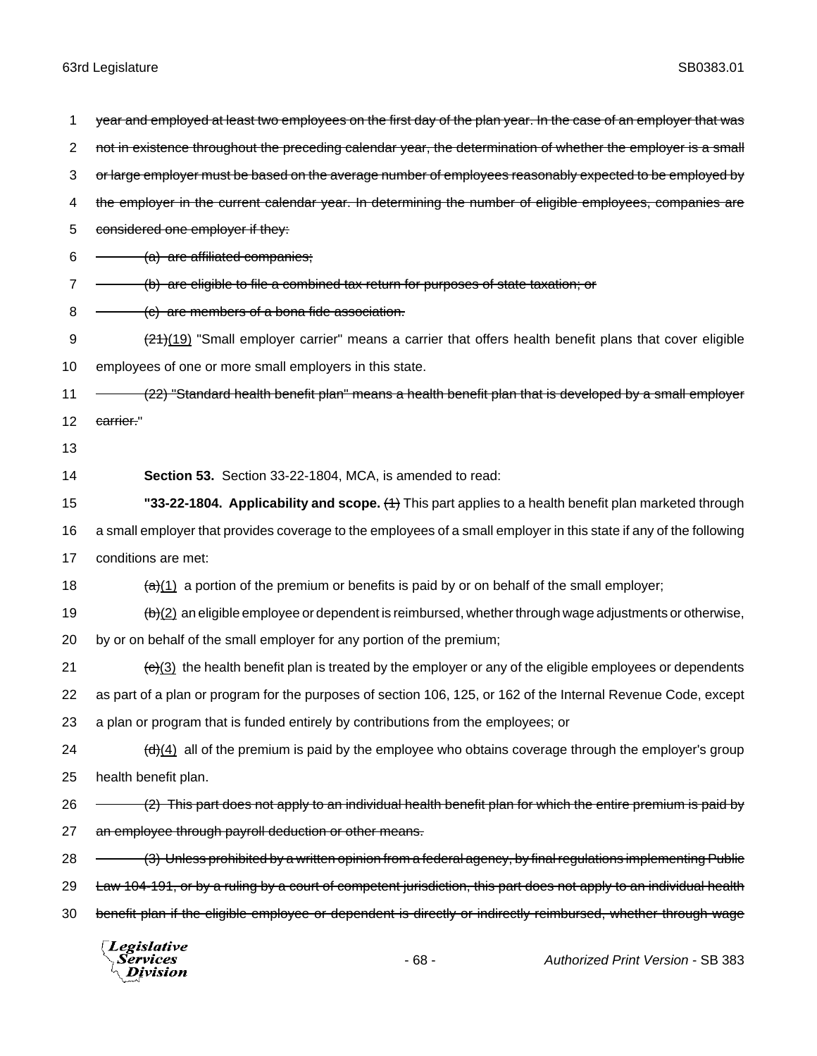~~year and employed at least two employees on the first day of the plan year. In the case of an employer that was not in existence throughout the preceding calendar year, the determination of whether the employer is a small or large employer must be based on the average number of employees reasonably expected to be employed by the employer in the current calendar year. In determining the number of eligible employees, companies are considered one employer if they:~~

~~(a) are affiliated companies;~~

~~(b) are eligible to file a combined tax return for purposes of state taxation; or~~

~~(c) are members of a bona fide association.~~

~~(21)~~<u>(19)</u> "Small employer carrier" means a carrier that offers health benefit plans that cover eligible employees of one or more small employers in this state.

~~(22) "Standard health benefit plan" means a health benefit plan that is developed by a small employer carrier.~~"

**Section 53.** Section 33-22-1804, MCA, is amended to read:

**"33-22-1804. Applicability and scope.** ~~(1)~~ This part applies to a health benefit plan marketed through a small employer that provides coverage to the employees of a small employer in this state if any of the following conditions are met:

~~(a)~~<u>(1)</u> a portion of the premium or benefits is paid by or on behalf of the small employer;

~~(b)~~<u>(2)</u> an eligible employee or dependent is reimbursed, whether through wage adjustments or otherwise, by or on behalf of the small employer for any portion of the premium;

~~(c)~~<u>(3)</u> the health benefit plan is treated by the employer or any of the eligible employees or dependents as part of a plan or program for the purposes of section 106, 125, or 162 of the Internal Revenue Code, except a plan or program that is funded entirely by contributions from the employees; or

~~(d)~~<u>(4)</u> all of the premium is paid by the employee who obtains coverage through the employer's group health benefit plan.

~~(2) This part does not apply to an individual health benefit plan for which the entire premium is paid by an employee through payroll deduction or other means.~~

~~(3) Unless prohibited by a written opinion from a federal agency, by final regulations implementing Public Law 104-191, or by a ruling by a court of competent jurisdiction, this part does not apply to an individual health benefit plan if the eligible employee or dependent is directly or indirectly reimbursed, whether through wage~~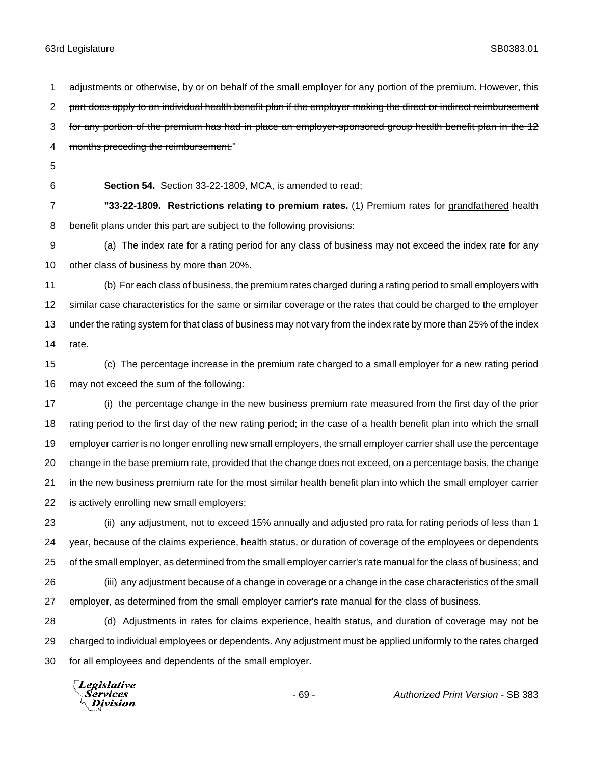~~adjustments or otherwise, by or on behalf of the small employer for any portion of the premium. However, this part does apply to an individual health benefit plan if the employer making the direct or indirect reimbursement for any portion of the premium has had in place an employer-sponsored group health benefit plan in the 12 months preceding the reimbursement.~~"

**Section 54.** Section 33-22-1809, MCA, is amended to read:

**"33-22-1809. Restrictions relating to premium rates.** (1) Premium rates for <u>grandfathered</u> health benefit plans under this part are subject to the following provisions:

(a) The index rate for a rating period for any class of business may not exceed the index rate for any other class of business by more than 20%.

(b) For each class of business, the premium rates charged during a rating period to small employers with similar case characteristics for the same or similar coverage or the rates that could be charged to the employer under the rating system for that class of business may not vary from the index rate by more than 25% of the index rate.

(c) The percentage increase in the premium rate charged to a small employer for a new rating period may not exceed the sum of the following:

(i) the percentage change in the new business premium rate measured from the first day of the prior rating period to the first day of the new rating period; in the case of a health benefit plan into which the small employer carrier is no longer enrolling new small employers, the small employer carrier shall use the percentage change in the base premium rate, provided that the change does not exceed, on a percentage basis, the change in the new business premium rate for the most similar health benefit plan into which the small employer carrier is actively enrolling new small employers;

(ii) any adjustment, not to exceed 15% annually and adjusted pro rata for rating periods of less than 1 year, because of the claims experience, health status, or duration of coverage of the employees or dependents of the small employer, as determined from the small employer carrier's rate manual for the class of business; and

(iii) any adjustment because of a change in coverage or a change in the case characteristics of the small employer, as determined from the small employer carrier's rate manual for the class of business.

(d) Adjustments in rates for claims experience, health status, and duration of coverage may not be charged to individual employees or dependents. Any adjustment must be applied uniformly to the rates charged for all employees and dependents of the small employer.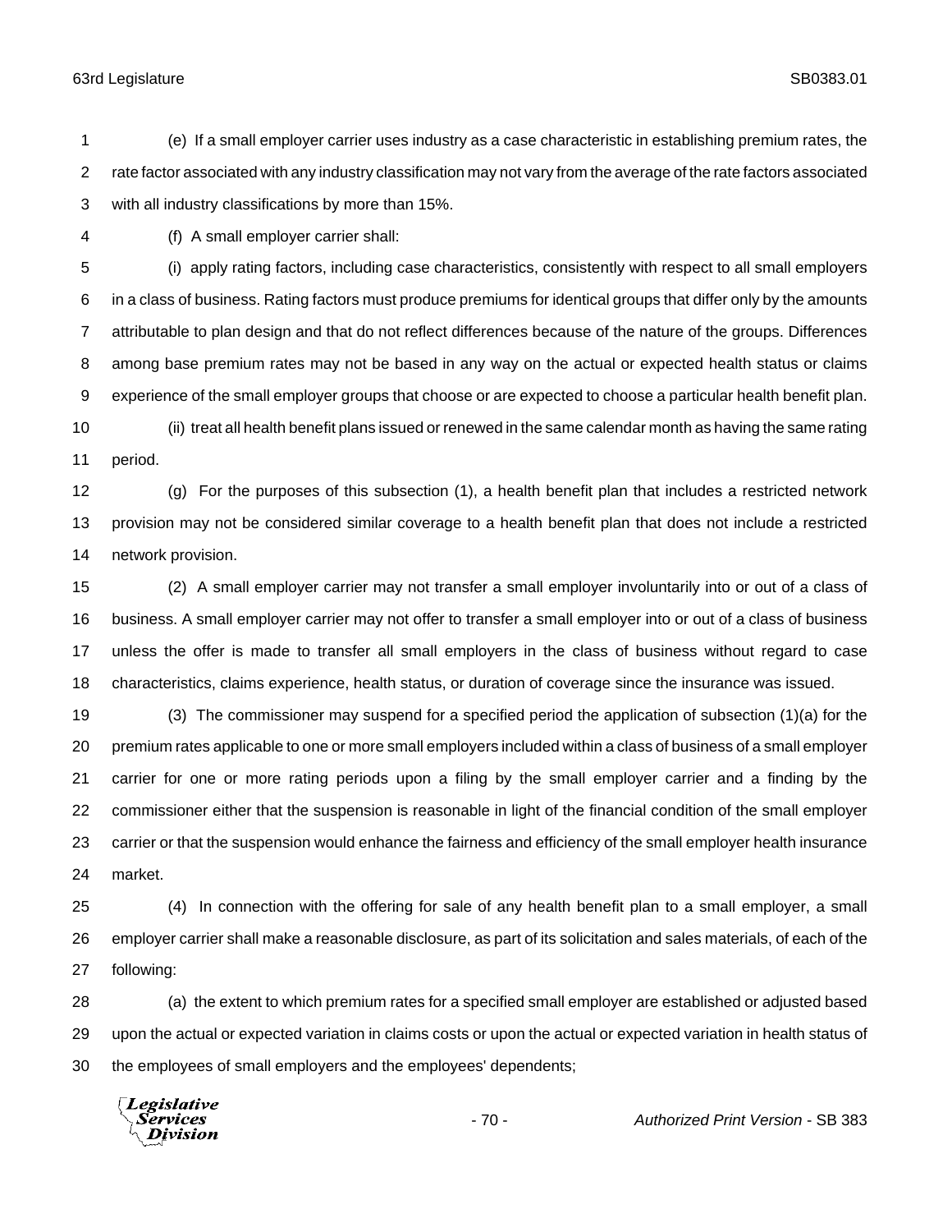(e) If a small employer carrier uses industry as a case characteristic in establishing premium rates, the rate factor associated with any industry classification may not vary from the average of the rate factors associated with all industry classifications by more than 15%.

(f) A small employer carrier shall:

(i) apply rating factors, including case characteristics, consistently with respect to all small employers in a class of business. Rating factors must produce premiums for identical groups that differ only by the amounts attributable to plan design and that do not reflect differences because of the nature of the groups. Differences among base premium rates may not be based in any way on the actual or expected health status or claims experience of the small employer groups that choose or are expected to choose a particular health benefit plan.

(ii) treat all health benefit plans issued or renewed in the same calendar month as having the same rating period.

(g) For the purposes of this subsection (1), a health benefit plan that includes a restricted network provision may not be considered similar coverage to a health benefit plan that does not include a restricted network provision.

(2) A small employer carrier may not transfer a small employer involuntarily into or out of a class of business. A small employer carrier may not offer to transfer a small employer into or out of a class of business unless the offer is made to transfer all small employers in the class of business without regard to case characteristics, claims experience, health status, or duration of coverage since the insurance was issued.

(3) The commissioner may suspend for a specified period the application of subsection (1)(a) for the premium rates applicable to one or more small employers included within a class of business of a small employer carrier for one or more rating periods upon a filing by the small employer carrier and a finding by the commissioner either that the suspension is reasonable in light of the financial condition of the small employer carrier or that the suspension would enhance the fairness and efficiency of the small employer health insurance market.

(4) In connection with the offering for sale of any health benefit plan to a small employer, a small employer carrier shall make a reasonable disclosure, as part of its solicitation and sales materials, of each of the following:

(a) the extent to which premium rates for a specified small employer are established or adjusted based upon the actual or expected variation in claims costs or upon the actual or expected variation in health status of the employees of small employers and the employees' dependents;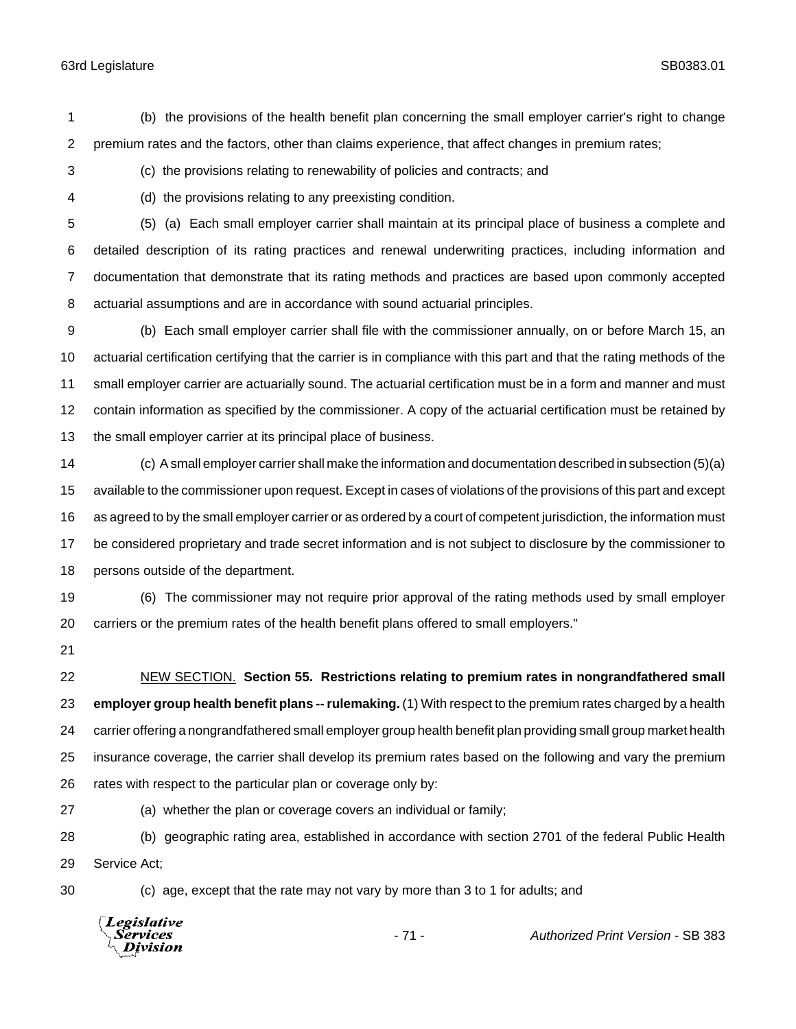(b) the provisions of the health benefit plan concerning the small employer carrier's right to change premium rates and the factors, other than claims experience, that affect changes in premium rates;

(c) the provisions relating to renewability of policies and contracts; and

(d) the provisions relating to any preexisting condition.

(5) (a) Each small employer carrier shall maintain at its principal place of business a complete and detailed description of its rating practices and renewal underwriting practices, including information and documentation that demonstrate that its rating methods and practices are based upon commonly accepted actuarial assumptions and are in accordance with sound actuarial principles.

(b) Each small employer carrier shall file with the commissioner annually, on or before March 15, an actuarial certification certifying that the carrier is in compliance with this part and that the rating methods of the small employer carrier are actuarially sound. The actuarial certification must be in a form and manner and must contain information as specified by the commissioner. A copy of the actuarial certification must be retained by the small employer carrier at its principal place of business.

(c) A small employer carrier shall make the information and documentation described in subsection (5)(a) available to the commissioner upon request. Except in cases of violations of the provisions of this part and except as agreed to by the small employer carrier or as ordered by a court of competent jurisdiction, the information must be considered proprietary and trade secret information and is not subject to disclosure by the commissioner to persons outside of the department.

(6) The commissioner may not require prior approval of the rating methods used by small employer carriers or the premium rates of the health benefit plans offered to small employers."

NEW SECTION. **Section 55. Restrictions relating to premium rates in nongrandfathered small employer group health benefit plans -- rulemaking.** (1) With respect to the premium rates charged by a health carrier offering a nongrandfathered small employer group health benefit plan providing small group market health insurance coverage, the carrier shall develop its premium rates based on the following and vary the premium rates with respect to the particular plan or coverage only by:

(a) whether the plan or coverage covers an individual or family;

(b) geographic rating area, established in accordance with section 2701 of the federal Public Health Service Act;

(c) age, except that the rate may not vary by more than 3 to 1 for adults; and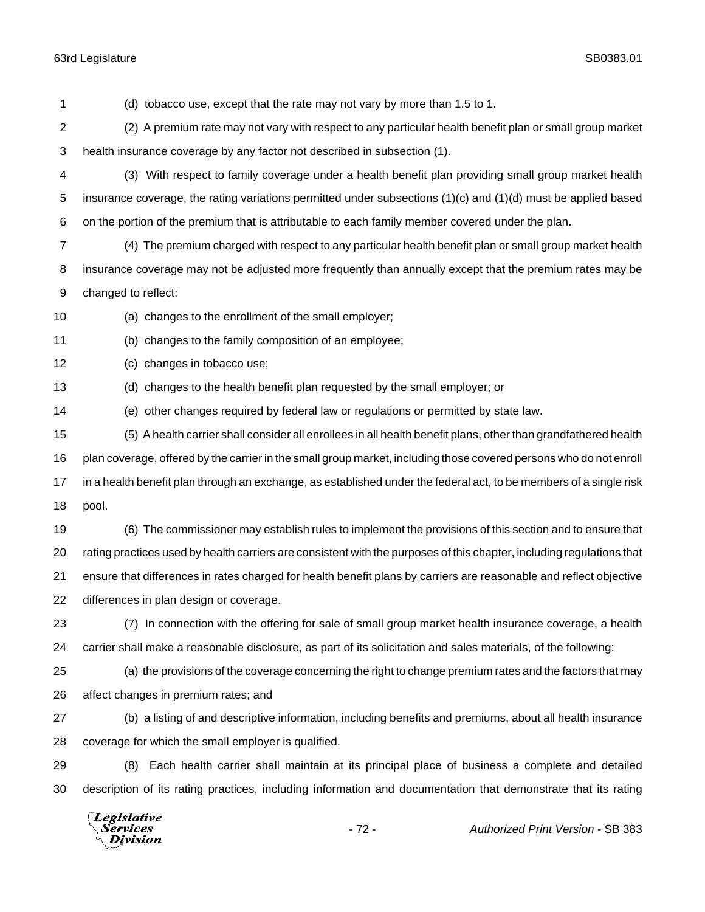(d) tobacco use, except that the rate may not vary by more than 1.5 to 1.

(2) A premium rate may not vary with respect to any particular health benefit plan or small group market health insurance coverage by any factor not described in subsection (1).

(3) With respect to family coverage under a health benefit plan providing small group market health insurance coverage, the rating variations permitted under subsections (1)(c) and (1)(d) must be applied based on the portion of the premium that is attributable to each family member covered under the plan.

(4) The premium charged with respect to any particular health benefit plan or small group market health insurance coverage may not be adjusted more frequently than annually except that the premium rates may be changed to reflect:

(a) changes to the enrollment of the small employer;

(b) changes to the family composition of an employee;

(c) changes in tobacco use;

(d) changes to the health benefit plan requested by the small employer; or

(e) other changes required by federal law or regulations or permitted by state law.

(5) A health carrier shall consider all enrollees in all health benefit plans, other than grandfathered health plan coverage, offered by the carrier in the small group market, including those covered persons who do not enroll in a health benefit plan through an exchange, as established under the federal act, to be members of a single risk pool.

(6) The commissioner may establish rules to implement the provisions of this section and to ensure that rating practices used by health carriers are consistent with the purposes of this chapter, including regulations that ensure that differences in rates charged for health benefit plans by carriers are reasonable and reflect objective differences in plan design or coverage.

(7) In connection with the offering for sale of small group market health insurance coverage, a health carrier shall make a reasonable disclosure, as part of its solicitation and sales materials, of the following:

(a) the provisions of the coverage concerning the right to change premium rates and the factors that may affect changes in premium rates; and

(b) a listing of and descriptive information, including benefits and premiums, about all health insurance coverage for which the small employer is qualified.

(8) Each health carrier shall maintain at its principal place of business a complete and detailed description of its rating practices, including information and documentation that demonstrate that its rating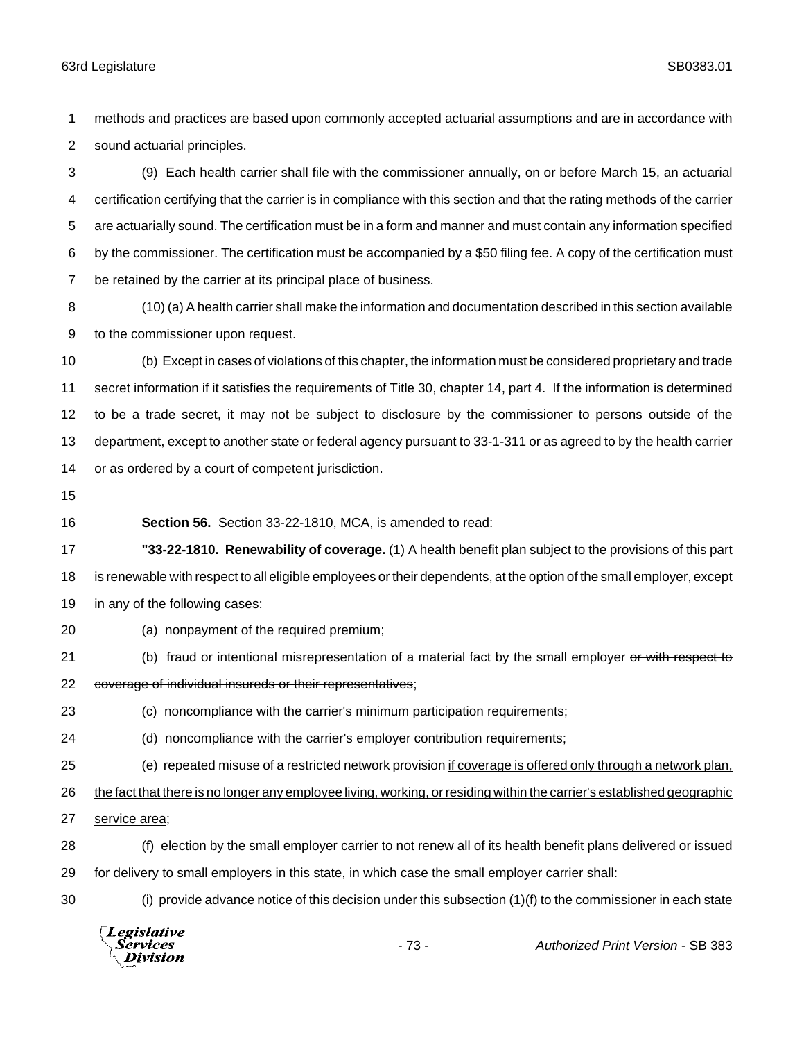methods and practices are based upon commonly accepted actuarial assumptions and are in accordance with sound actuarial principles.

(9) Each health carrier shall file with the commissioner annually, on or before March 15, an actuarial certification certifying that the carrier is in compliance with this section and that the rating methods of the carrier are actuarially sound. The certification must be in a form and manner and must contain any information specified by the commissioner. The certification must be accompanied by a $50 filing fee. A copy of the certification must be retained by the carrier at its principal place of business.

(10) (a) A health carrier shall make the information and documentation described in this section available to the commissioner upon request.

(b) Except in cases of violations of this chapter, the information must be considered proprietary and trade secret information if it satisfies the requirements of Title 30, chapter 14, part 4. If the information is determined to be a trade secret, it may not be subject to disclosure by the commissioner to persons outside of the department, except to another state or federal agency pursuant to 33-1-311 or as agreed to by the health carrier or as ordered by a court of competent jurisdiction.

**Section 56.** Section 33-22-1810, MCA, is amended to read:

**"33-22-1810. Renewability of coverage.** (1) A health benefit plan subject to the provisions of this part is renewable with respect to all eligible employees or their dependents, at the option of the small employer, except in any of the following cases:

(a) nonpayment of the required premium;

(b) fraud or <u>intentional</u> misrepresentation of <u>a material fact by</u> the small employer ~~or with respect to coverage of individual insureds or their representatives~~;

(c) noncompliance with the carrier's minimum participation requirements;

(d) noncompliance with the carrier's employer contribution requirements;

(e) ~~repeated misuse of a restricted network provision~~ <u>if coverage is offered only through a network plan, the fact that there is no longer any employee living, working, or residing within the carrier's established geographic service area</u>;

(f) election by the small employer carrier to not renew all of its health benefit plans delivered or issued for delivery to small employers in this state, in which case the small employer carrier shall:

(i) provide advance notice of this decision under this subsection (1)(f) to the commissioner in each state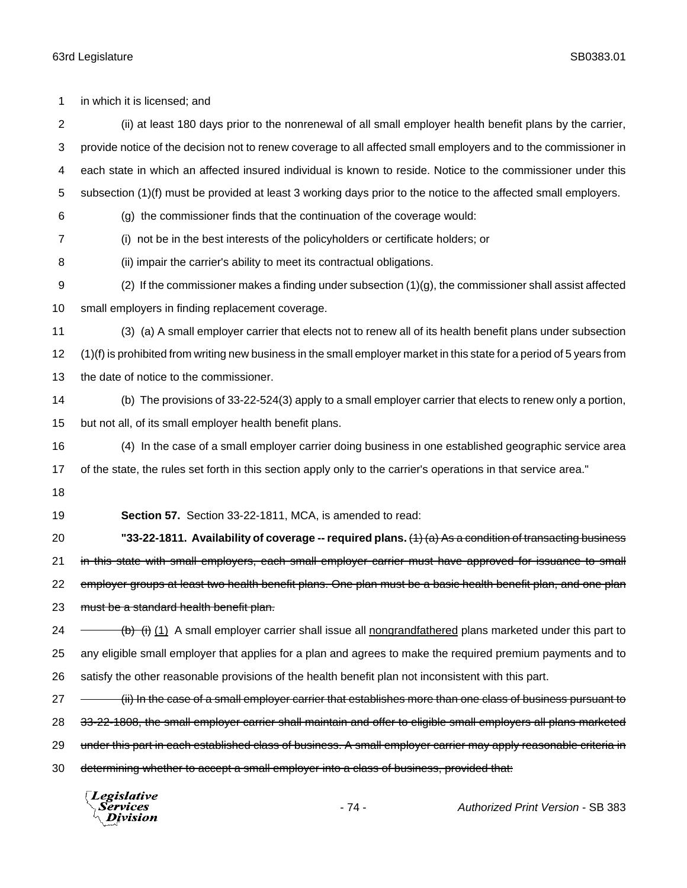in which it is licensed; and

(ii) at least 180 days prior to the nonrenewal of all small employer health benefit plans by the carrier, provide notice of the decision not to renew coverage to all affected small employers and to the commissioner in each state in which an affected insured individual is known to reside. Notice to the commissioner under this subsection (1)(f) must be provided at least 3 working days prior to the notice to the affected small employers.

(g) the commissioner finds that the continuation of the coverage would:

(i) not be in the best interests of the policyholders or certificate holders; or

(ii) impair the carrier's ability to meet its contractual obligations.

(2) If the commissioner makes a finding under subsection (1)(g), the commissioner shall assist affected small employers in finding replacement coverage.

(3) (a) A small employer carrier that elects not to renew all of its health benefit plans under subsection (1)(f) is prohibited from writing new business in the small employer market in this state for a period of 5 years from the date of notice to the commissioner.

(b) The provisions of 33-22-524(3) apply to a small employer carrier that elects to renew only a portion, but not all, of its small employer health benefit plans.

(4) In the case of a small employer carrier doing business in one established geographic service area of the state, the rules set forth in this section apply only to the carrier's operations in that service area."

**Section 57.** Section 33-22-1811, MCA, is amended to read:

**"33-22-1811. Availability of coverage -- required plans.** ~~(1) (a) As a condition of transacting business in this state with small employers, each small employer carrier must have approved for issuance to small employer groups at least two health benefit plans. One plan must be a basic health benefit plan, and one plan must be a standard health benefit plan.~~

~~(b)~~ ~~(i)~~ <u>(1)</u> A small employer carrier shall issue all <u>nongrandfathered</u> plans marketed under this part to any eligible small employer that applies for a plan and agrees to make the required premium payments and to satisfy the other reasonable provisions of the health benefit plan not inconsistent with this part.

~~(ii) In the case of a small employer carrier that establishes more than one class of business pursuant to 33-22-1808, the small employer carrier shall maintain and offer to eligible small employers all plans marketed under this part in each established class of business. A small employer carrier may apply reasonable criteria in determining whether to accept a small employer into a class of business, provided that:~~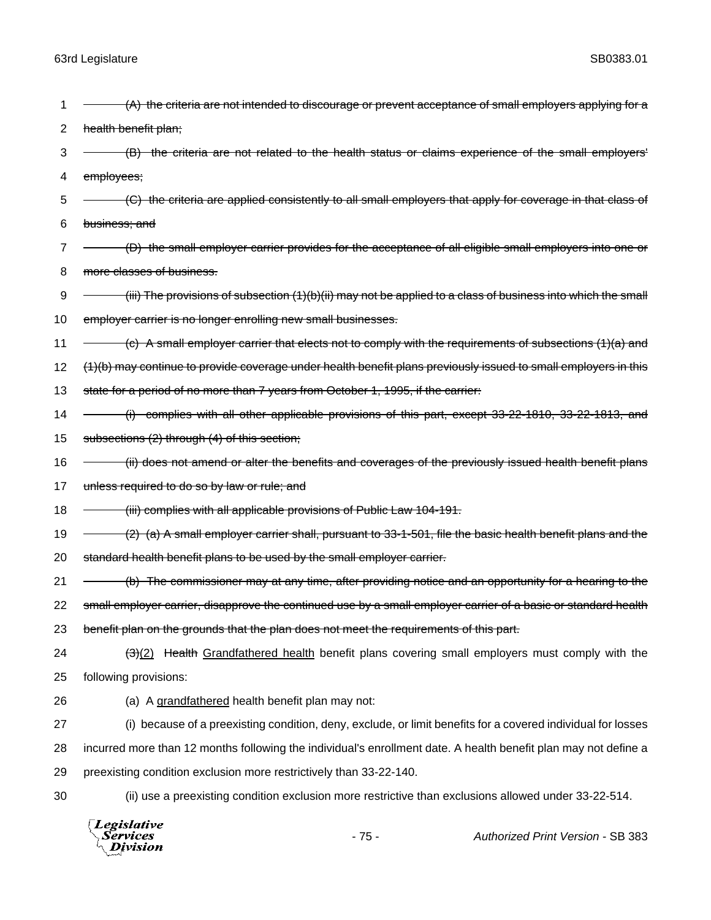~~(A) the criteria are not intended to discourage or prevent acceptance of small employers applying for a health benefit plan;~~

~~(B) the criteria are not related to the health status or claims experience of the small employers' employees;~~

~~(C) the criteria are applied consistently to all small employers that apply for coverage in that class of business; and~~

~~(D) the small employer carrier provides for the acceptance of all eligible small employers into one or more classes of business.~~

~~(iii) The provisions of subsection (1)(b)(ii) may not be applied to a class of business into which the small employer carrier is no longer enrolling new small businesses.~~

~~(c) A small employer carrier that elects not to comply with the requirements of subsections (1)(a) and (1)(b) may continue to provide coverage under health benefit plans previously issued to small employers in this state for a period of no more than 7 years from October 1, 1995, if the carrier:~~

~~(i) complies with all other applicable provisions of this part, except 33-22-1810, 33-22-1813, and subsections (2) through (4) of this section;~~

~~(ii) does not amend or alter the benefits and coverages of the previously issued health benefit plans unless required to do so by law or rule; and~~

~~(iii) complies with all applicable provisions of Public Law 104-191.~~

~~(2) (a) A small employer carrier shall, pursuant to 33-1-501, file the basic health benefit plans and the standard health benefit plans to be used by the small employer carrier.~~

~~(b) The commissioner may at any time, after providing notice and an opportunity for a hearing to the small employer carrier, disapprove the continued use by a small employer carrier of a basic or standard health benefit plan on the grounds that the plan does not meet the requirements of this part.~~

~~(3)~~<u>(2)</u> ~~Health~~ <u>Grandfathered health</u> benefit plans covering small employers must comply with the following provisions:

(a) A <u>grandfathered</u> health benefit plan may not:

(i) because of a preexisting condition, deny, exclude, or limit benefits for a covered individual for losses incurred more than 12 months following the individual's enrollment date. A health benefit plan may not define a preexisting condition exclusion more restrictively than 33-22-140.

(ii) use a preexisting condition exclusion more restrictive than exclusions allowed under 33-22-514.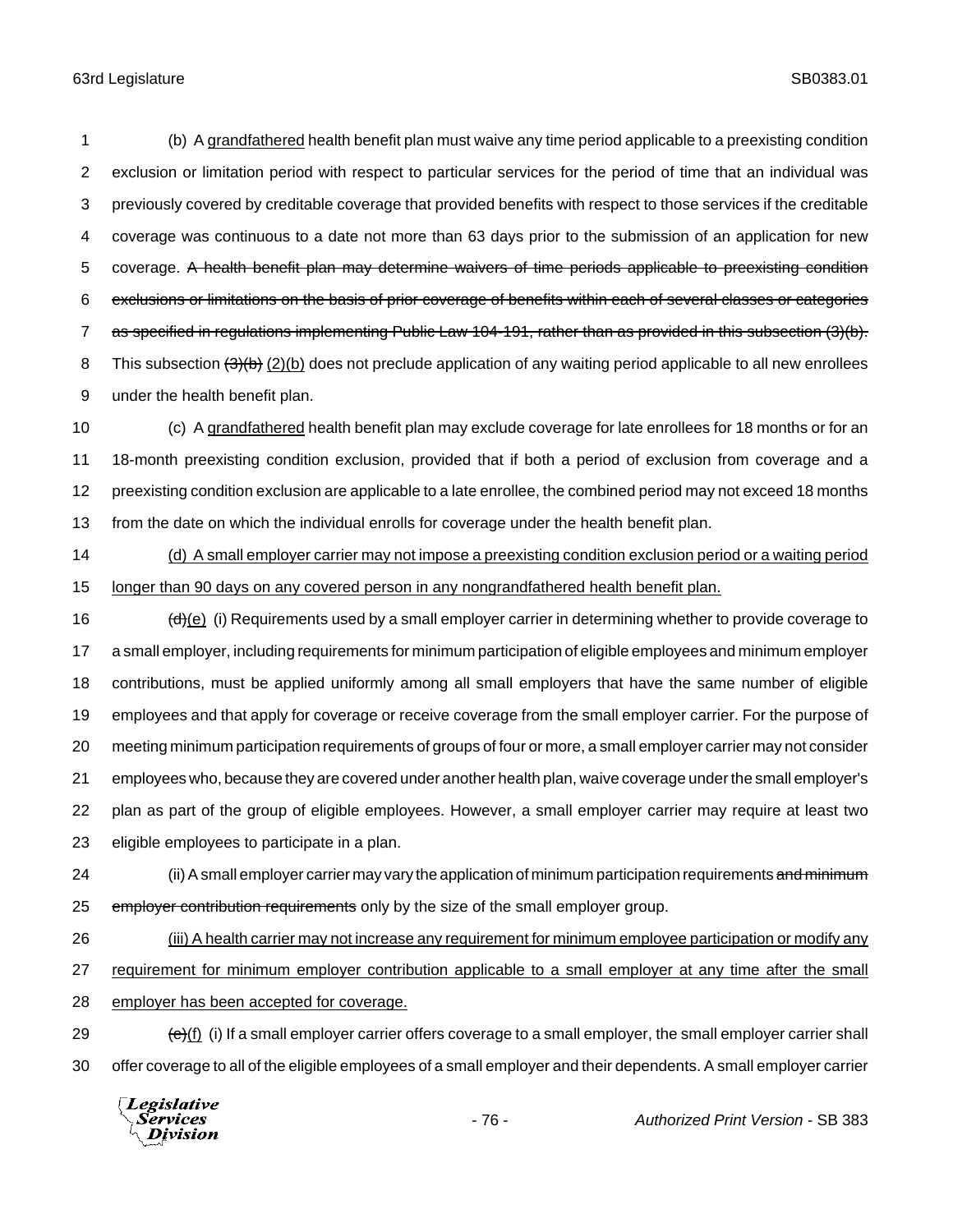(b) A <u>grandfathered</u> health benefit plan must waive any time period applicable to a preexisting condition exclusion or limitation period with respect to particular services for the period of time that an individual was previously covered by creditable coverage that provided benefits with respect to those services if the creditable coverage was continuous to a date not more than 63 days prior to the submission of an application for new coverage. ~~A health benefit plan may determine waivers of time periods applicable to preexisting condition exclusions or limitations on the basis of prior coverage of benefits within each of several classes or categories as specified in regulations implementing Public Law 104-191, rather than as provided in this subsection (3)(b).~~ This subsection ~~(3)(b)~~ <u>(2)(b)</u> does not preclude application of any waiting period applicable to all new enrollees under the health benefit plan.

(c) A <u>grandfathered</u> health benefit plan may exclude coverage for late enrollees for 18 months or for an 18-month preexisting condition exclusion, provided that if both a period of exclusion from coverage and a preexisting condition exclusion are applicable to a late enrollee, the combined period may not exceed 18 months from the date on which the individual enrolls for coverage under the health benefit plan.

<u>(d) A small employer carrier may not impose a preexisting condition exclusion period or a waiting period longer than 90 days on any covered person in any nongrandfathered health benefit plan.</u>

~~(d)~~<u>(e)</u> (i) Requirements used by a small employer carrier in determining whether to provide coverage to a small employer, including requirements for minimum participation of eligible employees and minimum employer contributions, must be applied uniformly among all small employers that have the same number of eligible employees and that apply for coverage or receive coverage from the small employer carrier. For the purpose of meeting minimum participation requirements of groups of four or more, a small employer carrier may not consider employees who, because they are covered under another health plan, waive coverage under the small employer's plan as part of the group of eligible employees. However, a small employer carrier may require at least two eligible employees to participate in a plan.

(ii) A small employer carrier may vary the application of minimum participation requirements ~~and minimum employer contribution requirements~~ only by the size of the small employer group.

<u>(iii) A health carrier may not increase any requirement for minimum employee participation or modify any requirement for minimum employer contribution applicable to a small employer at any time after the small employer has been accepted for coverage.</u>

~~(e)~~<u>(f)</u> (i) If a small employer carrier offers coverage to a small employer, the small employer carrier shall offer coverage to all of the eligible employees of a small employer and their dependents. A small employer carrier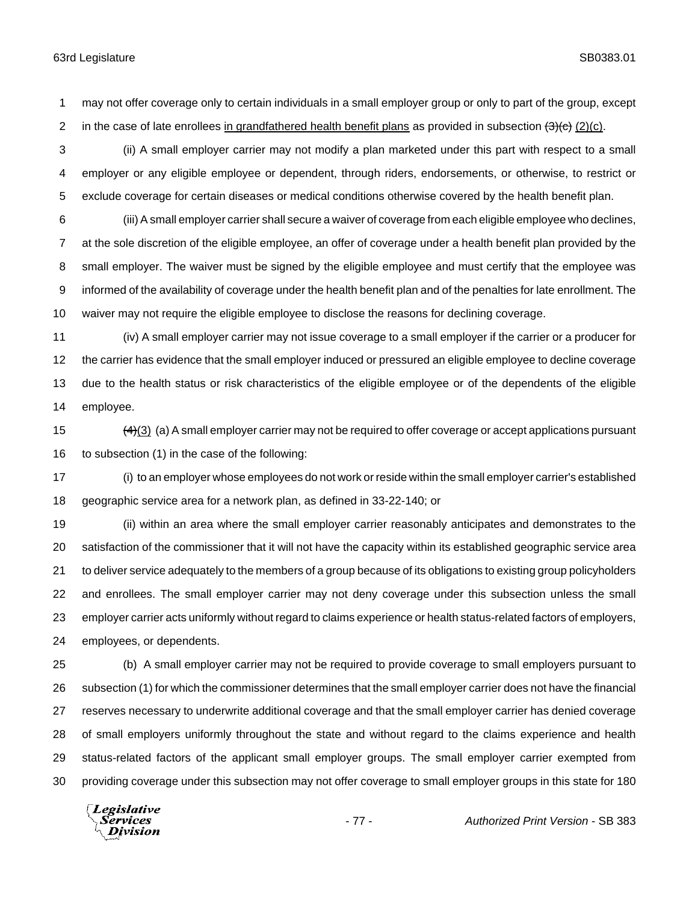may not offer coverage only to certain individuals in a small employer group or only to part of the group, except in the case of late enrollees <u>in grandfathered health benefit plans</u> as provided in subsection ~~(3)(c)~~ <u>(2)(c)</u>.

(ii) A small employer carrier may not modify a plan marketed under this part with respect to a small employer or any eligible employee or dependent, through riders, endorsements, or otherwise, to restrict or exclude coverage for certain diseases or medical conditions otherwise covered by the health benefit plan.

(iii) A small employer carrier shall secure a waiver of coverage from each eligible employee who declines, at the sole discretion of the eligible employee, an offer of coverage under a health benefit plan provided by the small employer. The waiver must be signed by the eligible employee and must certify that the employee was informed of the availability of coverage under the health benefit plan and of the penalties for late enrollment. The waiver may not require the eligible employee to disclose the reasons for declining coverage.

(iv) A small employer carrier may not issue coverage to a small employer if the carrier or a producer for the carrier has evidence that the small employer induced or pressured an eligible employee to decline coverage due to the health status or risk characteristics of the eligible employee or of the dependents of the eligible employee.

~~(4)~~<u>(3)</u> (a) A small employer carrier may not be required to offer coverage or accept applications pursuant to subsection (1) in the case of the following:

(i) to an employer whose employees do not work or reside within the small employer carrier's established geographic service area for a network plan, as defined in 33-22-140; or

(ii) within an area where the small employer carrier reasonably anticipates and demonstrates to the satisfaction of the commissioner that it will not have the capacity within its established geographic service area to deliver service adequately to the members of a group because of its obligations to existing group policyholders and enrollees. The small employer carrier may not deny coverage under this subsection unless the small employer carrier acts uniformly without regard to claims experience or health status-related factors of employers, employees, or dependents.

(b) A small employer carrier may not be required to provide coverage to small employers pursuant to subsection (1) for which the commissioner determines that the small employer carrier does not have the financial reserves necessary to underwrite additional coverage and that the small employer carrier has denied coverage of small employers uniformly throughout the state and without regard to the claims experience and health status-related factors of the applicant small employer groups. The small employer carrier exempted from providing coverage under this subsection may not offer coverage to small employer groups in this state for 180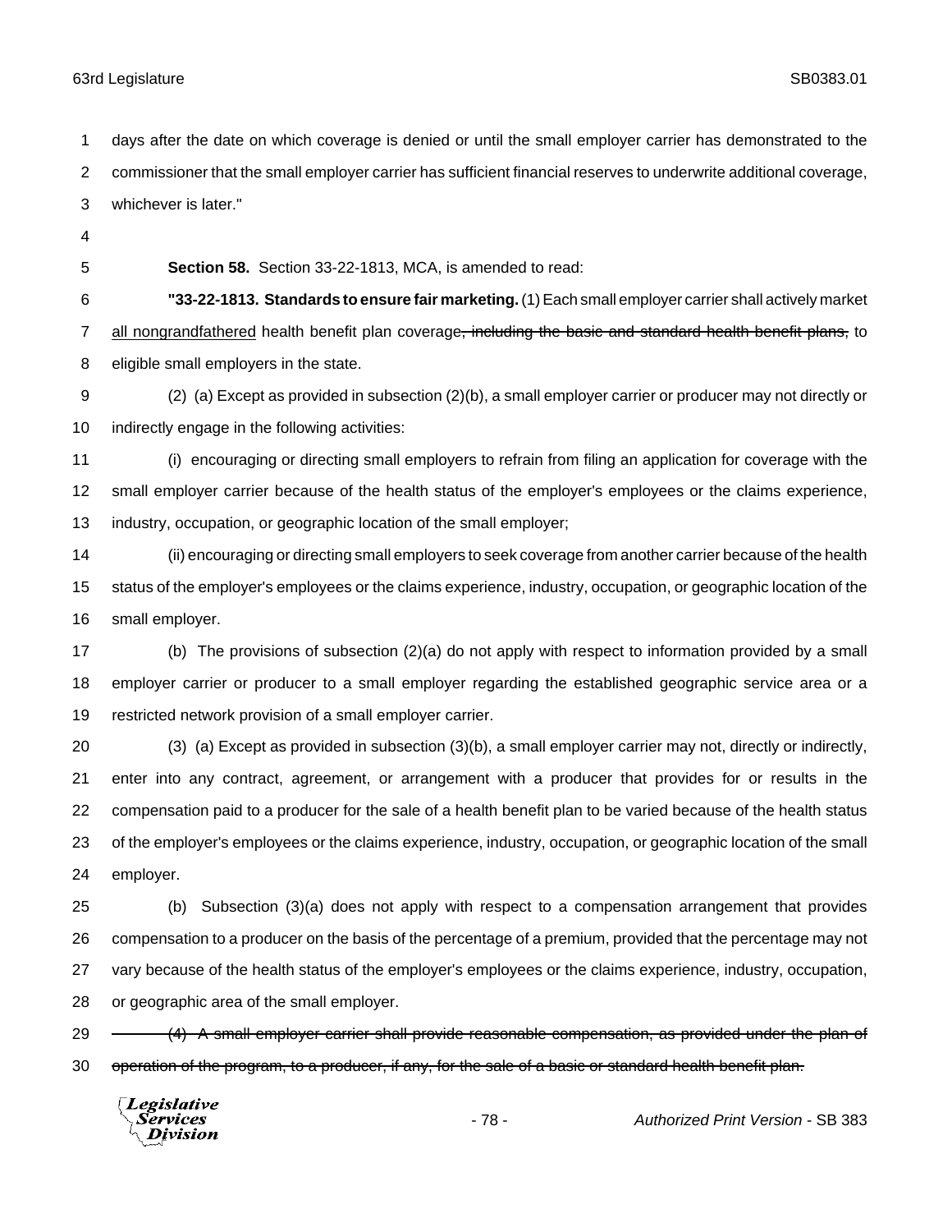days after the date on which coverage is denied or until the small employer carrier has demonstrated to the commissioner that the small employer carrier has sufficient financial reserves to underwrite additional coverage, whichever is later."

**Section 58.** Section 33-22-1813, MCA, is amended to read:

**"33-22-1813. Standards to ensure fair marketing.** (1) Each small employer carrier shall actively market <u>all nongrandfathered</u> health benefit plan coverage~~, including the basic and standard health benefit plans,~~ to eligible small employers in the state.

(2) (a) Except as provided in subsection (2)(b), a small employer carrier or producer may not directly or indirectly engage in the following activities:

(i) encouraging or directing small employers to refrain from filing an application for coverage with the small employer carrier because of the health status of the employer's employees or the claims experience, industry, occupation, or geographic location of the small employer;

(ii) encouraging or directing small employers to seek coverage from another carrier because of the health status of the employer's employees or the claims experience, industry, occupation, or geographic location of the small employer.

(b) The provisions of subsection (2)(a) do not apply with respect to information provided by a small employer carrier or producer to a small employer regarding the established geographic service area or a restricted network provision of a small employer carrier.

(3) (a) Except as provided in subsection (3)(b), a small employer carrier may not, directly or indirectly, enter into any contract, agreement, or arrangement with a producer that provides for or results in the compensation paid to a producer for the sale of a health benefit plan to be varied because of the health status of the employer's employees or the claims experience, industry, occupation, or geographic location of the small employer.

(b) Subsection (3)(a) does not apply with respect to a compensation arrangement that provides compensation to a producer on the basis of the percentage of a premium, provided that the percentage may not vary because of the health status of the employer's employees or the claims experience, industry, occupation, or geographic area of the small employer.

~~(4) A small employer carrier shall provide reasonable compensation, as provided under the plan of operation of the program, to a producer, if any, for the sale of a basic or standard health benefit plan.~~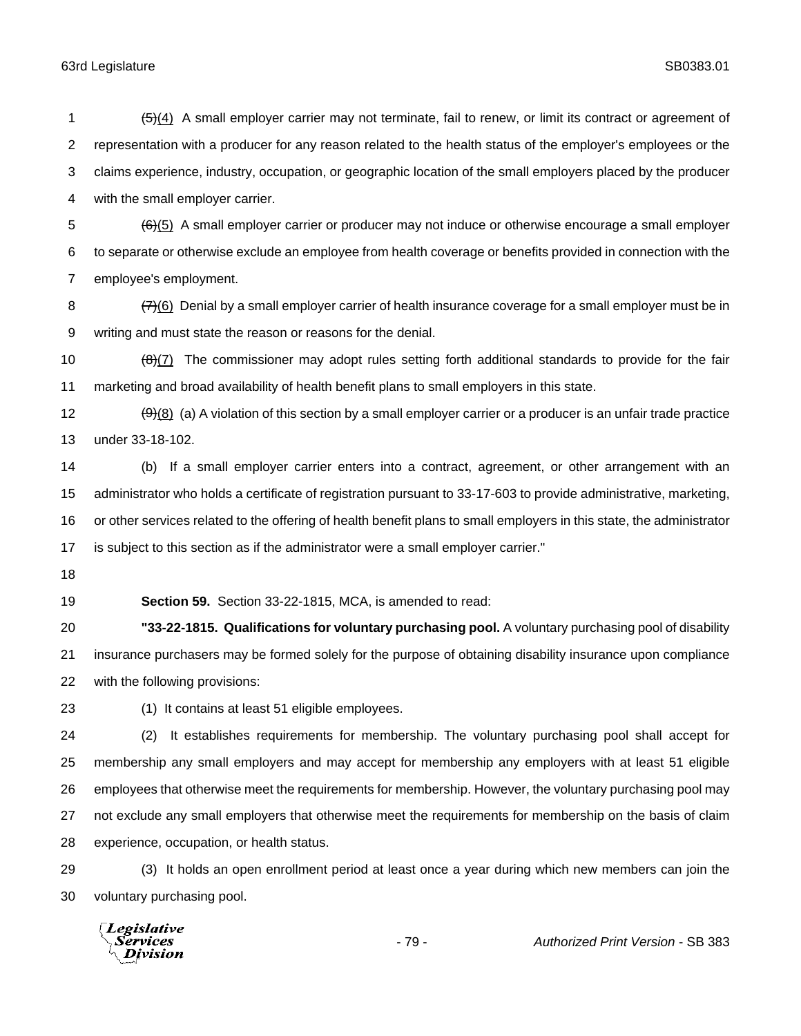~~(5)~~(4) A small employer carrier may not terminate, fail to renew, or limit its contract or agreement of representation with a producer for any reason related to the health status of the employer's employees or the claims experience, industry, occupation, or geographic location of the small employers placed by the producer with the small employer carrier.

~~(6)~~(5) A small employer carrier or producer may not induce or otherwise encourage a small employer to separate or otherwise exclude an employee from health coverage or benefits provided in connection with the employee's employment.

~~(7)~~(6) Denial by a small employer carrier of health insurance coverage for a small employer must be in writing and must state the reason or reasons for the denial.

~~(8)~~(7) The commissioner may adopt rules setting forth additional standards to provide for the fair marketing and broad availability of health benefit plans to small employers in this state.

~~(9)~~(8) (a) A violation of this section by a small employer carrier or a producer is an unfair trade practice under 33-18-102.

(b) If a small employer carrier enters into a contract, agreement, or other arrangement with an administrator who holds a certificate of registration pursuant to 33-17-603 to provide administrative, marketing, or other services related to the offering of health benefit plans to small employers in this state, the administrator is subject to this section as if the administrator were a small employer carrier."

**Section 59.** Section 33-22-1815, MCA, is amended to read:

**"33-22-1815. Qualifications for voluntary purchasing pool.** A voluntary purchasing pool of disability insurance purchasers may be formed solely for the purpose of obtaining disability insurance upon compliance with the following provisions:

(1) It contains at least 51 eligible employees.

(2) It establishes requirements for membership. The voluntary purchasing pool shall accept for membership any small employers and may accept for membership any employers with at least 51 eligible employees that otherwise meet the requirements for membership. However, the voluntary purchasing pool may not exclude any small employers that otherwise meet the requirements for membership on the basis of claim experience, occupation, or health status.

(3) It holds an open enrollment period at least once a year during which new members can join the voluntary purchasing pool.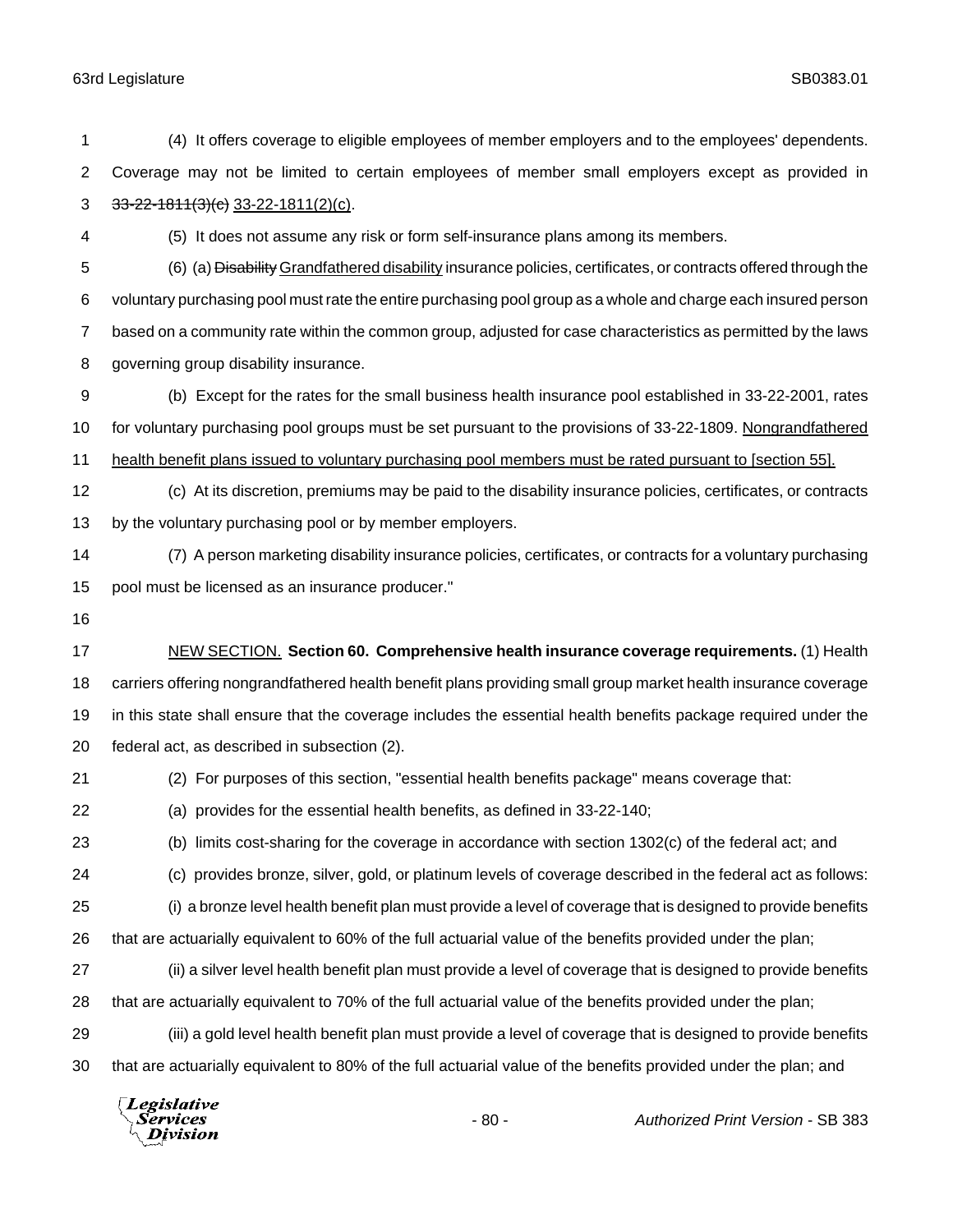(4) It offers coverage to eligible employees of member employers and to the employees' dependents. Coverage may not be limited to certain employees of member small employers except as provided in ~~33-22-1811(3)(c)~~ 33-22-1811(2)(c).

(5) It does not assume any risk or form self-insurance plans among its members.

(6) (a) ~~Disability~~ Grandfathered disability insurance policies, certificates, or contracts offered through the voluntary purchasing pool must rate the entire purchasing pool group as a whole and charge each insured person based on a community rate within the common group, adjusted for case characteristics as permitted by the laws governing group disability insurance.

(b) Except for the rates for the small business health insurance pool established in 33-22-2001, rates for voluntary purchasing pool groups must be set pursuant to the provisions of 33-22-1809. Nongrandfathered health benefit plans issued to voluntary purchasing pool members must be rated pursuant to [section 55].

(c) At its discretion, premiums may be paid to the disability insurance policies, certificates, or contracts by the voluntary purchasing pool or by member employers.

(7) A person marketing disability insurance policies, certificates, or contracts for a voluntary purchasing pool must be licensed as an insurance producer."

NEW SECTION. **Section 60. Comprehensive health insurance coverage requirements.** (1) Health carriers offering nongrandfathered health benefit plans providing small group market health insurance coverage in this state shall ensure that the coverage includes the essential health benefits package required under the federal act, as described in subsection (2).

(2) For purposes of this section, "essential health benefits package" means coverage that:

(a) provides for the essential health benefits, as defined in 33-22-140;

(b) limits cost-sharing for the coverage in accordance with section 1302(c) of the federal act; and

(c) provides bronze, silver, gold, or platinum levels of coverage described in the federal act as follows:

(i) a bronze level health benefit plan must provide a level of coverage that is designed to provide benefits that are actuarially equivalent to 60% of the full actuarial value of the benefits provided under the plan;

(ii) a silver level health benefit plan must provide a level of coverage that is designed to provide benefits that are actuarially equivalent to 70% of the full actuarial value of the benefits provided under the plan;

(iii) a gold level health benefit plan must provide a level of coverage that is designed to provide benefits that are actuarially equivalent to 80% of the full actuarial value of the benefits provided under the plan; and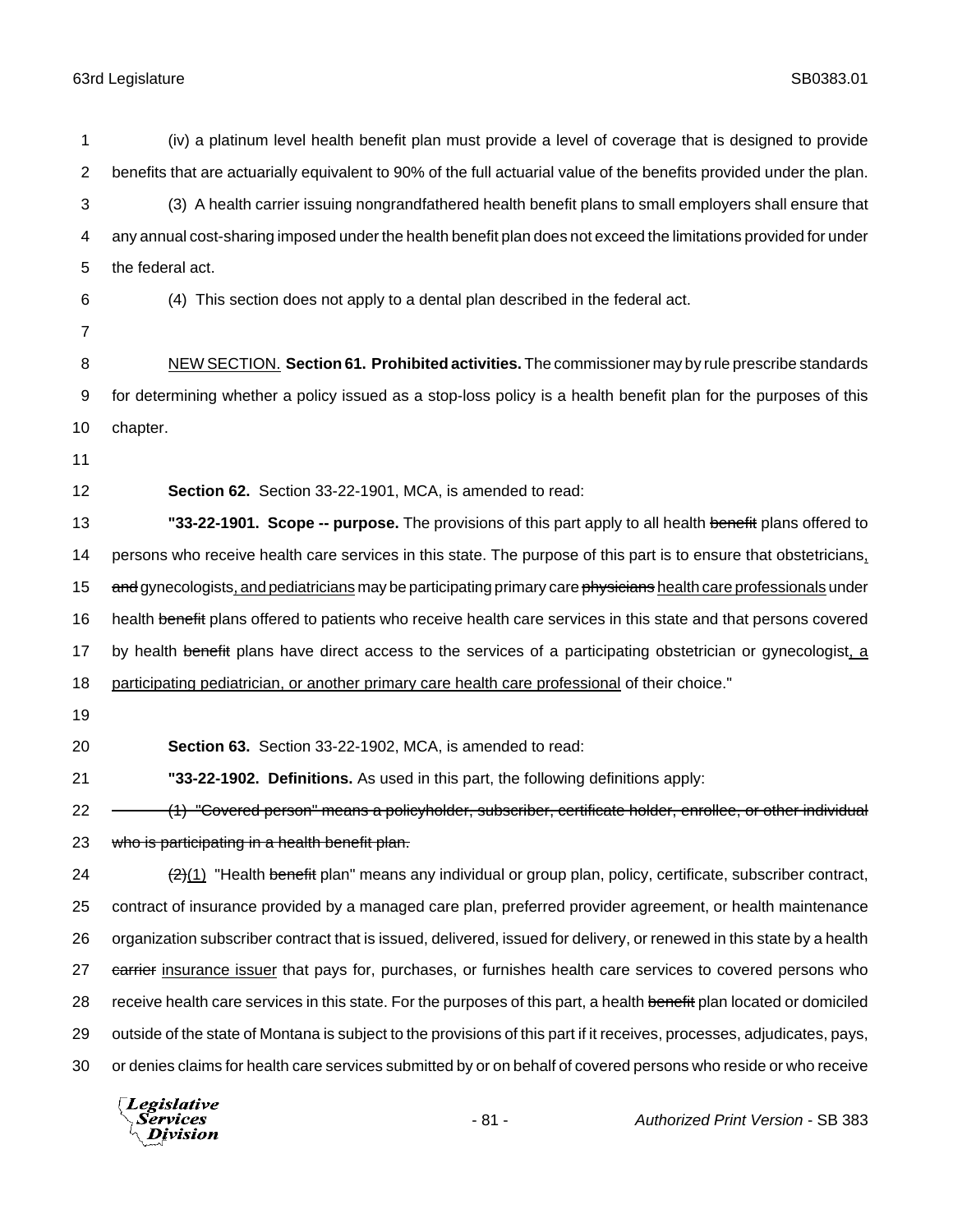(iv) a platinum level health benefit plan must provide a level of coverage that is designed to provide benefits that are actuarially equivalent to 90% of the full actuarial value of the benefits provided under the plan.

(3) A health carrier issuing nongrandfathered health benefit plans to small employers shall ensure that any annual cost-sharing imposed under the health benefit plan does not exceed the limitations provided for under the federal act.

(4) This section does not apply to a dental plan described in the federal act.

<u>NEW SECTION.</u> **Section 61. Prohibited activities.** The commissioner may by rule prescribe standards for determining whether a policy issued as a stop-loss policy is a health benefit plan for the purposes of this chapter.

**Section 62.** Section 33-22-1901, MCA, is amended to read:

**"33-22-1901. Scope -- purpose.** The provisions of this part apply to all health ~~benefit~~ plans offered to persons who receive health care services in this state. The purpose of this part is to ensure that obstetricians<u>,</u> ~~and~~ gynecologists<u>, and pediatricians</u> may be participating primary care ~~physicians~~ <u>health care professionals</u> under health ~~benefit~~ plans offered to patients who receive health care services in this state and that persons covered by health ~~benefit~~ plans have direct access to the services of a participating obstetrician or gynecologist<u>, a participating pediatrician, or another primary care health care professional</u> of their choice."

**Section 63.** Section 33-22-1902, MCA, is amended to read:

**"33-22-1902. Definitions.** As used in this part, the following definitions apply:

~~(1) "Covered person" means a policyholder, subscriber, certificate holder, enrollee, or other individual who is participating in a health benefit plan.~~

~~(2)~~<u>(1)</u> "Health ~~benefit~~ plan" means any individual or group plan, policy, certificate, subscriber contract, contract of insurance provided by a managed care plan, preferred provider agreement, or health maintenance organization subscriber contract that is issued, delivered, issued for delivery, or renewed in this state by a health ~~carrier~~ <u>insurance issuer</u> that pays for, purchases, or furnishes health care services to covered persons who receive health care services in this state. For the purposes of this part, a health ~~benefit~~ plan located or domiciled outside of the state of Montana is subject to the provisions of this part if it receives, processes, adjudicates, pays, or denies claims for health care services submitted by or on behalf of covered persons who reside or who receive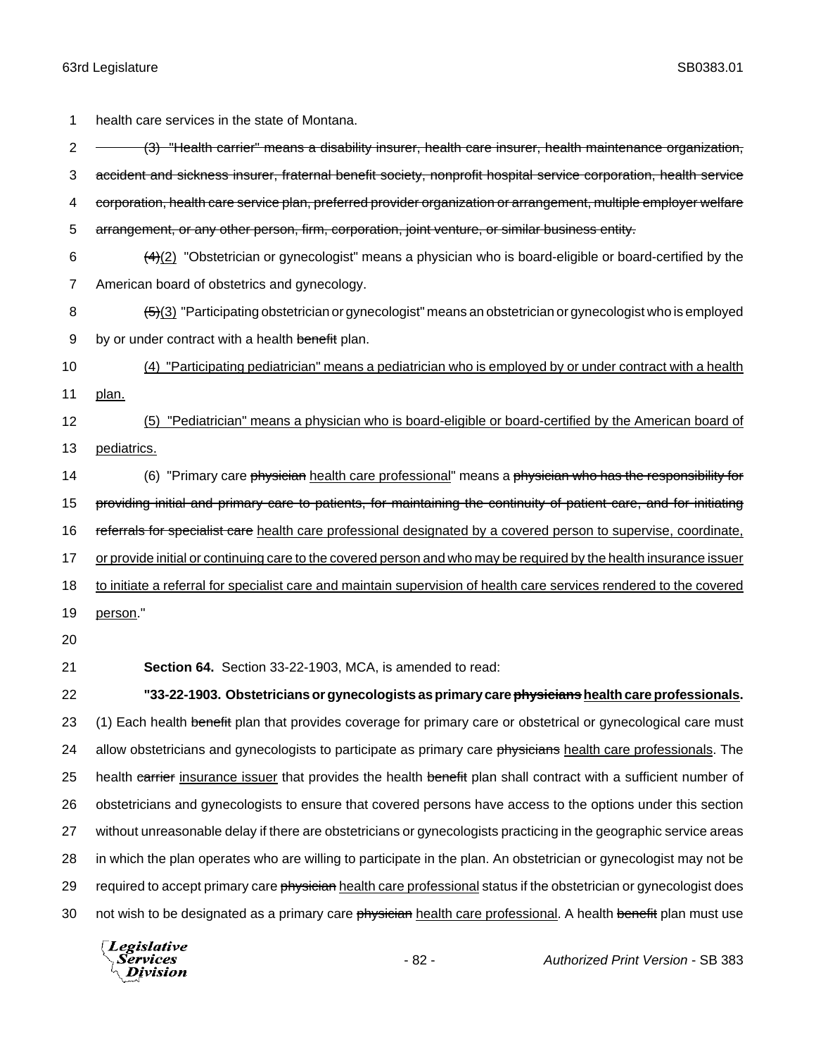health care services in the state of Montana.

~~(3) "Health carrier" means a disability insurer, health care insurer, health maintenance organization, accident and sickness insurer, fraternal benefit society, nonprofit hospital service corporation, health service corporation, health care service plan, preferred provider organization or arrangement, multiple employer welfare arrangement, or any other person, firm, corporation, joint venture, or similar business entity.~~

~~(4)~~<u>(2)</u> "Obstetrician or gynecologist" means a physician who is board-eligible or board-certified by the American board of obstetrics and gynecology.

~~(5)~~<u>(3)</u> "Participating obstetrician or gynecologist" means an obstetrician or gynecologist who is employed by or under contract with a health ~~benefit~~ plan.

<u>(4) "Participating pediatrician" means a pediatrician who is employed by or under contract with a health plan.</u>

<u>(5) "Pediatrician" means a physician who is board-eligible or board-certified by the American board of pediatrics.</u>

(6) "Primary care ~~physician~~ <u>health care professional</u>" means a ~~physician who has the responsibility for providing initial and primary care to patients, for maintaining the continuity of patient care, and for initiating referrals for specialist care~~ <u>health care professional designated by a covered person to supervise, coordinate, or provide initial or continuing care to the covered person and who may be required by the health insurance issuer to initiate a referral for specialist care and maintain supervision of health care services rendered to the covered person</u>."

**Section 64.** Section 33-22-1903, MCA, is amended to read:

**"33-22-1903. Obstetricians or gynecologists as primary care ~~physicians~~ <u>health care professionals</u>.** (1) Each health ~~benefit~~ plan that provides coverage for primary care or obstetrical or gynecological care must allow obstetricians and gynecologists to participate as primary care ~~physicians~~ <u>health care professionals</u>. The health ~~carrier~~ <u>insurance issuer</u> that provides the health ~~benefit~~ plan shall contract with a sufficient number of obstetricians and gynecologists to ensure that covered persons have access to the options under this section without unreasonable delay if there are obstetricians or gynecologists practicing in the geographic service areas in which the plan operates who are willing to participate in the plan. An obstetrician or gynecologist may not be required to accept primary care ~~physician~~ <u>health care professional</u> status if the obstetrician or gynecologist does not wish to be designated as a primary care ~~physician~~ <u>health care professional</u>. A health ~~benefit~~ plan must use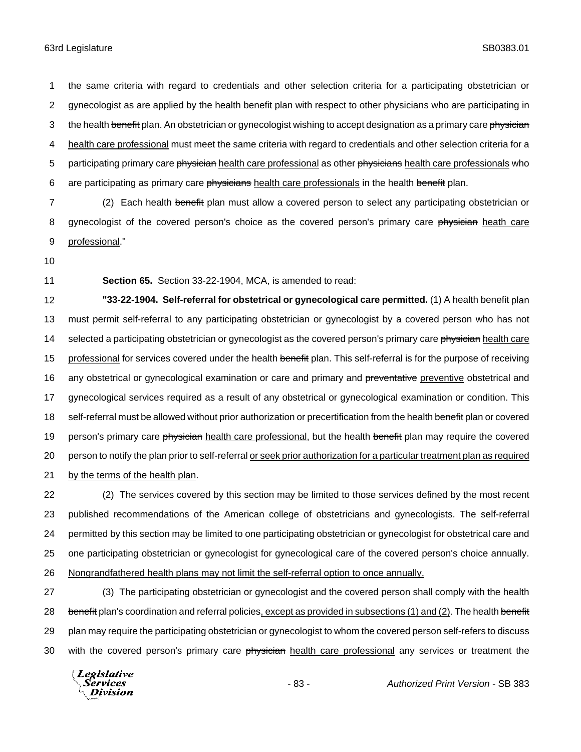the same criteria with regard to credentials and other selection criteria for a participating obstetrician or gynecologist as are applied by the health ~~benefit~~ plan with respect to other physicians who are participating in the health ~~benefit~~ plan. An obstetrician or gynecologist wishing to accept designation as a primary care ~~physician~~ health care professional must meet the same criteria with regard to credentials and other selection criteria for a participating primary care ~~physician~~ health care professional as other ~~physicians~~ health care professionals who are participating as primary care ~~physicians~~ health care professionals in the health ~~benefit~~ plan.

(2) Each health ~~benefit~~ plan must allow a covered person to select any participating obstetrician or gynecologist of the covered person's choice as the covered person's primary care ~~physician~~ heath care professional."

**Section 65.** Section 33-22-1904, MCA, is amended to read:

**"33-22-1904. Self-referral for obstetrical or gynecological care permitted.** (1) A health ~~benefit~~ plan must permit self-referral to any participating obstetrician or gynecologist by a covered person who has not selected a participating obstetrician or gynecologist as the covered person's primary care ~~physician~~ health care professional for services covered under the health ~~benefit~~ plan. This self-referral is for the purpose of receiving any obstetrical or gynecological examination or care and primary and ~~preventative~~ preventive obstetrical and gynecological services required as a result of any obstetrical or gynecological examination or condition. This self-referral must be allowed without prior authorization or precertification from the health ~~benefit~~ plan or covered person's primary care ~~physician~~ health care professional, but the health ~~benefit~~ plan may require the covered person to notify the plan prior to self-referral or seek prior authorization for a particular treatment plan as required by the terms of the health plan.

(2) The services covered by this section may be limited to those services defined by the most recent published recommendations of the American college of obstetricians and gynecologists. The self-referral permitted by this section may be limited to one participating obstetrician or gynecologist for obstetrical care and one participating obstetrician or gynecologist for gynecological care of the covered person's choice annually. Nongrandfathered health plans may not limit the self-referral option to once annually.

(3) The participating obstetrician or gynecologist and the covered person shall comply with the health ~~benefit~~ plan's coordination and referral policies, except as provided in subsections (1) and (2). The health ~~benefit~~ plan may require the participating obstetrician or gynecologist to whom the covered person self-refers to discuss with the covered person's primary care ~~physician~~ health care professional any services or treatment the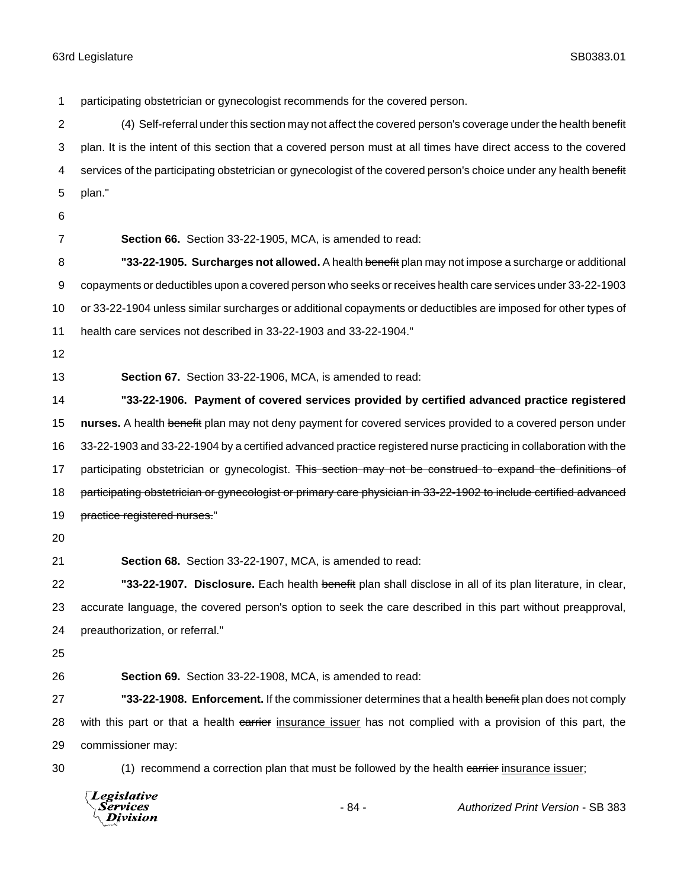participating obstetrician or gynecologist recommends for the covered person.

(4) Self-referral under this section may not affect the covered person's coverage under the health ~~benefit~~ plan. It is the intent of this section that a covered person must at all times have direct access to the covered services of the participating obstetrician or gynecologist of the covered person's choice under any health ~~benefit~~ plan."

**Section 66.** Section 33-22-1905, MCA, is amended to read:

**"33-22-1905. Surcharges not allowed.** A health ~~benefit~~ plan may not impose a surcharge or additional copayments or deductibles upon a covered person who seeks or receives health care services under 33-22-1903 or 33-22-1904 unless similar surcharges or additional copayments or deductibles are imposed for other types of health care services not described in 33-22-1903 and 33-22-1904."

**Section 67.** Section 33-22-1906, MCA, is amended to read:

**"33-22-1906. Payment of covered services provided by certified advanced practice registered nurses.** A health ~~benefit~~ plan may not deny payment for covered services provided to a covered person under 33-22-1903 and 33-22-1904 by a certified advanced practice registered nurse practicing in collaboration with the participating obstetrician or gynecologist. ~~This section may not be construed to expand the definitions of participating obstetrician or gynecologist or primary care physician in 33-22-1902 to include certified advanced practice registered nurses.~~"

**Section 68.** Section 33-22-1907, MCA, is amended to read:

**"33-22-1907. Disclosure.** Each health ~~benefit~~ plan shall disclose in all of its plan literature, in clear, accurate language, the covered person's option to seek the care described in this part without preapproval, preauthorization, or referral."

**Section 69.** Section 33-22-1908, MCA, is amended to read:

**"33-22-1908. Enforcement.** If the commissioner determines that a health ~~benefit~~ plan does not comply with this part or that a health ~~carrier~~ <u>insurance issuer</u> has not complied with a provision of this part, the commissioner may:

(1) recommend a correction plan that must be followed by the health ~~carrier~~ <u>insurance issuer</u>;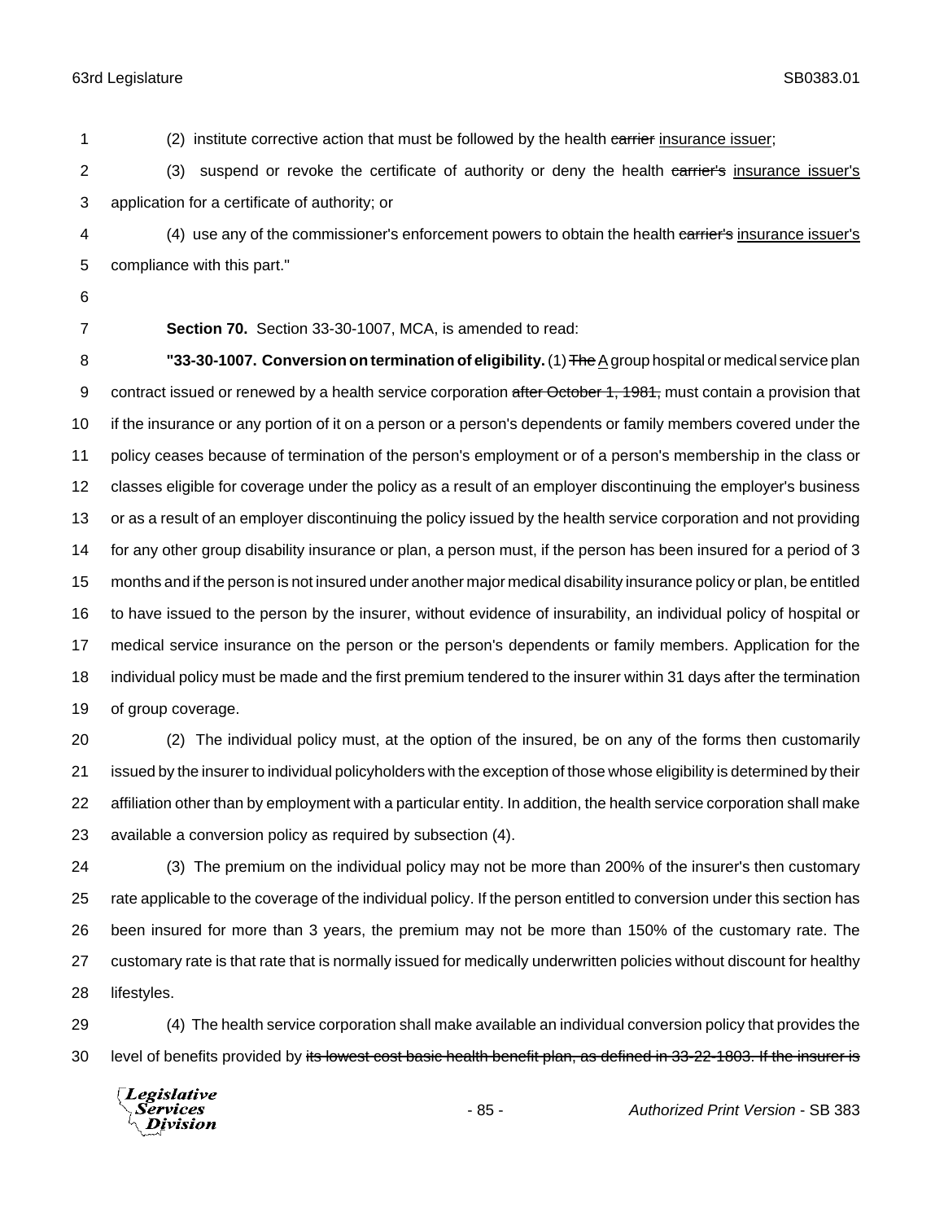(2) institute corrective action that must be followed by the health ~~carrier~~ insurance issuer;

(3) suspend or revoke the certificate of authority or deny the health ~~carrier's~~ insurance issuer's application for a certificate of authority; or

(4) use any of the commissioner's enforcement powers to obtain the health ~~carrier's~~ insurance issuer's compliance with this part."

**Section 70.** Section 33-30-1007, MCA, is amended to read:

**"33-30-1007. Conversion on termination of eligibility.** (1) ~~The~~ A group hospital or medical service plan contract issued or renewed by a health service corporation ~~after October 1, 1981,~~ must contain a provision that if the insurance or any portion of it on a person or a person's dependents or family members covered under the policy ceases because of termination of the person's employment or of a person's membership in the class or classes eligible for coverage under the policy as a result of an employer discontinuing the employer's business or as a result of an employer discontinuing the policy issued by the health service corporation and not providing for any other group disability insurance or plan, a person must, if the person has been insured for a period of 3 months and if the person is not insured under another major medical disability insurance policy or plan, be entitled to have issued to the person by the insurer, without evidence of insurability, an individual policy of hospital or medical service insurance on the person or the person's dependents or family members. Application for the individual policy must be made and the first premium tendered to the insurer within 31 days after the termination of group coverage.

(2) The individual policy must, at the option of the insured, be on any of the forms then customarily issued by the insurer to individual policyholders with the exception of those whose eligibility is determined by their affiliation other than by employment with a particular entity. In addition, the health service corporation shall make available a conversion policy as required by subsection (4).

(3) The premium on the individual policy may not be more than 200% of the insurer's then customary rate applicable to the coverage of the individual policy. If the person entitled to conversion under this section has been insured for more than 3 years, the premium may not be more than 150% of the customary rate. The customary rate is that rate that is normally issued for medically underwritten policies without discount for healthy lifestyles.

(4) The health service corporation shall make available an individual conversion policy that provides the level of benefits provided by ~~its lowest cost basic health benefit plan, as defined in 33-22-1803. If the insurer is~~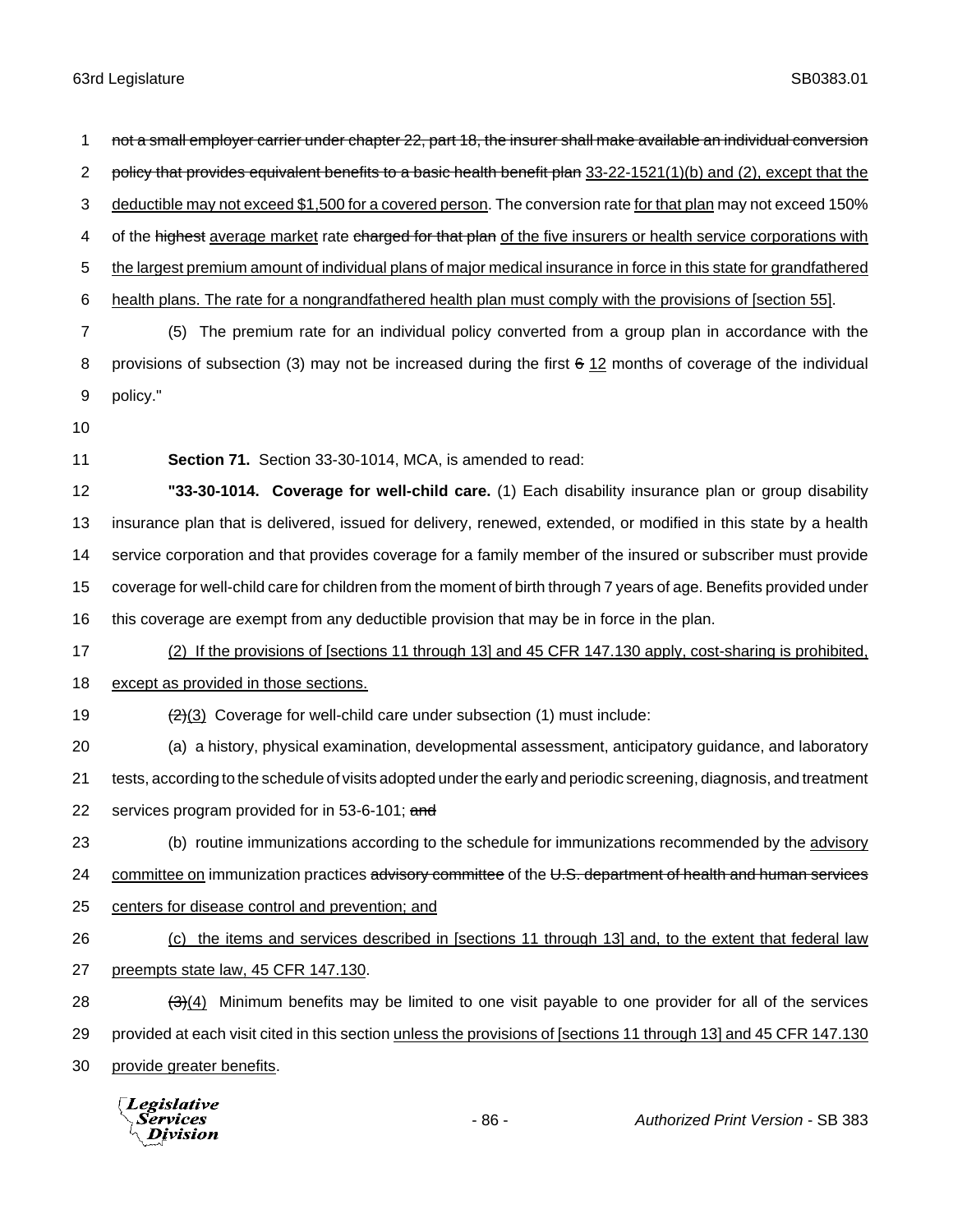~~not a small employer carrier under chapter 22, part 18, the insurer shall make available an individual conversion policy that provides equivalent benefits to a basic health benefit plan~~ <u>33-22-1521(1)(b) and (2), except that the deductible may not exceed $1,500 for a covered person</u>. The conversion rate <u>for that plan</u> may not exceed 150% of the ~~highest~~ <u>average market</u> rate ~~charged for that plan~~ <u>of the five insurers or health service corporations with the largest premium amount of individual plans of major medical insurance in force in this state for grandfathered health plans. The rate for a nongrandfathered health plan must comply with the provisions of [section 55]</u>.

(5) The premium rate for an individual policy converted from a group plan in accordance with the provisions of subsection (3) may not be increased during the first ~~6~~ <u>12</u> months of coverage of the individual policy."

**Section 71.** Section 33-30-1014, MCA, is amended to read:

**"33-30-1014. Coverage for well-child care.** (1) Each disability insurance plan or group disability insurance plan that is delivered, issued for delivery, renewed, extended, or modified in this state by a health service corporation and that provides coverage for a family member of the insured or subscriber must provide coverage for well-child care for children from the moment of birth through 7 years of age. Benefits provided under this coverage are exempt from any deductible provision that may be in force in the plan.

<u>(2) If the provisions of [sections 11 through 13] and 45 CFR 147.130 apply, cost-sharing is prohibited, except as provided in those sections.</u>

~~(2)~~<u>(3)</u> Coverage for well-child care under subsection (1) must include:

(a) a history, physical examination, developmental assessment, anticipatory guidance, and laboratory tests, according to the schedule of visits adopted under the early and periodic screening, diagnosis, and treatment services program provided for in 53-6-101; ~~and~~

(b) routine immunizations according to the schedule for immunizations recommended by the <u>advisory committee on</u> immunization practices ~~advisory committee~~ of the ~~U.S. department of health and human services~~ <u>centers for disease control and prevention; and</u>

<u>(c) the items and services described in [sections 11 through 13] and, to the extent that federal law preempts state law, 45 CFR 147.130</u>.

~~(3)~~<u>(4)</u> Minimum benefits may be limited to one visit payable to one provider for all of the services provided at each visit cited in this section <u>unless the provisions of [sections 11 through 13] and 45 CFR 147.130 provide greater benefits</u>.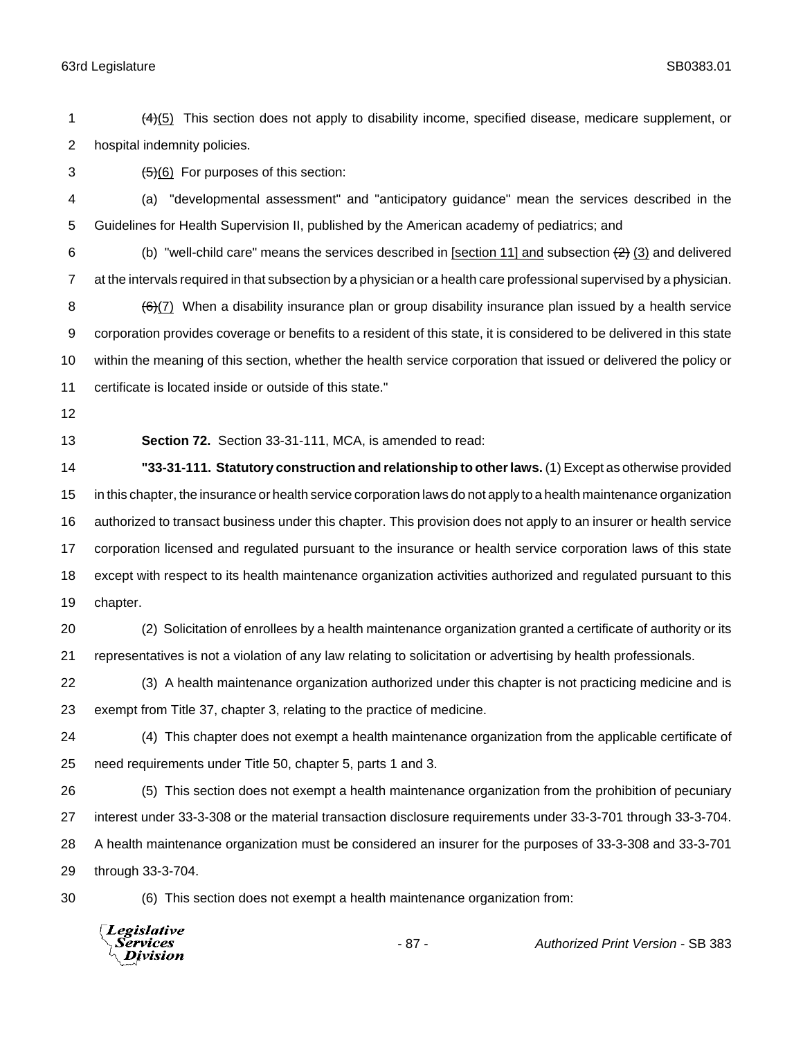(4)(5) This section does not apply to disability income, specified disease, medicare supplement, or hospital indemnity policies.

(5)(6) For purposes of this section:

(a) "developmental assessment" and "anticipatory guidance" mean the services described in the Guidelines for Health Supervision II, published by the American academy of pediatrics; and

(b) "well-child care" means the services described in [section 11] and subsection (2) (3) and delivered at the intervals required in that subsection by a physician or a health care professional supervised by a physician.

(6)(7) When a disability insurance plan or group disability insurance plan issued by a health service corporation provides coverage or benefits to a resident of this state, it is considered to be delivered in this state within the meaning of this section, whether the health service corporation that issued or delivered the policy or certificate is located inside or outside of this state."

**Section 72.** Section 33-31-111, MCA, is amended to read:

**"33-31-111. Statutory construction and relationship to other laws.** (1) Except as otherwise provided in this chapter, the insurance or health service corporation laws do not apply to a health maintenance organization authorized to transact business under this chapter. This provision does not apply to an insurer or health service corporation licensed and regulated pursuant to the insurance or health service corporation laws of this state except with respect to its health maintenance organization activities authorized and regulated pursuant to this chapter.

(2) Solicitation of enrollees by a health maintenance organization granted a certificate of authority or its representatives is not a violation of any law relating to solicitation or advertising by health professionals.

(3) A health maintenance organization authorized under this chapter is not practicing medicine and is exempt from Title 37, chapter 3, relating to the practice of medicine.

(4) This chapter does not exempt a health maintenance organization from the applicable certificate of need requirements under Title 50, chapter 5, parts 1 and 3.

(5) This section does not exempt a health maintenance organization from the prohibition of pecuniary interest under 33-3-308 or the material transaction disclosure requirements under 33-3-701 through 33-3-704. A health maintenance organization must be considered an insurer for the purposes of 33-3-308 and 33-3-701 through 33-3-704.

(6) This section does not exempt a health maintenance organization from: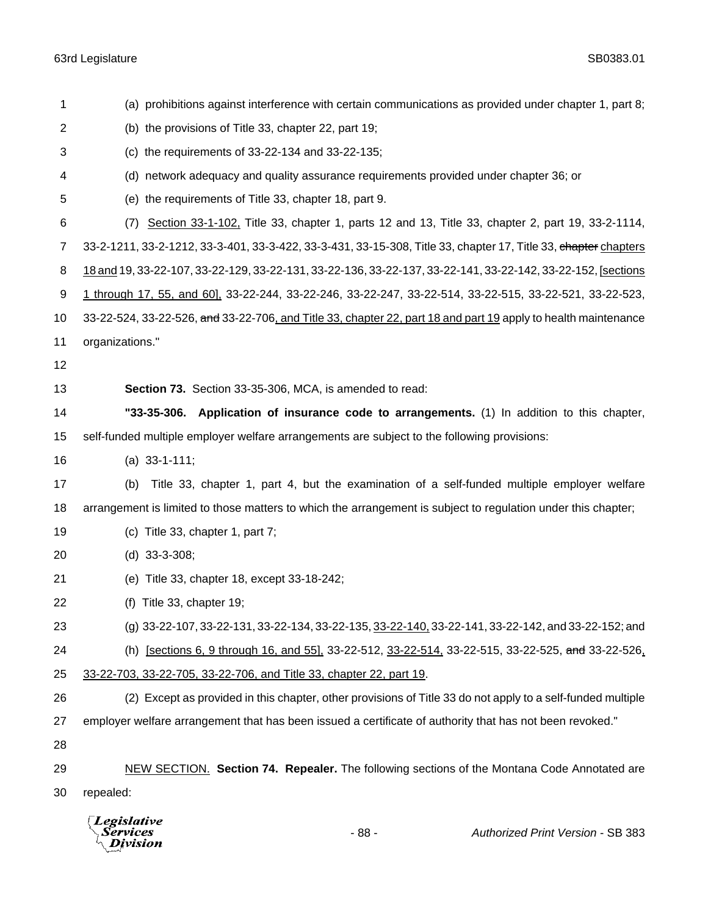(a) prohibitions against interference with certain communications as provided under chapter 1, part 8;

(b) the provisions of Title 33, chapter 22, part 19;

(c) the requirements of 33-22-134 and 33-22-135;

(d) network adequacy and quality assurance requirements provided under chapter 36; or

(e) the requirements of Title 33, chapter 18, part 9.

(7) Section 33-1-102, Title 33, chapter 1, parts 12 and 13, Title 33, chapter 2, part 19, 33-2-1114, 33-2-1211, 33-2-1212, 33-3-401, 33-3-422, 33-3-431, 33-15-308, Title 33, chapter 17, Title 33, ~~chapter~~ chapters 18 and 19, 33-22-107, 33-22-129, 33-22-131, 33-22-136, 33-22-137, 33-22-141, 33-22-142, 33-22-152, [sections 1 through 17, 55, and 60], 33-22-244, 33-22-246, 33-22-247, 33-22-514, 33-22-515, 33-22-521, 33-22-523, 33-22-524, 33-22-526, ~~and~~ 33-22-706, and Title 33, chapter 22, part 18 and part 19 apply to health maintenance organizations."

**Section 73.** Section 33-35-306, MCA, is amended to read:

**"33-35-306. Application of insurance code to arrangements.** (1) In addition to this chapter, self-funded multiple employer welfare arrangements are subject to the following provisions:

(a) 33-1-111;

(b) Title 33, chapter 1, part 4, but the examination of a self-funded multiple employer welfare arrangement is limited to those matters to which the arrangement is subject to regulation under this chapter;

(c) Title 33, chapter 1, part 7;

(d) 33-3-308;

(e) Title 33, chapter 18, except 33-18-242;

(f) Title 33, chapter 19;

(g) 33-22-107, 33-22-131, 33-22-134, 33-22-135, 33-22-140, 33-22-141, 33-22-142, and 33-22-152; and

(h) [sections 6, 9 through 16, and 55], 33-22-512, 33-22-514, 33-22-515, 33-22-525, ~~and~~ 33-22-526, 33-22-703, 33-22-705, 33-22-706, and Title 33, chapter 22, part 19.

(2) Except as provided in this chapter, other provisions of Title 33 do not apply to a self-funded multiple employer welfare arrangement that has been issued a certificate of authority that has not been revoked."

NEW SECTION. **Section 74. Repealer.** The following sections of the Montana Code Annotated are repealed: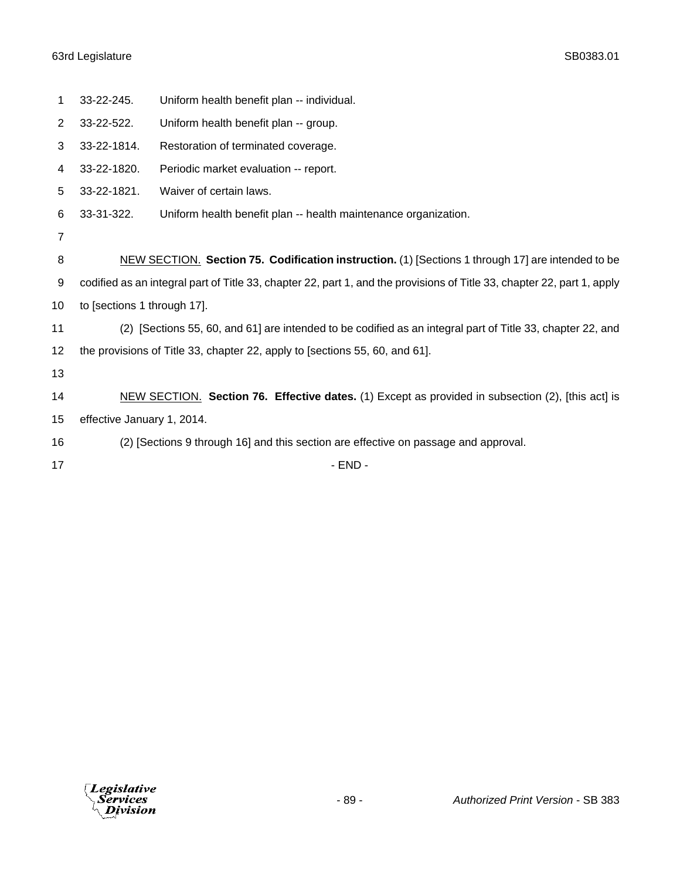33-22-245. Uniform health benefit plan -- individual.

33-22-522. Uniform health benefit plan -- group.

33-22-1814. Restoration of terminated coverage.

33-22-1820. Periodic market evaluation -- report.

33-22-1821. Waiver of certain laws.

33-31-322. Uniform health benefit plan -- health maintenance organization.

NEW SECTION. **Section 75. Codification instruction.** (1) [Sections 1 through 17] are intended to be codified as an integral part of Title 33, chapter 22, part 1, and the provisions of Title 33, chapter 22, part 1, apply to [sections 1 through 17].

(2) [Sections 55, 60, and 61] are intended to be codified as an integral part of Title 33, chapter 22, and the provisions of Title 33, chapter 22, apply to [sections 55, 60, and 61].

NEW SECTION. **Section 76. Effective dates.** (1) Except as provided in subsection (2), [this act] is effective January 1, 2014.

(2) [Sections 9 through 16] and this section are effective on passage and approval.

- END -